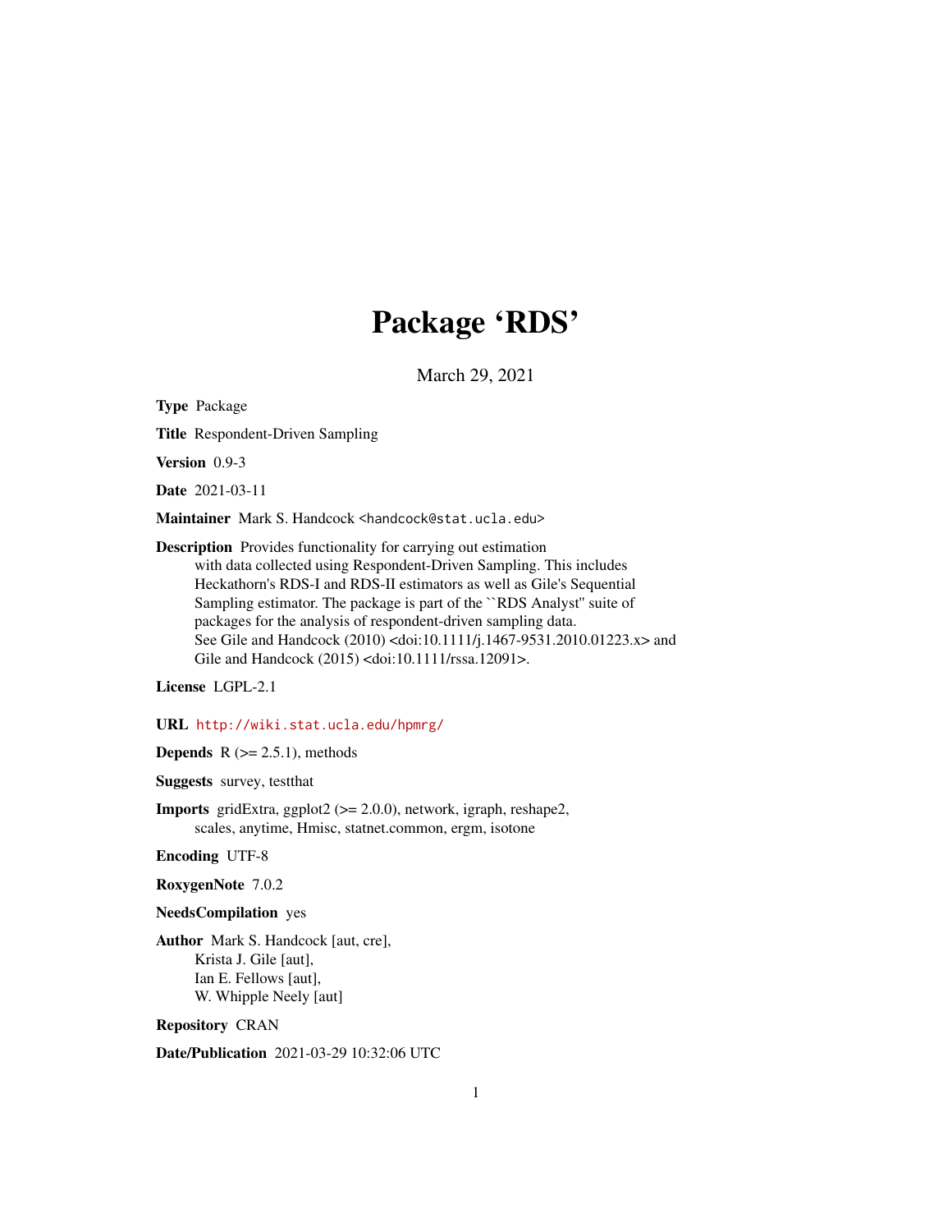# Package 'RDS'

March 29, 2021

**Type** Package

**Title** Respondent-Driven Sampling

**Version** 0.9-3

**Date** 2021-03-11

**Maintainer** Mark S. Handcock <handcock@stat.ucla.edu>

**Description** Provides functionality for carrying out estimation with data collected using Respondent-Driven Sampling. This includes Heckathorn's RDS-I and RDS-II estimators as well as Gile's Sequential Sampling estimator. The package is part of the ``RDS Analyst'' suite of packages for the analysis of respondent-driven sampling data. See Gile and Handcock (2010) <doi:10.1111/j.1467-9531.2010.01223.x> and Gile and Handcock (2015) <doi:10.1111/rssa.12091>.

**License** LGPL-2.1

**URL** http://wiki.stat.ucla.edu/hpmrg/

**Depends** R (>= 2.5.1), methods

**Suggests** survey, testthat

**Imports** gridExtra, ggplot2 (>= 2.0.0), network, igraph, reshape2, scales, anytime, Hmisc, statnet.common, ergm, isotone

**Encoding** UTF-8

**RoxygenNote** 7.0.2

**NeedsCompilation** yes

**Author** Mark S. Handcock [aut, cre],
Krista J. Gile [aut],
Ian E. Fellows [aut],
W. Whipple Neely [aut]

**Repository** CRAN

**Date/Publication** 2021-03-29 10:32:06 UTC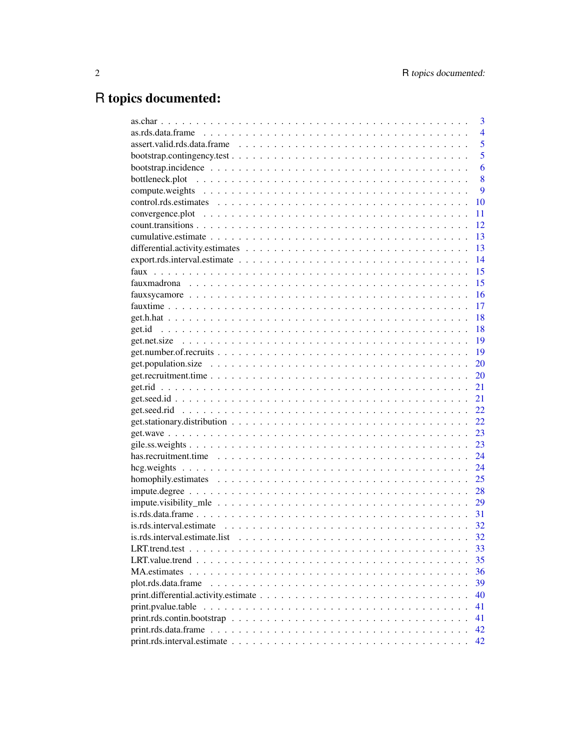# R topics documented:

| | |
|---|---|
| as.char | 3 |
| as.rds.data.frame | 4 |
| assert.valid.rds.data.frame | 5 |
| bootstrap.contingency.test | 5 |
| bootstrap.incidence | 6 |
| bottleneck.plot | 8 |
| compute.weights | 9 |
| control.rds.estimates | 10 |
| convergence.plot | 11 |
| count.transitions | 12 |
| cumulative.estimate | 13 |
| differential.activity.estimates | 13 |
| export.rds.interval.estimate | 14 |
| faux | 15 |
| fauxmadrona | 15 |
| fauxsycamore | 16 |
| fauxtime | 17 |
| get.h.hat | 18 |
| get.id | 18 |
| get.net.size | 19 |
| get.number.of.recruits | 19 |
| get.population.size | 20 |
| get.recruitment.time | 20 |
| get.rid | 21 |
| get.seed.id | 21 |
| get.seed.rid | 22 |
| get.stationary.distribution | 22 |
| get.wave | 23 |
| gile.ss.weights | 23 |
| has.recruitment.time | 24 |
| hcg.weights | 24 |
| homophily.estimates | 25 |
| impute.degree | 28 |
| impute.visibility_mle | 29 |
| is.rds.data.frame | 31 |
| is.rds.interval.estimate | 32 |
| is.rds.interval.estimate.list | 32 |
| LRT.trend.test | 33 |
| LRT.value.trend | 35 |
| MA.estimates | 36 |
| plot.rds.data.frame | 39 |
| print.differential.activity.estimate | 40 |
| print.pvalue.table | 41 |
| print.rds.contin.bootstrap | 41 |
| print.rds.data.frame | 42 |
| print.rds.interval.estimate | 42 |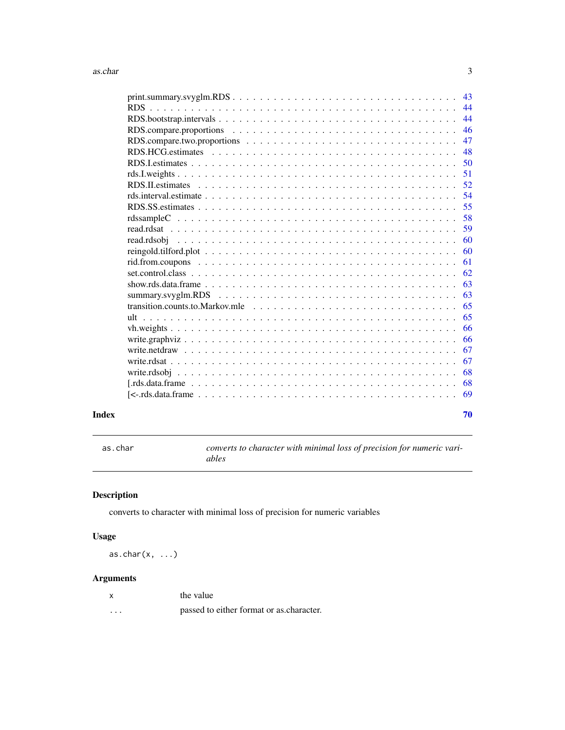print.summary.svyglm.RDS . . . . . . . . . . . . . . . . . . . . . . . . . . . . . . . 43
RDS . . . . . . . . . . . . . . . . . . . . . . . . . . . . . . . . . . . . . . . . . 44
RDS.bootstrap.intervals . . . . . . . . . . . . . . . . . . . . . . . . . . . . . . . 44
RDS.compare.proportions . . . . . . . . . . . . . . . . . . . . . . . . . . . . . . 46
RDS.compare.two.proportions . . . . . . . . . . . . . . . . . . . . . . . . . . . . 47
RDS.HCG.estimates . . . . . . . . . . . . . . . . . . . . . . . . . . . . . . . . . 48
RDS.I.estimates . . . . . . . . . . . . . . . . . . . . . . . . . . . . . . . . . . 50
rds.I.weights . . . . . . . . . . . . . . . . . . . . . . . . . . . . . . . . . . . . 51
RDS.II.estimates . . . . . . . . . . . . . . . . . . . . . . . . . . . . . . . . . . 52
rds.interval.estimate . . . . . . . . . . . . . . . . . . . . . . . . . . . . . . . . 54
RDS.SS.estimates . . . . . . . . . . . . . . . . . . . . . . . . . . . . . . . . . . 55
rdssampleC . . . . . . . . . . . . . . . . . . . . . . . . . . . . . . . . . . . . . 58
read.rdsat . . . . . . . . . . . . . . . . . . . . . . . . . . . . . . . . . . . . . 59
read.rdsobj . . . . . . . . . . . . . . . . . . . . . . . . . . . . . . . . . . . . . 60
reingold.tilford.plot . . . . . . . . . . . . . . . . . . . . . . . . . . . . . . . . 60
rid.from.coupons . . . . . . . . . . . . . . . . . . . . . . . . . . . . . . . . . . 61
set.control.class . . . . . . . . . . . . . . . . . . . . . . . . . . . . . . . . . . 62
show.rds.data.frame . . . . . . . . . . . . . . . . . . . . . . . . . . . . . . . . . 63
summary.svyglm.RDS . . . . . . . . . . . . . . . . . . . . . . . . . . . . . . . . 63
transition.counts.to.Markov.mle . . . . . . . . . . . . . . . . . . . . . . . . . . . 65
ult . . . . . . . . . . . . . . . . . . . . . . . . . . . . . . . . . . . . . . . . . . 65
vh.weights . . . . . . . . . . . . . . . . . . . . . . . . . . . . . . . . . . . . . 66
write.graphviz . . . . . . . . . . . . . . . . . . . . . . . . . . . . . . . . . . . . 66
write.netdraw . . . . . . . . . . . . . . . . . . . . . . . . . . . . . . . . . . . . 67
write.rdsat . . . . . . . . . . . . . . . . . . . . . . . . . . . . . . . . . . . . . 67
write.rdsobj . . . . . . . . . . . . . . . . . . . . . . . . . . . . . . . . . . . . . 68
[.rds.data.frame . . . . . . . . . . . . . . . . . . . . . . . . . . . . . . . . . . . 68
[<-.rds.data.frame . . . . . . . . . . . . . . . . . . . . . . . . . . . . . . . . . . 69

**Index** **70**

---

`as.char` *converts to character with minimal loss of precision for numeric variables*

---

## Description

converts to character with minimal loss of precision for numeric variables

## Usage

```
as.char(x, ...)
```

## Arguments

| | |
|---|---|
| `x` | the value |
| `...` | passed to either format or as.character. |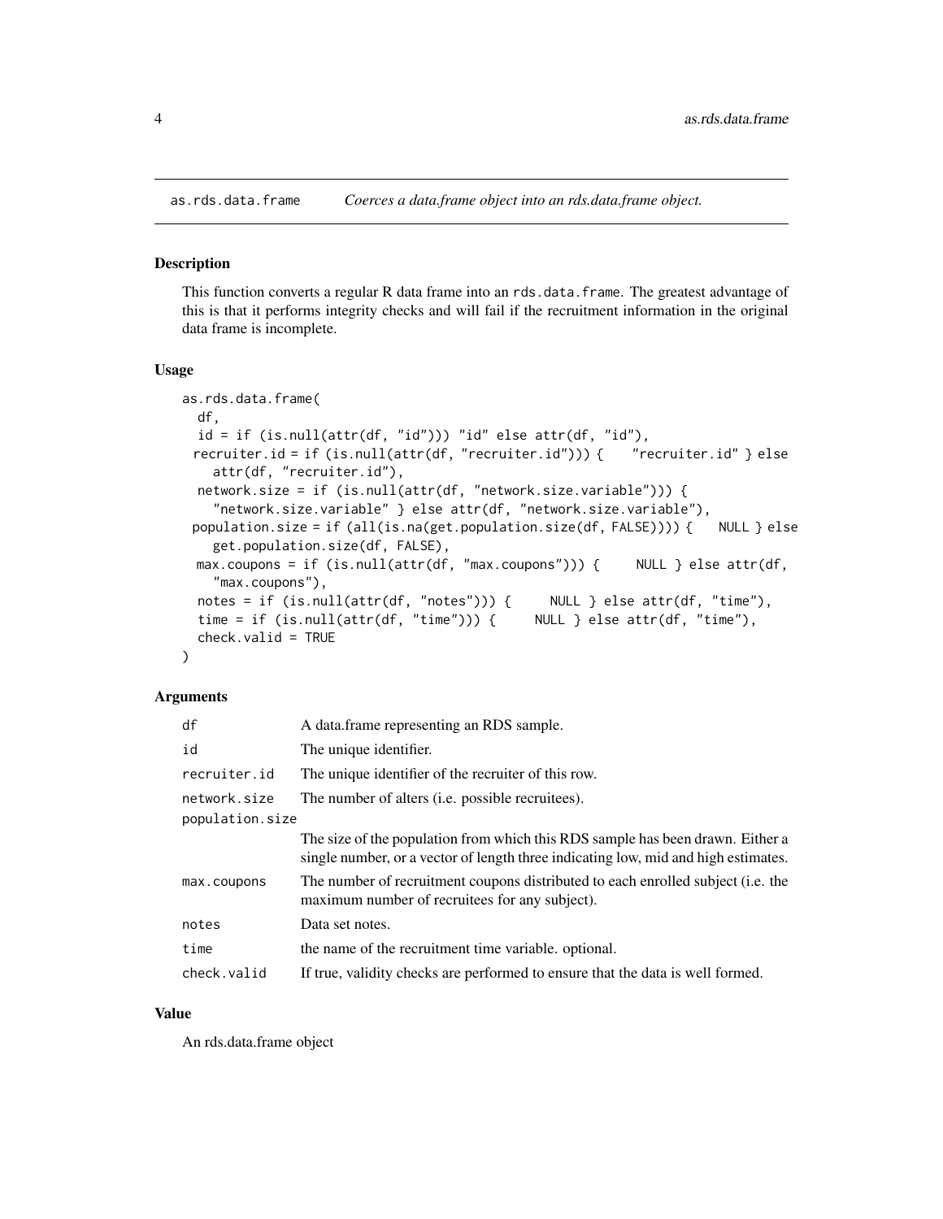## as.rds.data.frame — *Coerces a data.frame object into an rds.data.frame object.*

### Description

This function converts a regular R data frame into an `rds.data.frame`. The greatest advantage of this is that it performs integrity checks and will fail if the recruitment information in the original data frame is incomplete.

### Usage

```
as.rds.data.frame(
  df,
  id = if (is.null(attr(df, "id"))) "id" else attr(df, "id"),
  recruiter.id = if (is.null(attr(df, "recruiter.id"))) {    "recruiter.id" } else
    attr(df, "recruiter.id"),
  network.size = if (is.null(attr(df, "network.size.variable"))) {
    "network.size.variable" } else attr(df, "network.size.variable"),
  population.size = if (all(is.na(get.population.size(df, FALSE)))) {    NULL } else
    get.population.size(df, FALSE),
  max.coupons = if (is.null(attr(df, "max.coupons"))) {     NULL } else attr(df,
    "max.coupons"),
  notes = if (is.null(attr(df, "notes"))) {     NULL } else attr(df, "time"),
  time = if (is.null(attr(df, "time"))) {     NULL } else attr(df, "time"),
  check.valid = TRUE
)
```

### Arguments

| | |
|---|---|
| `df` | A data.frame representing an RDS sample. |
| `id` | The unique identifier. |
| `recruiter.id` | The unique identifier of the recruiter of this row. |
| `network.size` | The number of alters (i.e. possible recruitees). |
| `population.size` | The size of the population from which this RDS sample has been drawn. Either a single number, or a vector of length three indicating low, mid and high estimates. |
| `max.coupons` | The number of recruitment coupons distributed to each enrolled subject (i.e. the maximum number of recruitees for any subject). |
| `notes` | Data set notes. |
| `time` | the name of the recruitment time variable. optional. |
| `check.valid` | If true, validity checks are performed to ensure that the data is well formed. |

### Value

An rds.data.frame object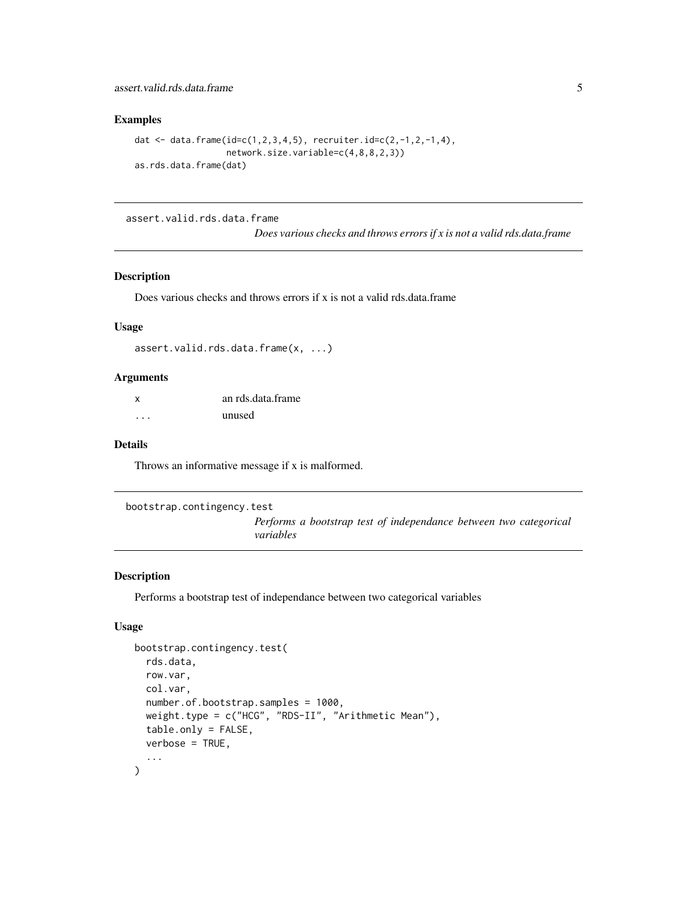### Examples

```
dat <- data.frame(id=c(1,2,3,4,5), recruiter.id=c(2,-1,2,-1,4),
                  network.size.variable=c(4,8,8,2,3))
as.rds.data.frame(dat)
```

---

## assert.valid.rds.data.frame

*Does various checks and throws errors if x is not a valid rds.data.frame*

### Description

Does various checks and throws errors if x is not a valid rds.data.frame

### Usage

```
assert.valid.rds.data.frame(x, ...)
```

### Arguments

| | |
|---|---|
| x | an rds.data.frame |
| ... | unused |

### Details

Throws an informative message if x is malformed.

---

## bootstrap.contingency.test

*Performs a bootstrap test of independance between two categorical variables*

### Description

Performs a bootstrap test of independance between two categorical variables

### Usage

```
bootstrap.contingency.test(
  rds.data,
  row.var,
  col.var,
  number.of.bootstrap.samples = 1000,
  weight.type = c("HCG", "RDS-II", "Arithmetic Mean"),
  table.only = FALSE,
  verbose = TRUE,
  ...
)
```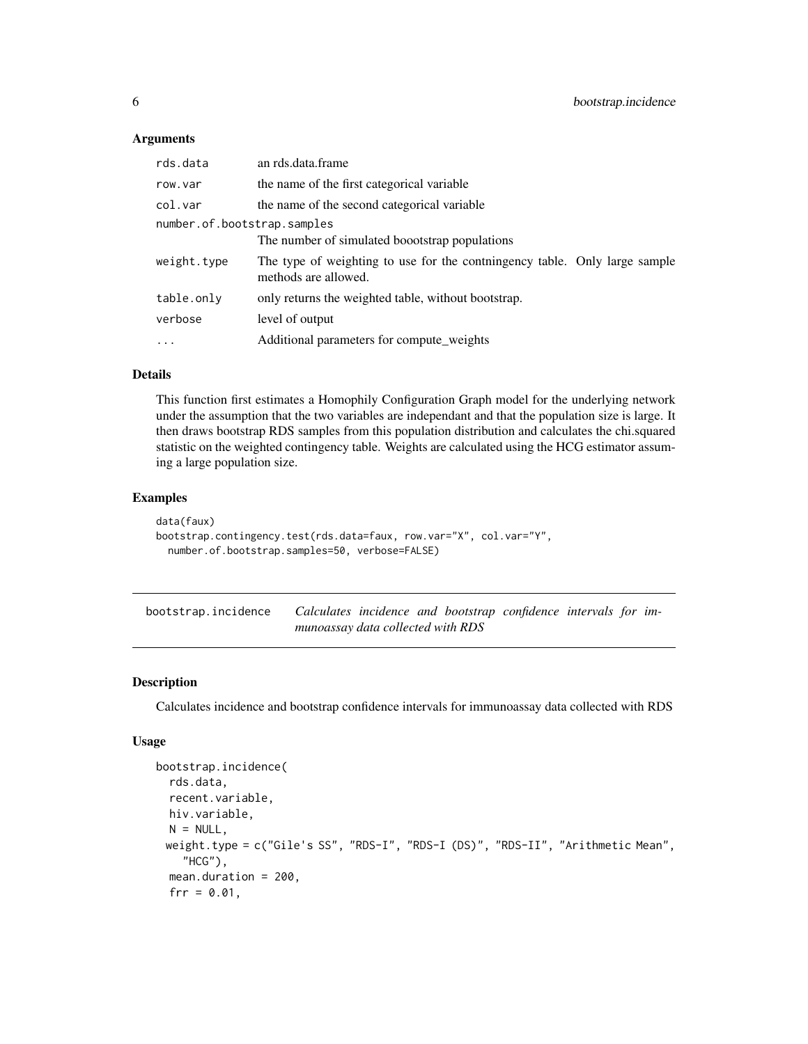### Arguments

| | |
|---|---|
| rds.data | an rds.data.frame |
| row.var | the name of the first categorical variable |
| col.var | the name of the second categorical variable |
| number.of.bootstrap.samples | The number of simulated boootstrap populations |
| weight.type | The type of weighting to use for the contningency table. Only large sample methods are allowed. |
| table.only | only returns the weighted table, without bootstrap. |
| verbose | level of output |
| ... | Additional parameters for compute_weights |

### Details

This function first estimates a Homophily Configuration Graph model for the underlying network under the assumption that the two variables are independant and that the population size is large. It then draws bootstrap RDS samples from this population distribution and calculates the chi.squared statistic on the weighted contingency table. Weights are calculated using the HCG estimator assuming a large population size.

### Examples

```
data(faux)
bootstrap.contingency.test(rds.data=faux, row.var="X", col.var="Y",
  number.of.bootstrap.samples=50, verbose=FALSE)
```

## bootstrap.incidence *Calculates incidence and bootstrap confidence intervals for immunoassay data collected with RDS*

### Description

Calculates incidence and bootstrap confidence intervals for immunoassay data collected with RDS

### Usage

```
bootstrap.incidence(
  rds.data,
  recent.variable,
  hiv.variable,
  N = NULL,
  weight.type = c("Gile's SS", "RDS-I", "RDS-I (DS)", "RDS-II", "Arithmetic Mean",
    "HCG"),
  mean.duration = 200,
  frr = 0.01,
```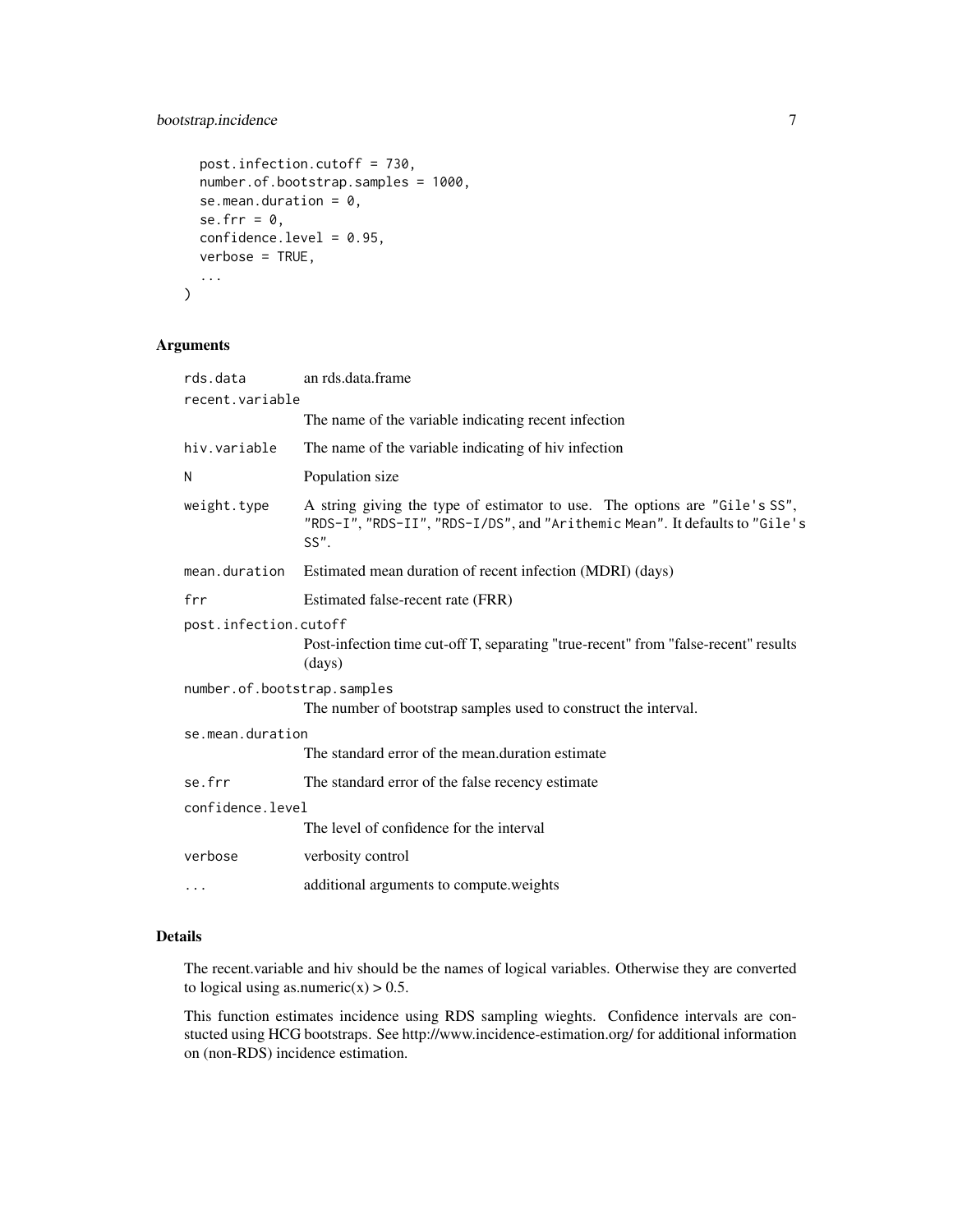```
  post.infection.cutoff = 730,
  number.of.bootstrap.samples = 1000,
  se.mean.duration = 0,
  se.frr = 0,
  confidence.level = 0.95,
  verbose = TRUE,
  ...
)
```

## Arguments

| | |
|---|---|
| `rds.data` | an rds.data.frame |
| `recent.variable` | The name of the variable indicating recent infection |
| `hiv.variable` | The name of the variable indicating of hiv infection |
| `N` | Population size |
| `weight.type` | A string giving the type of estimator to use. The options are `"Gile's SS"`, `"RDS-I"`, `"RDS-II"`, `"RDS-I/DS"`, and `"Arithemic Mean"`. It defaults to `"Gile's SS"`. |
| `mean.duration` | Estimated mean duration of recent infection (MDRI) (days) |
| `frr` | Estimated false-recent rate (FRR) |
| `post.infection.cutoff` | Post-infection time cut-off T, separating "true-recent" from "false-recent" results (days) |
| `number.of.bootstrap.samples` | The number of bootstrap samples used to construct the interval. |
| `se.mean.duration` | The standard error of the mean.duration estimate |
| `se.frr` | The standard error of the false recency estimate |
| `confidence.level` | The level of confidence for the interval |
| `verbose` | verbosity control |
| `...` | additional arguments to compute.weights |

## Details

The recent.variable and hiv should be the names of logical variables. Otherwise they are converted to logical using as.numeric(x) > 0.5.

This function estimates incidence using RDS sampling wieghts. Confidence intervals are constucted using HCG bootstraps. See http://www.incidence-estimation.org/ for additional information on (non-RDS) incidence estimation.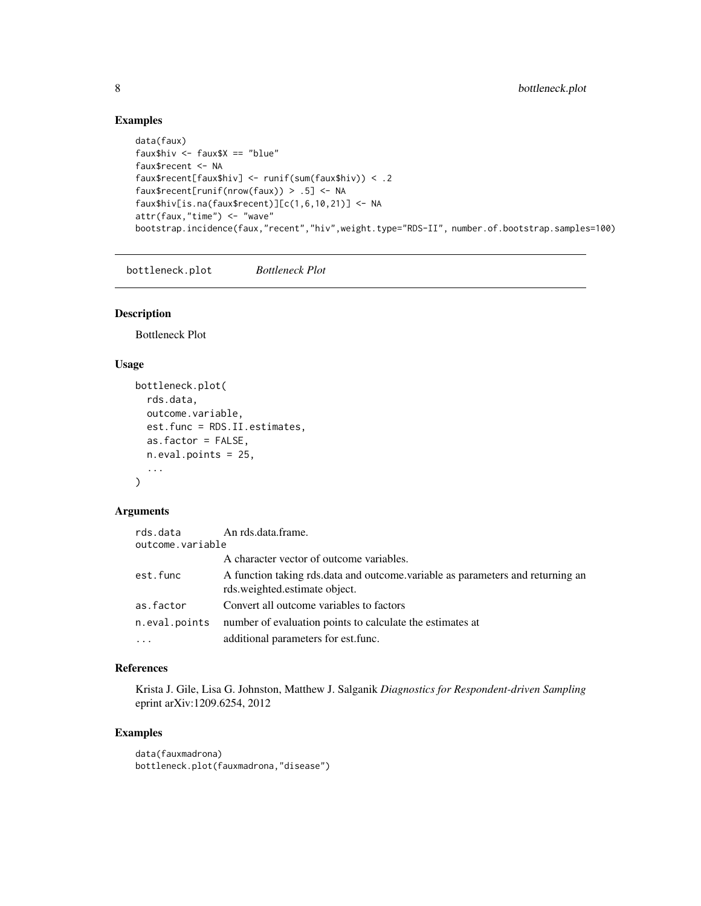### Examples

```
data(faux)
faux$hiv <- faux$X == "blue"
faux$recent <- NA
faux$recent[faux$hiv] <- runif(sum(faux$hiv)) < .2
faux$recent[runif(nrow(faux)) > .5] <- NA
faux$hiv[is.na(faux$recent)][c(1,6,10,21)] <- NA
attr(faux,"time") <- "wave"
bootstrap.incidence(faux,"recent","hiv",weight.type="RDS-II", number.of.bootstrap.samples=100)
```

---

## bottleneck.plot    *Bottleneck Plot*

---

### Description

Bottleneck Plot

### Usage

```
bottleneck.plot(
  rds.data,
  outcome.variable,
  est.func = RDS.II.estimates,
  as.factor = FALSE,
  n.eval.points = 25,
  ...
)
```

### Arguments

| | |
|---|---|
| rds.data | An rds.data.frame. |
| outcome.variable | A character vector of outcome variables. |
| est.func | A function taking rds.data and outcome.variable as parameters and returning an rds.weighted.estimate object. |
| as.factor | Convert all outcome variables to factors |
| n.eval.points | number of evaluation points to calculate the estimates at |
| ... | additional parameters for est.func. |

### References

Krista J. Gile, Lisa G. Johnston, Matthew J. Salganik *Diagnostics for Respondent-driven Sampling* eprint arXiv:1209.6254, 2012

### Examples

```
data(fauxmadrona)
bottleneck.plot(fauxmadrona,"disease")
```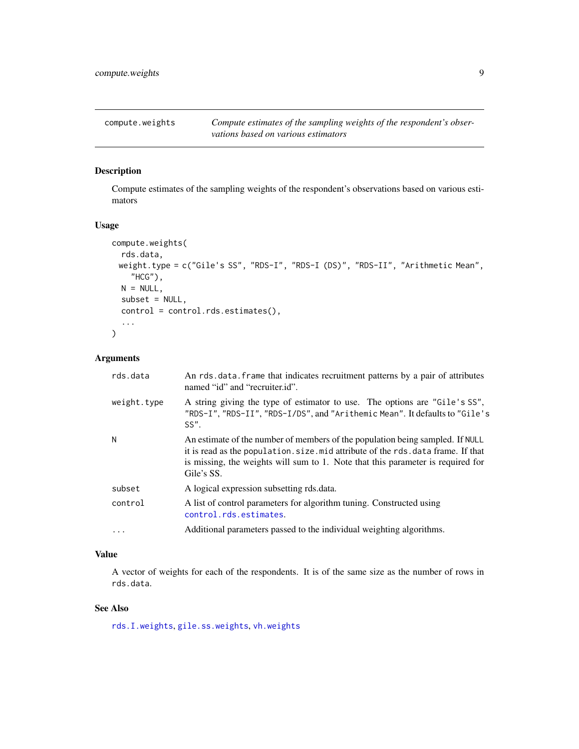## compute.weights

*Compute estimates of the sampling weights of the respondent's observations based on various estimators*

### Description

Compute estimates of the sampling weights of the respondent's observations based on various estimators

### Usage

```
compute.weights(
  rds.data,
  weight.type = c("Gile's SS", "RDS-I", "RDS-I (DS)", "RDS-II", "Arithmetic Mean",
    "HCG"),
  N = NULL,
  subset = NULL,
  control = control.rds.estimates(),
  ...
)
```

### Arguments

| | |
|---|---|
| `rds.data` | An `rds.data.frame` that indicates recruitment patterns by a pair of attributes named "id" and "recruiter.id". |
| `weight.type` | A string giving the type of estimator to use. The options are `"Gile's SS"`, `"RDS-I"`, `"RDS-II"`, `"RDS-I/DS"`, and `"Arithemic Mean"`. It defaults to `"Gile's SS"`. |
| `N` | An estimate of the number of members of the population being sampled. If `NULL` it is read as the `population.size.mid` attribute of the `rds.data` frame. If that is missing, the weights will sum to 1. Note that this parameter is required for Gile's SS. |
| `subset` | A logical expression subsetting rds.data. |
| `control` | A list of control parameters for algorithm tuning. Constructed using `control.rds.estimates`. |
| `...` | Additional parameters passed to the individual weighting algorithms. |

### Value

A vector of weights for each of the respondents. It is of the same size as the number of rows in `rds.data`.

### See Also

`rds.I.weights`, `gile.ss.weights`, `vh.weights`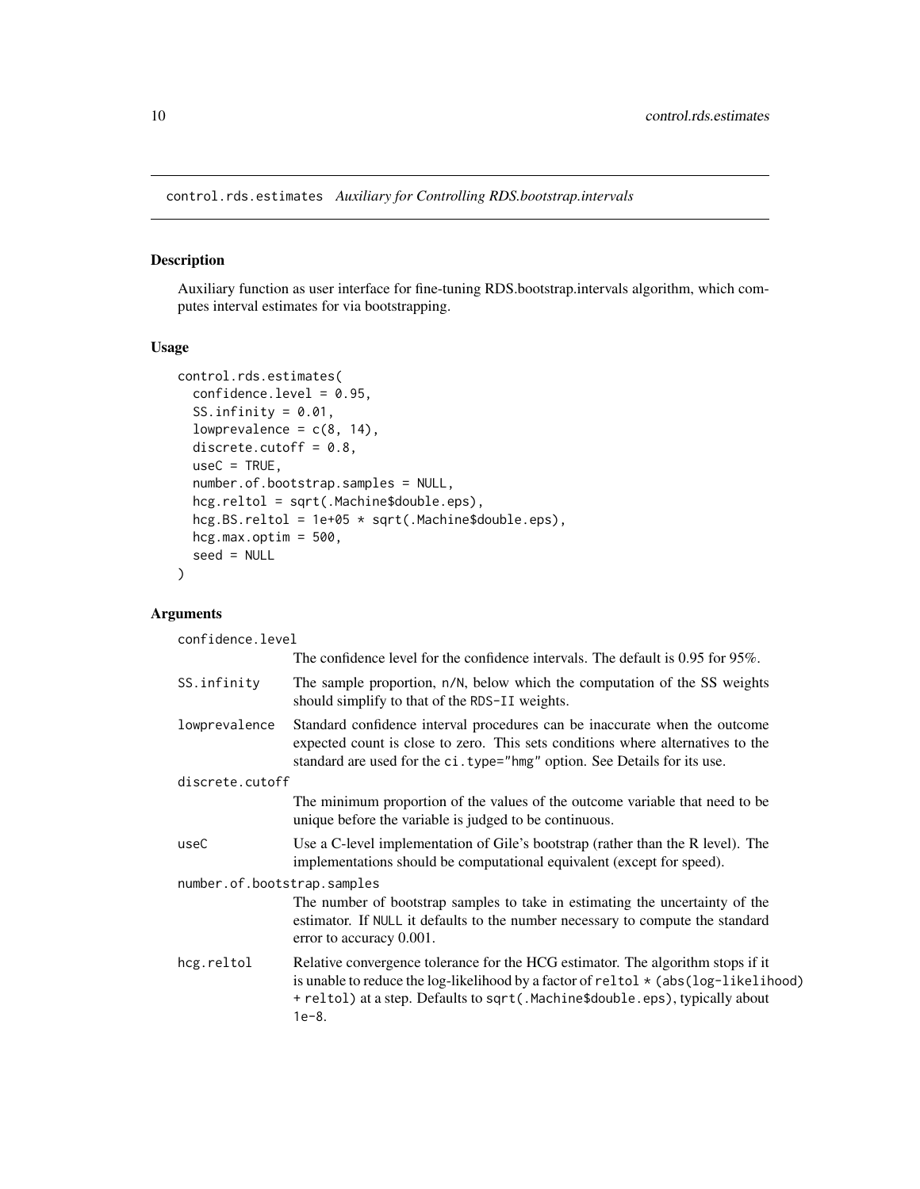## control.rds.estimates *Auxiliary for Controlling RDS.bootstrap.intervals*

### Description

Auxiliary function as user interface for fine-tuning RDS.bootstrap.intervals algorithm, which computes interval estimates for via bootstrapping.

### Usage

```
control.rds.estimates(
  confidence.level = 0.95,
  SS.infinity = 0.01,
  lowprevalence = c(8, 14),
  discrete.cutoff = 0.8,
  useC = TRUE,
  number.of.bootstrap.samples = NULL,
  hcg.reltol = sqrt(.Machine$double.eps),
  hcg.BS.reltol = 1e+05 * sqrt(.Machine$double.eps),
  hcg.max.optim = 500,
  seed = NULL
)
```

### Arguments

**confidence.level**
The confidence level for the confidence intervals. The default is 0.95 for 95%.

**SS.infinity**
The sample proportion, `n/N`, below which the computation of the SS weights should simplify to that of the `RDS-II` weights.

**lowprevalence**
Standard confidence interval procedures can be inaccurate when the outcome expected count is close to zero. This sets conditions where alternatives to the standard are used for the `ci.type="hmg"` option. See Details for its use.

**discrete.cutoff**
The minimum proportion of the values of the outcome variable that need to be unique before the variable is judged to be continuous.

**useC**
Use a C-level implementation of Gile's bootstrap (rather than the R level). The implementations should be computational equivalent (except for speed).

**number.of.bootstrap.samples**
The number of bootstrap samples to take in estimating the uncertainty of the estimator. If `NULL` it defaults to the number necessary to compute the standard error to accuracy 0.001.

**hcg.reltol**
Relative convergence tolerance for the HCG estimator. The algorithm stops if it is unable to reduce the log-likelihood by a factor of `reltol * (abs(log-likelihood) + reltol)` at a step. Defaults to `sqrt(.Machine$double.eps)`, typically about `1e-8`.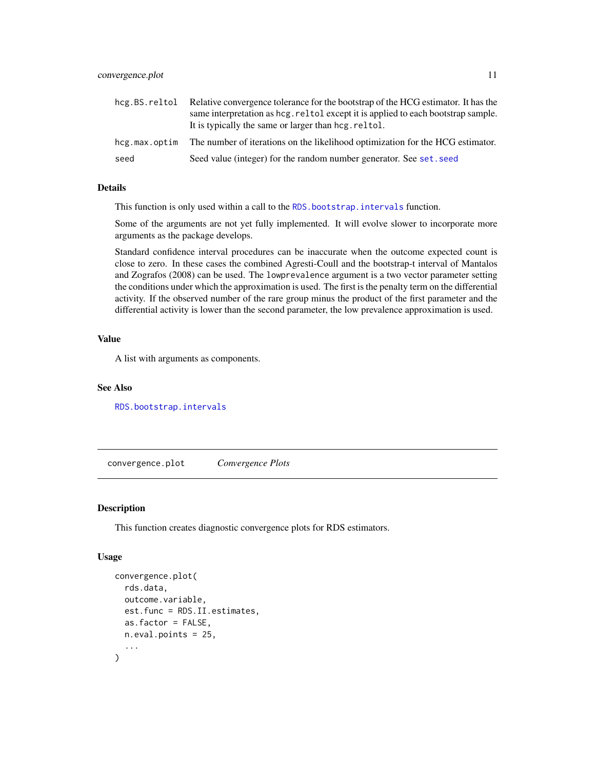| | |
|---|---|
| hcg.BS.reltol | Relative convergence tolerance for the bootstrap of the HCG estimator. It has the same interpretation as `hcg.reltol` except it is applied to each bootstrap sample. It is typically the same or larger than `hcg.reltol`. |
| hcg.max.optim | The number of iterations on the likelihood optimization for the HCG estimator. |
| seed | Seed value (integer) for the random number generator. See `set.seed` |

### Details

This function is only used within a call to the `RDS.bootstrap.intervals` function.

Some of the arguments are not yet fully implemented. It will evolve slower to incorporate more arguments as the package develops.

Standard confidence interval procedures can be inaccurate when the outcome expected count is close to zero. In these cases the combined Agresti-Coull and the bootstrap-t interval of Mantalos and Zografos (2008) can be used. The `lowprevalence` argument is a two vector parameter setting the conditions under which the approximation is used. The first is the penalty term on the differential activity. If the observed number of the rare group minus the product of the first parameter and the differential activity is lower than the second parameter, the low prevalence approximation is used.

### Value

A list with arguments as components.

### See Also

`RDS.bootstrap.intervals`

---

## convergence.plot — *Convergence Plots*

### Description

This function creates diagnostic convergence plots for RDS estimators.

### Usage

```
convergence.plot(
  rds.data,
  outcome.variable,
  est.func = RDS.II.estimates,
  as.factor = FALSE,
  n.eval.points = 25,
  ...
)
```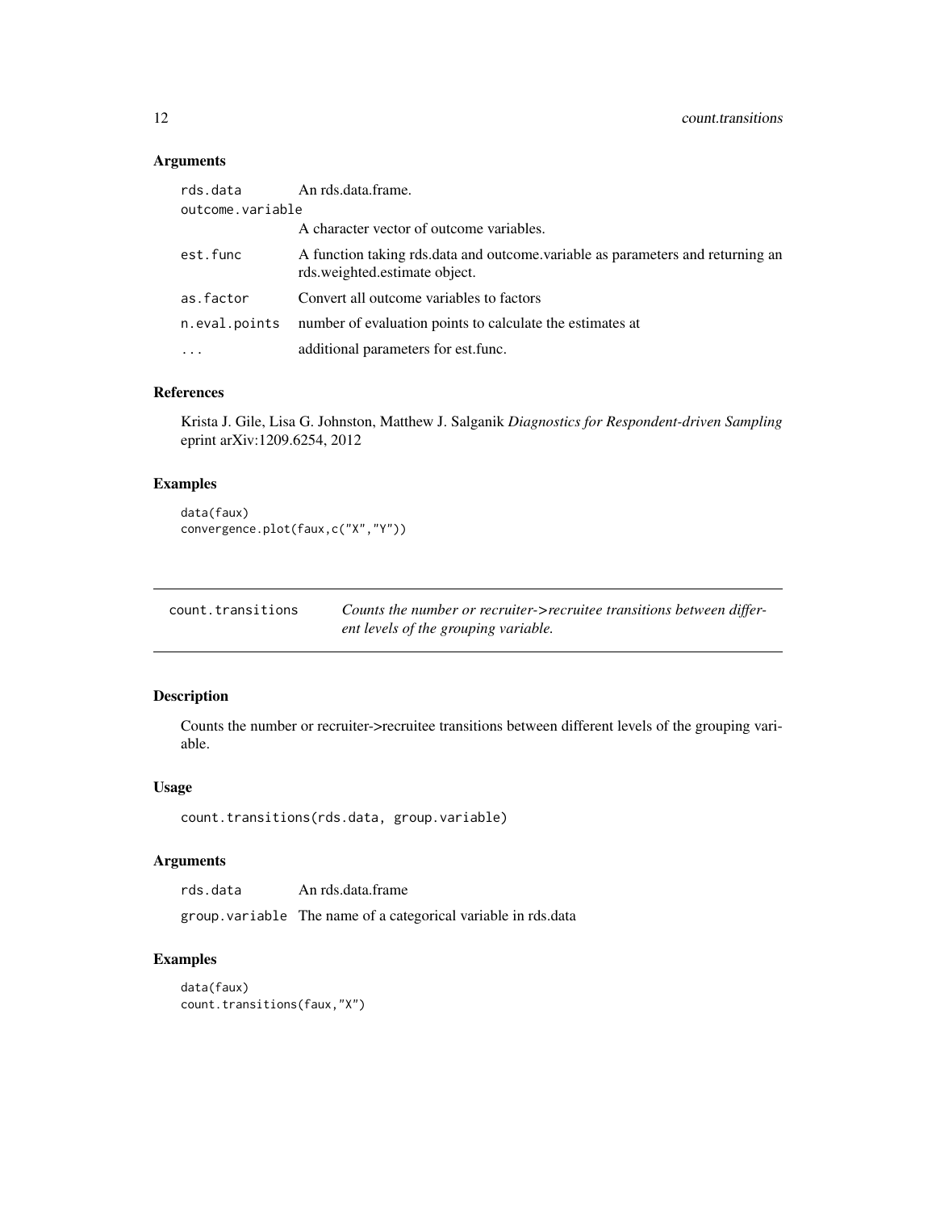### Arguments

| | |
|---|---|
| `rds.data` | An rds.data.frame. |
| `outcome.variable` | A character vector of outcome variables. |
| `est.func` | A function taking rds.data and outcome.variable as parameters and returning an rds.weighted.estimate object. |
| `as.factor` | Convert all outcome variables to factors |
| `n.eval.points` | number of evaluation points to calculate the estimates at |
| `...` | additional parameters for est.func. |

### References

Krista J. Gile, Lisa G. Johnston, Matthew J. Salganik *Diagnostics for Respondent-driven Sampling* eprint arXiv:1209.6254, 2012

### Examples

```
data(faux)
convergence.plot(faux,c("X","Y"))
```

---

## count.transitions — *Counts the number or recruiter->recruitee transitions between different levels of the grouping variable.*

### Description

Counts the number or recruiter->recruitee transitions between different levels of the grouping variable.

### Usage

```
count.transitions(rds.data, group.variable)
```

### Arguments

| | |
|---|---|
| `rds.data` | An rds.data.frame |
| `group.variable` | The name of a categorical variable in rds.data |

### Examples

```
data(faux)
count.transitions(faux,"X")
```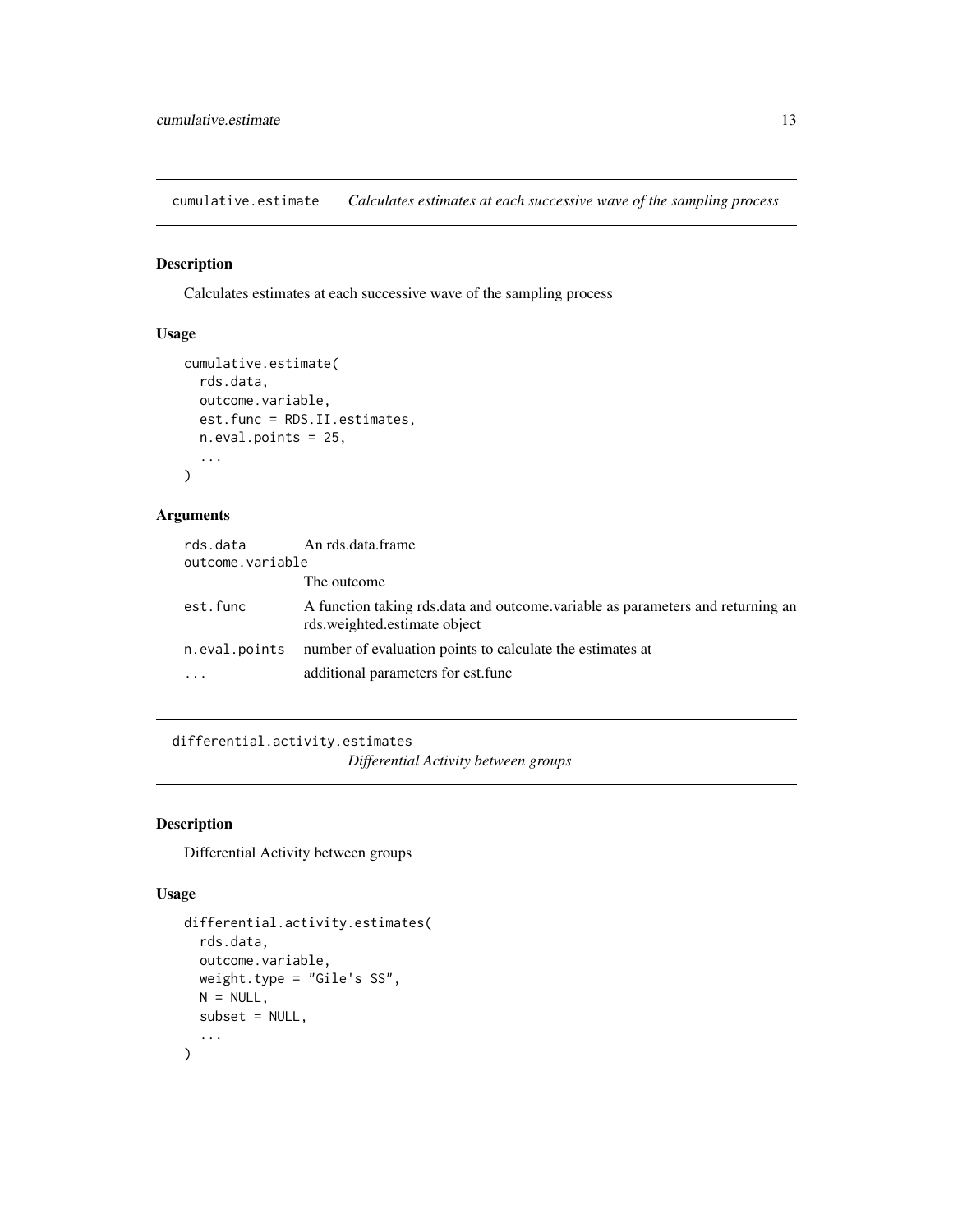## cumulative.estimate — *Calculates estimates at each successive wave of the sampling process*

### Description

Calculates estimates at each successive wave of the sampling process

### Usage

```
cumulative.estimate(
  rds.data,
  outcome.variable,
  est.func = RDS.II.estimates,
  n.eval.points = 25,
  ...
)
```

### Arguments

| | |
|---|---|
| rds.data | An rds.data.frame |
| outcome.variable | The outcome |
| est.func | A function taking rds.data and outcome.variable as parameters and returning an rds.weighted.estimate object |
| n.eval.points | number of evaluation points to calculate the estimates at |
| ... | additional parameters for est.func |

## differential.activity.estimates — *Differential Activity between groups*

### Description

Differential Activity between groups

### Usage

```
differential.activity.estimates(
  rds.data,
  outcome.variable,
  weight.type = "Gile's SS",
  N = NULL,
  subset = NULL,
  ...
)
```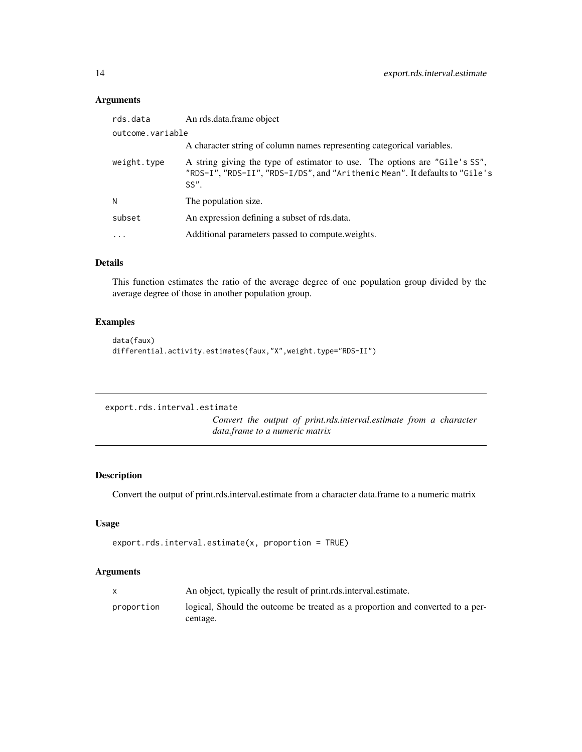## Arguments

| | |
|---|---|
| `rds.data` | An rds.data.frame object |
| `outcome.variable` | A character string of column names representing categorical variables. |
| `weight.type` | A string giving the type of estimator to use. The options are `"Gile's SS"`, `"RDS-I"`, `"RDS-II"`, `"RDS-I/DS"`, and `"Arithemic Mean"`. It defaults to `"Gile's SS"`. |
| `N` | The population size. |
| `subset` | An expression defining a subset of rds.data. |
| `...` | Additional parameters passed to compute.weights. |

## Details

This function estimates the ratio of the average degree of one population group divided by the average degree of those in another population group.

## Examples

```
data(faux)
differential.activity.estimates(faux,"X",weight.type="RDS-II")
```

---

# export.rds.interval.estimate

*Convert the output of print.rds.interval.estimate from a character data.frame to a numeric matrix*

---

## Description

Convert the output of print.rds.interval.estimate from a character data.frame to a numeric matrix

## Usage

```
export.rds.interval.estimate(x, proportion = TRUE)
```

## Arguments

| | |
|---|---|
| `x` | An object, typically the result of print.rds.interval.estimate. |
| `proportion` | logical, Should the outcome be treated as a proportion and converted to a percentage. |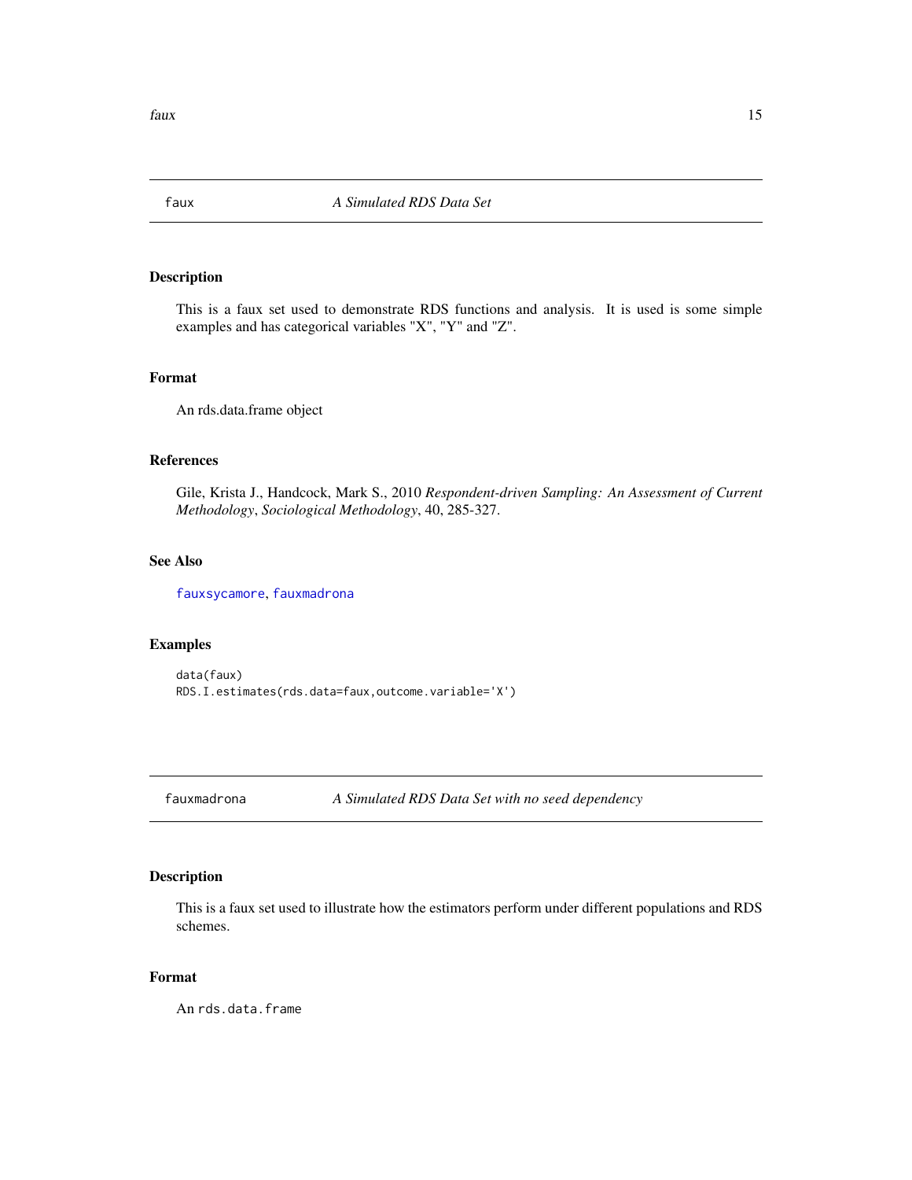## faux — *A Simulated RDS Data Set*

### Description

This is a faux set used to demonstrate RDS functions and analysis. It is used is some simple examples and has categorical variables "X", "Y" and "Z".

### Format

An rds.data.frame object

### References

Gile, Krista J., Handcock, Mark S., 2010 *Respondent-driven Sampling: An Assessment of Current Methodology*, *Sociological Methodology*, 40, 285-327.

### See Also

fauxsycamore, fauxmadrona

### Examples

```
data(faux)
RDS.I.estimates(rds.data=faux,outcome.variable='X')
```

## fauxmadrona — *A Simulated RDS Data Set with no seed dependency*

### Description

This is a faux set used to illustrate how the estimators perform under different populations and RDS schemes.

### Format

An `rds.data.frame`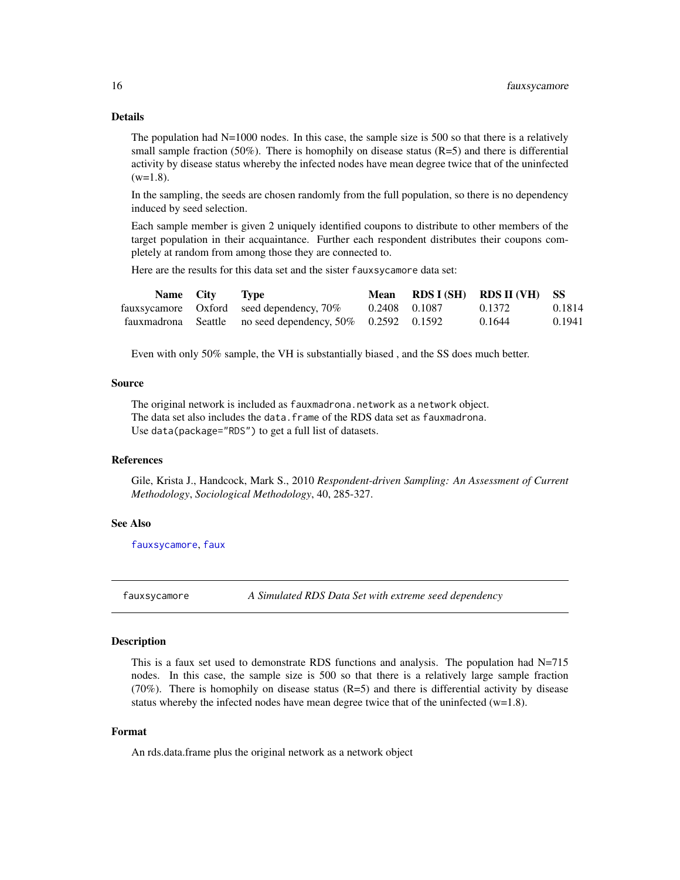## Details

The population had N=1000 nodes. In this case, the sample size is 500 so that there is a relatively small sample fraction (50%). There is homophily on disease status (R=5) and there is differential activity by disease status whereby the infected nodes have mean degree twice that of the uninfected (w=1.8).

In the sampling, the seeds are chosen randomly from the full population, so there is no dependency induced by seed selection.

Each sample member is given 2 uniquely identified coupons to distribute to other members of the target population in their acquaintance. Further each respondent distributes their coupons completely at random from among those they are connected to.

Here are the results for this data set and the sister `fauxsycamore` data set:

| Name | City | Type | Mean | RDS I (SH) | RDS II (VH) | SS |
|---|---|---|---|---|---|---|
| fauxsycamore | Oxford | seed dependency, 70% | 0.2408 | 0.1087 | 0.1372 | 0.1814 |
| fauxmadrona | Seattle | no seed dependency, 50% | 0.2592 | 0.1592 | 0.1644 | 0.1941 |

Even with only 50% sample, the VH is substantially biased , and the SS does much better.

## Source

The original network is included as `fauxmadrona.network` as a `network` object.
The data set also includes the `data.frame` of the RDS data set as `fauxmadrona`.
Use `data(package="RDS")` to get a full list of datasets.

## References

Gile, Krista J., Handcock, Mark S., 2010 *Respondent-driven Sampling: An Assessment of Current Methodology*, *Sociological Methodology*, 40, 285-327.

## See Also

`fauxsycamore`, `faux`

---

`fauxsycamore` *A Simulated RDS Data Set with extreme seed dependency*

---

## Description

This is a faux set used to demonstrate RDS functions and analysis. The population had N=715 nodes. In this case, the sample size is 500 so that there is a relatively large sample fraction (70%). There is homophily on disease status (R=5) and there is differential activity by disease status whereby the infected nodes have mean degree twice that of the uninfected (w=1.8).

## Format

An rds.data.frame plus the original network as a network object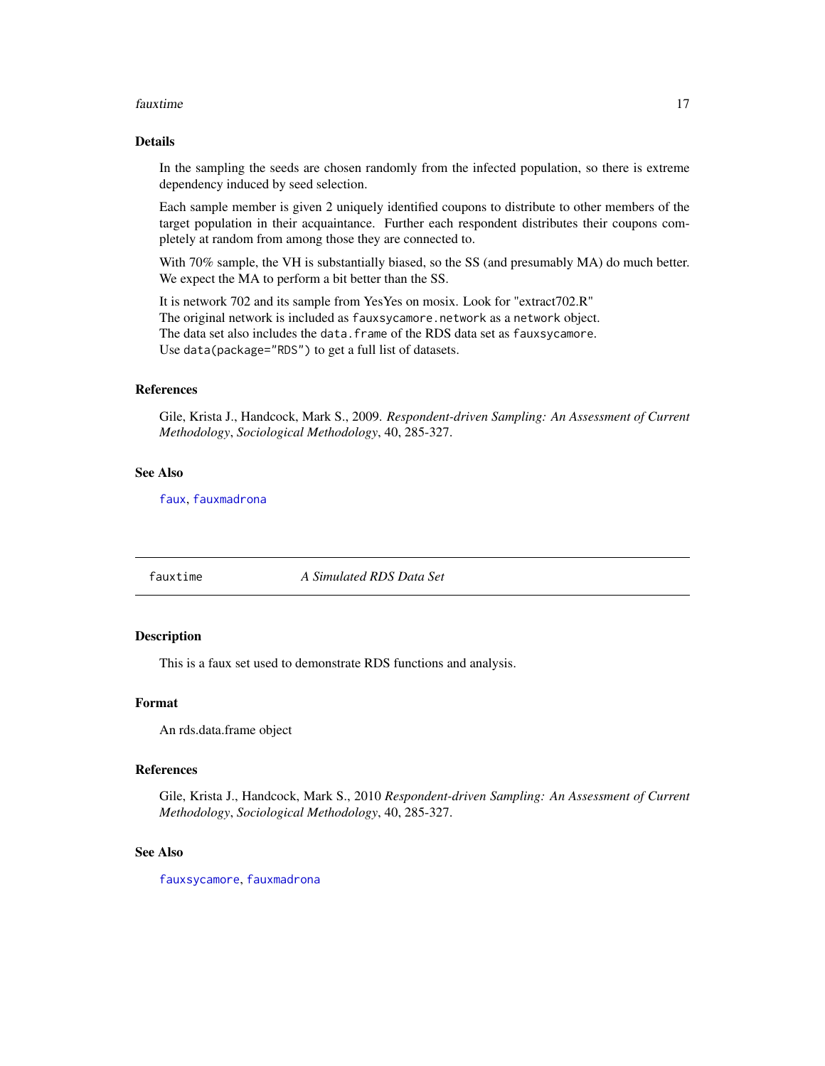## Details

In the sampling the seeds are chosen randomly from the infected population, so there is extreme dependency induced by seed selection.

Each sample member is given 2 uniquely identified coupons to distribute to other members of the target population in their acquaintance. Further each respondent distributes their coupons completely at random from among those they are connected to.

With 70% sample, the VH is substantially biased, so the SS (and presumably MA) do much better. We expect the MA to perform a bit better than the SS.

It is network 702 and its sample from YesYes on mosix. Look for "extract702.R"
The original network is included as `fauxsycamore.network` as a `network` object.
The data set also includes the `data.frame` of the RDS data set as `fauxsycamore`.
Use `data(package="RDS")` to get a full list of datasets.

## References

Gile, Krista J., Handcock, Mark S., 2009. *Respondent-driven Sampling: An Assessment of Current Methodology*, *Sociological Methodology*, 40, 285-327.

## See Also

`faux`, `fauxmadrona`

---

# fauxtime — *A Simulated RDS Data Set*

## Description

This is a faux set used to demonstrate RDS functions and analysis.

## Format

An rds.data.frame object

## References

Gile, Krista J., Handcock, Mark S., 2010 *Respondent-driven Sampling: An Assessment of Current Methodology*, *Sociological Methodology*, 40, 285-327.

## See Also

`fauxsycamore`, `fauxmadrona`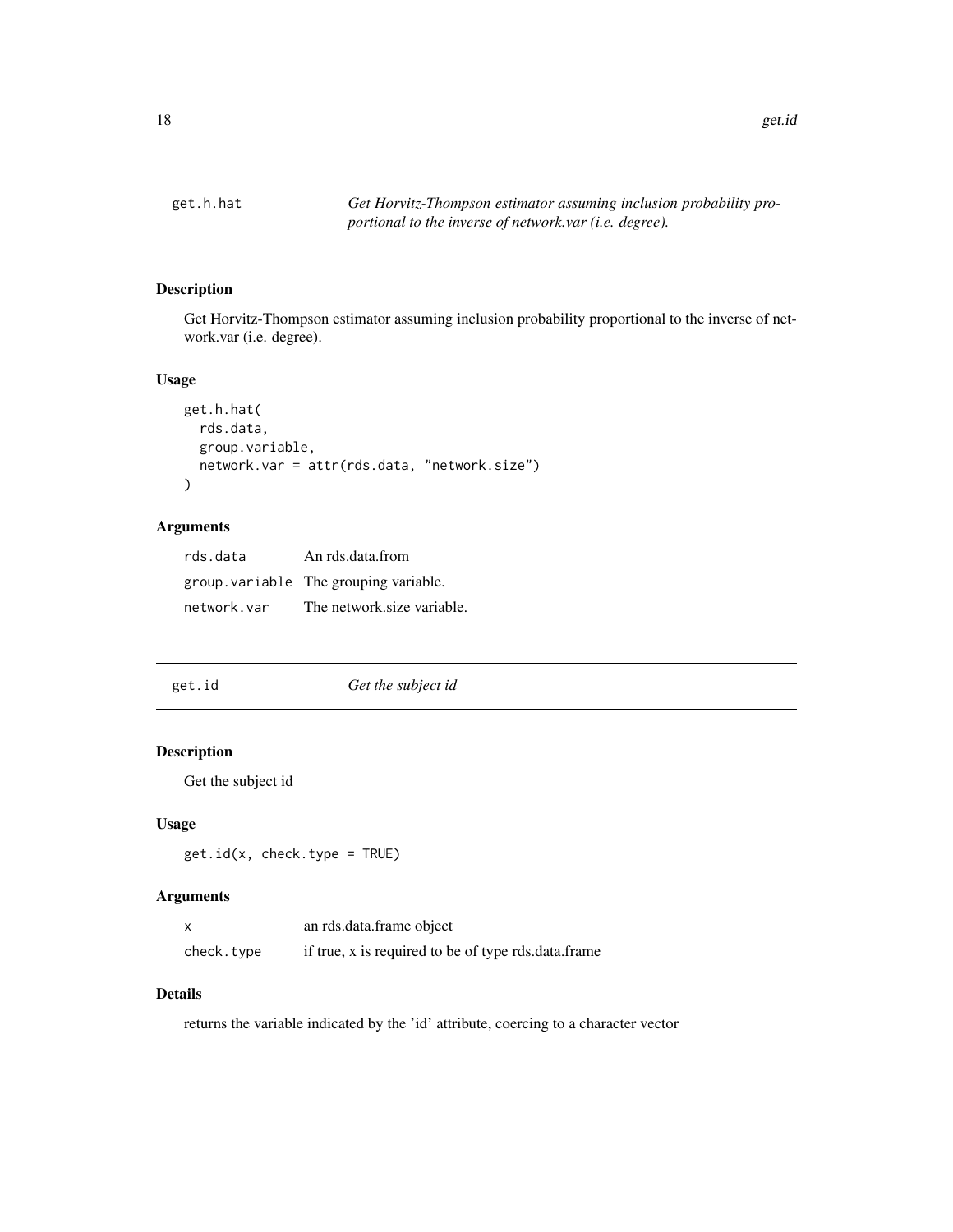## get.h.hat

*Get Horvitz-Thompson estimator assuming inclusion probability proportional to the inverse of network.var (i.e. degree).*

### Description

Get Horvitz-Thompson estimator assuming inclusion probability proportional to the inverse of network.var (i.e. degree).

### Usage

```
get.h.hat(
  rds.data,
  group.variable,
  network.var = attr(rds.data, "network.size")
)
```

### Arguments

| | |
|---|---|
| rds.data | An rds.data.from |
| group.variable | The grouping variable. |
| network.var | The network.size variable. |

## get.id

*Get the subject id*

### Description

Get the subject id

### Usage

```
get.id(x, check.type = TRUE)
```

### Arguments

| | |
|---|---|
| x | an rds.data.frame object |
| check.type | if true, x is required to be of type rds.data.frame |

### Details

returns the variable indicated by the 'id' attribute, coercing to a character vector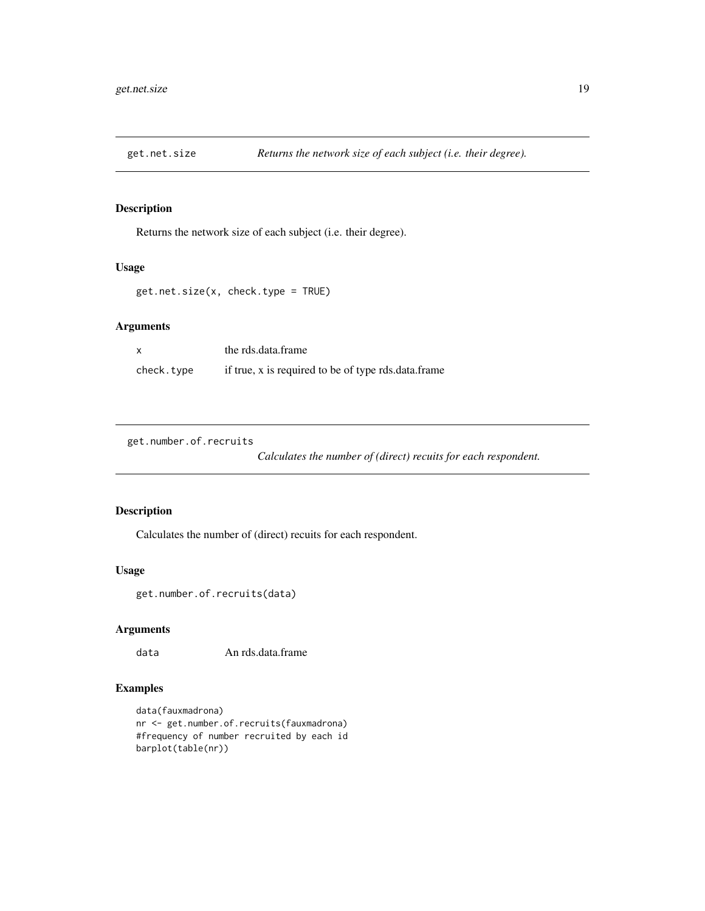## get.net.size — *Returns the network size of each subject (i.e. their degree).*

### Description

Returns the network size of each subject (i.e. their degree).

### Usage

```
get.net.size(x, check.type = TRUE)
```

### Arguments

| | |
|---|---|
| `x` | the rds.data.frame |
| `check.type` | if true, x is required to be of type rds.data.frame |

## get.number.of.recruits — *Calculates the number of (direct) recuits for each respondent.*

### Description

Calculates the number of (direct) recuits for each respondent.

### Usage

```
get.number.of.recruits(data)
```

### Arguments

| | |
|---|---|
| `data` | An rds.data.frame |

### Examples

```
data(fauxmadrona)
nr <- get.number.of.recruits(fauxmadrona)
#frequency of number recruited by each id
barplot(table(nr))
```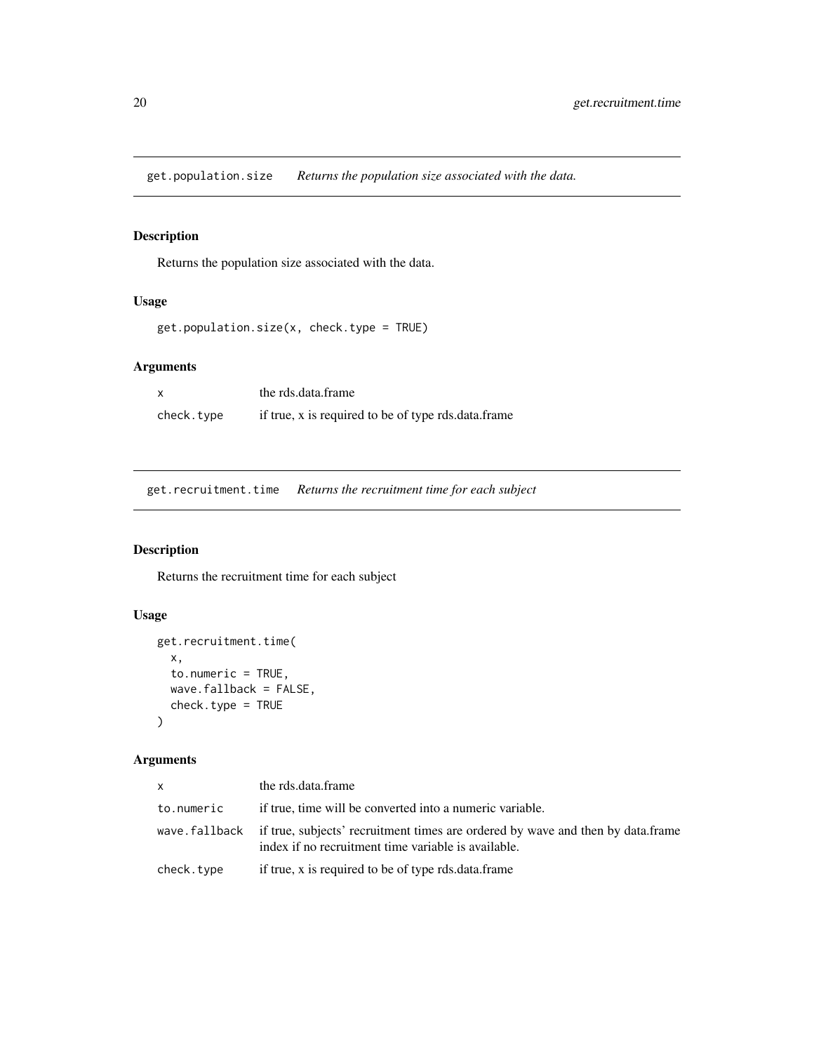## get.population.size *Returns the population size associated with the data.*

### Description

Returns the population size associated with the data.

### Usage

```
get.population.size(x, check.type = TRUE)
```

### Arguments

| | |
|---|---|
| `x` | the rds.data.frame |
| `check.type` | if true, x is required to be of type rds.data.frame |

## get.recruitment.time *Returns the recruitment time for each subject*

### Description

Returns the recruitment time for each subject

### Usage

```
get.recruitment.time(
  x,
  to.numeric = TRUE,
  wave.fallback = FALSE,
  check.type = TRUE
)
```

### Arguments

| | |
|---|---|
| `x` | the rds.data.frame |
| `to.numeric` | if true, time will be converted into a numeric variable. |
| `wave.fallback` | if true, subjects' recruitment times are ordered by wave and then by data.frame index if no recruitment time variable is available. |
| `check.type` | if true, x is required to be of type rds.data.frame |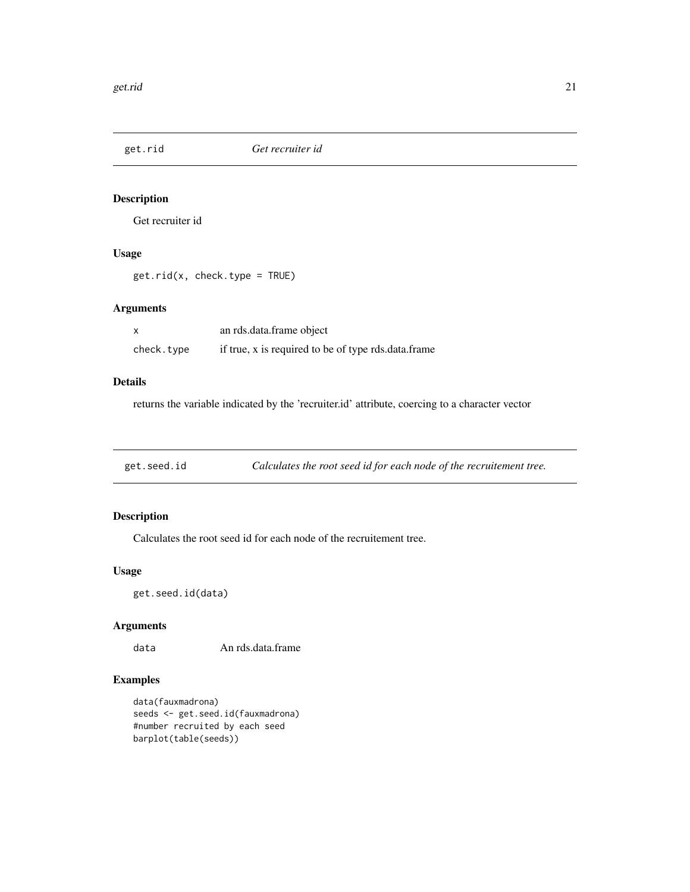## get.rid — *Get recruiter id*

### Description

Get recruiter id

### Usage

```
get.rid(x, check.type = TRUE)
```

### Arguments

| | |
|---|---|
| x | an rds.data.frame object |
| check.type | if true, x is required to be of type rds.data.frame |

### Details

returns the variable indicated by the 'recruiter.id' attribute, coercing to a character vector

## get.seed.id — *Calculates the root seed id for each node of the recruitement tree.*

### Description

Calculates the root seed id for each node of the recruitement tree.

### Usage

```
get.seed.id(data)
```

### Arguments

| | |
|---|---|
| data | An rds.data.frame |

### Examples

```
data(fauxmadrona)
seeds <- get.seed.id(fauxmadrona)
#number recruited by each seed
barplot(table(seeds))
```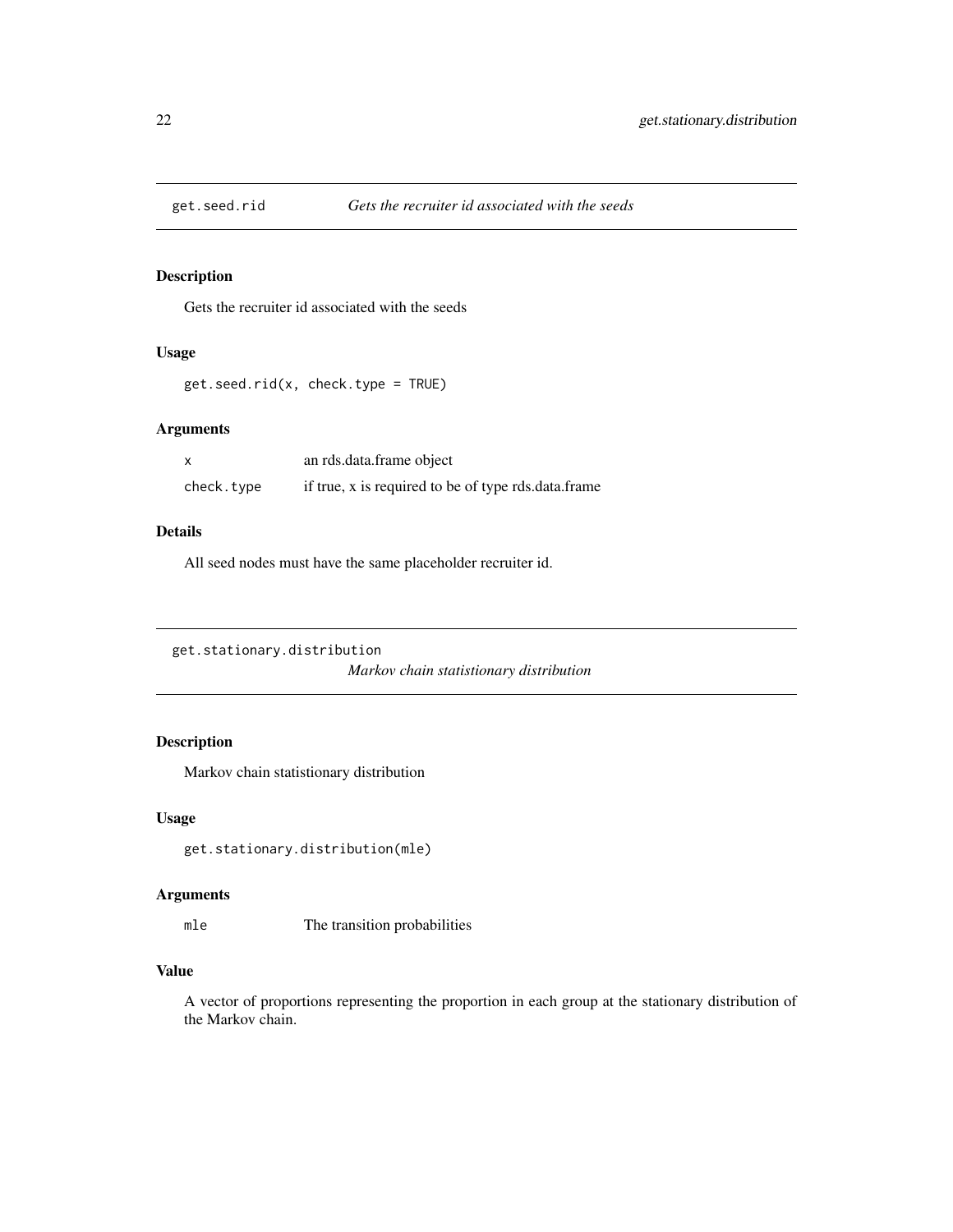## get.seed.rid *Gets the recruiter id associated with the seeds*

### Description

Gets the recruiter id associated with the seeds

### Usage

```
get.seed.rid(x, check.type = TRUE)
```

### Arguments

| | |
|---|---|
| `x` | an rds.data.frame object |
| `check.type` | if true, x is required to be of type rds.data.frame |

### Details

All seed nodes must have the same placeholder recruiter id.

## get.stationary.distribution *Markov chain statistionary distribution*

### Description

Markov chain statistionary distribution

### Usage

```
get.stationary.distribution(mle)
```

### Arguments

| | |
|---|---|
| `mle` | The transition probabilities |

### Value

A vector of proportions representing the proportion in each group at the stationary distribution of the Markov chain.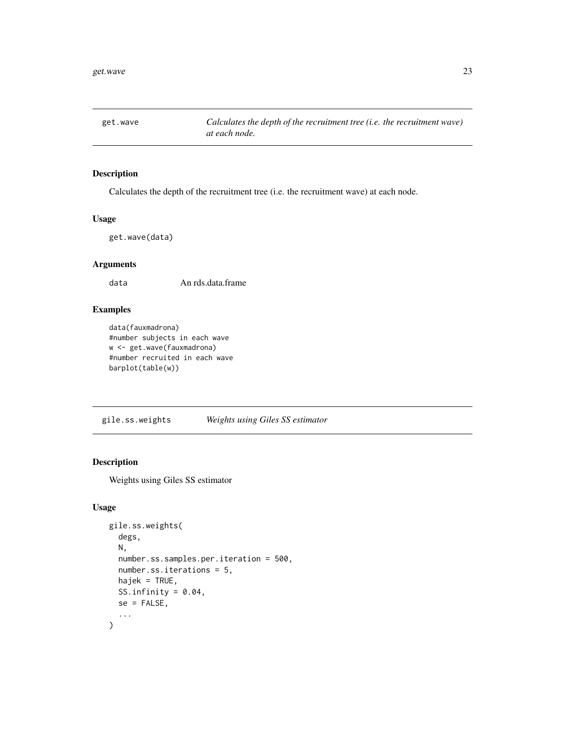## get.wave — *Calculates the depth of the recruitment tree (i.e. the recruitment wave) at each node.*

### Description

Calculates the depth of the recruitment tree (i.e. the recruitment wave) at each node.

### Usage

```
get.wave(data)
```

### Arguments

| | |
|---|---|
| data | An rds.data.frame |

### Examples

```
data(fauxmadrona)
#number subjects in each wave
w <- get.wave(fauxmadrona)
#number recruited in each wave
barplot(table(w))
```

## gile.ss.weights — *Weights using Giles SS estimator*

### Description

Weights using Giles SS estimator

### Usage

```
gile.ss.weights(
  degs,
  N,
  number.ss.samples.per.iteration = 500,
  number.ss.iterations = 5,
  hajek = TRUE,
  SS.infinity = 0.04,
  se = FALSE,
  ...
)
```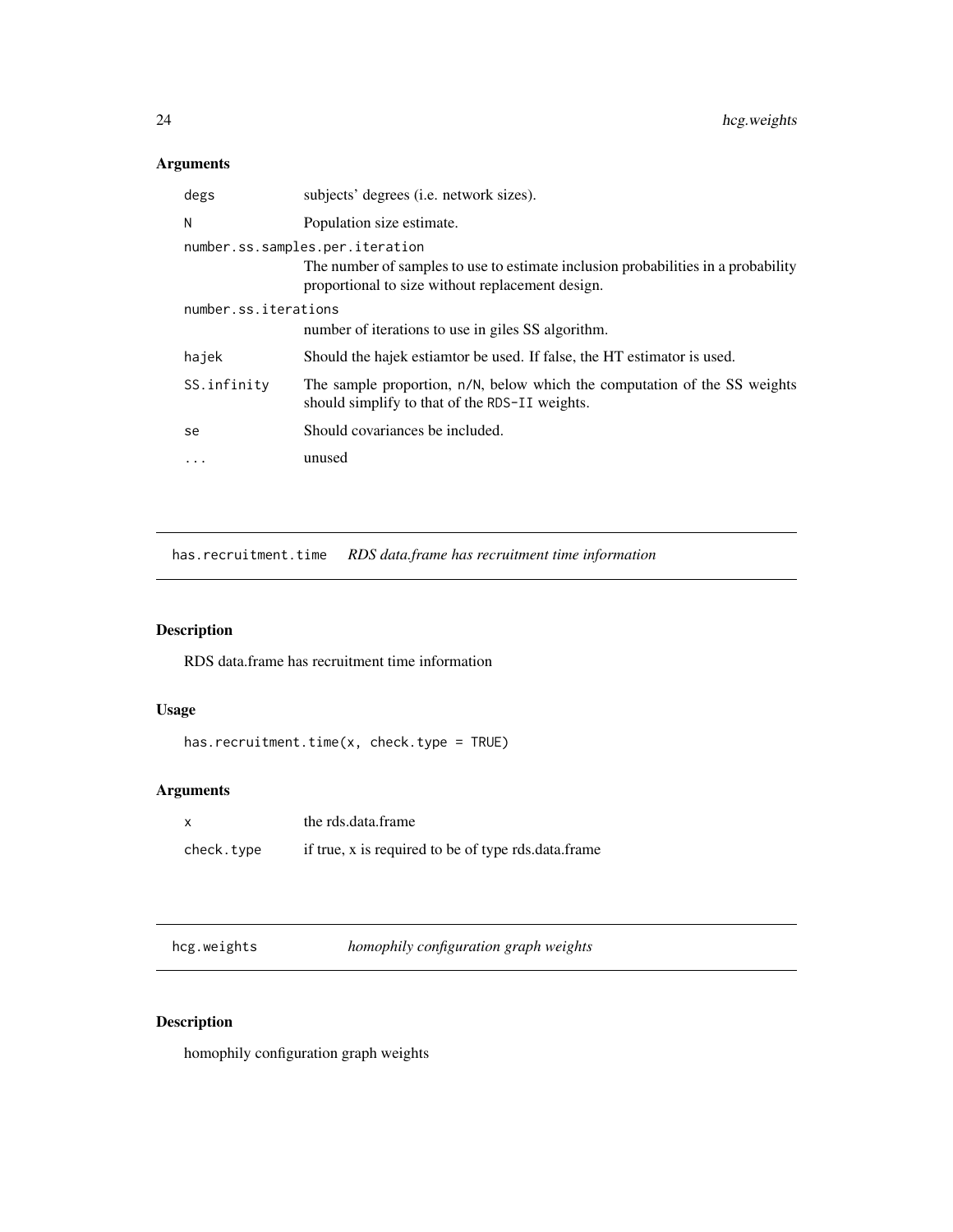## Arguments

| | |
|---|---|
| `degs` | subjects' degrees (i.e. network sizes). |
| `N` | Population size estimate. |
| `number.ss.samples.per.iteration` | The number of samples to use to estimate inclusion probabilities in a probability proportional to size without replacement design. |
| `number.ss.iterations` | number of iterations to use in giles SS algorithm. |
| `hajek` | Should the hajek estiamtor be used. If false, the HT estimator is used. |
| `SS.infinity` | The sample proportion, `n/N`, below which the computation of the SS weights should simplify to that of the `RDS-II` weights. |
| `se` | Should covariances be included. |
| `...` | unused |

---

# has.recruitment.time — *RDS data.frame has recruitment time information*

## Description

RDS data.frame has recruitment time information

## Usage

```
has.recruitment.time(x, check.type = TRUE)
```

## Arguments

| | |
|---|---|
| `x` | the rds.data.frame |
| `check.type` | if true, x is required to be of type rds.data.frame |

---

# hcg.weights — *homophily configuration graph weights*

## Description

homophily configuration graph weights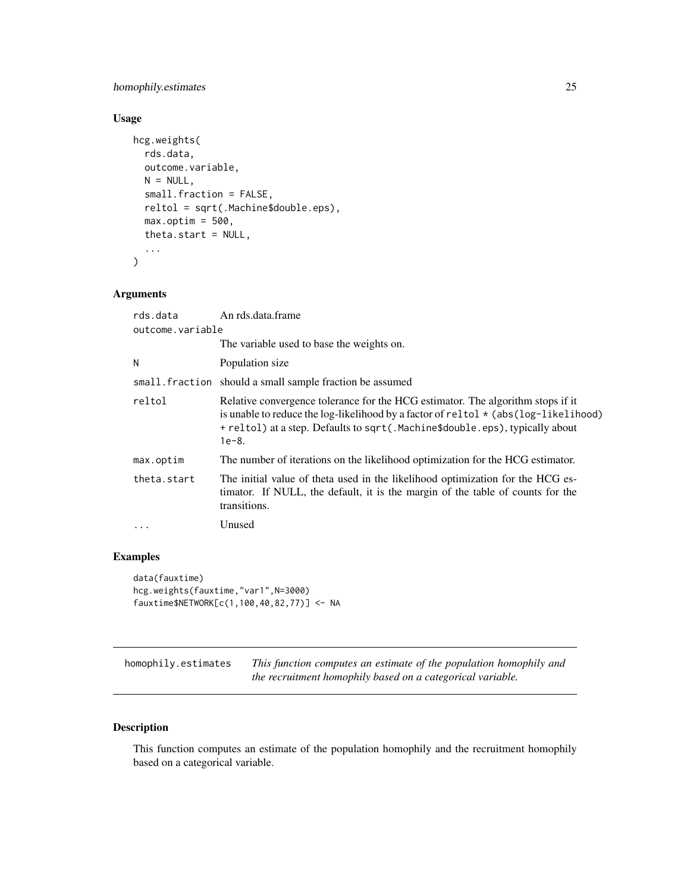### Usage

```
hcg.weights(
  rds.data,
  outcome.variable,
  N = NULL,
  small.fraction = FALSE,
  reltol = sqrt(.Machine$double.eps),
  max.optim = 500,
  theta.start = NULL,
  ...
)
```

### Arguments

| Argument | Description |
|---|---|
| rds.data | An rds.data.frame |
| outcome.variable | The variable used to base the weights on. |
| N | Population size |
| small.fraction | should a small sample fraction be assumed |
| reltol | Relative convergence tolerance for the HCG estimator. The algorithm stops if it is unable to reduce the log-likelihood by a factor of `reltol * (abs(log-likelihood) + reltol)` at a step. Defaults to `sqrt(.Machine$double.eps)`, typically about `1e-8`. |
| max.optim | The number of iterations on the likelihood optimization for the HCG estimator. |
| theta.start | The initial value of theta used in the likelihood optimization for the HCG estimator. If NULL, the default, it is the margin of the table of counts for the transitions. |
| ... | Unused |

### Examples

```
data(fauxtime)
hcg.weights(fauxtime,"var1",N=3000)
fauxtime$NETWORK[c(1,100,40,82,77)] <- NA
```

---

## homophily.estimates

*This function computes an estimate of the population homophily and the recruitment homophily based on a categorical variable.*

---

### Description

This function computes an estimate of the population homophily and the recruitment homophily based on a categorical variable.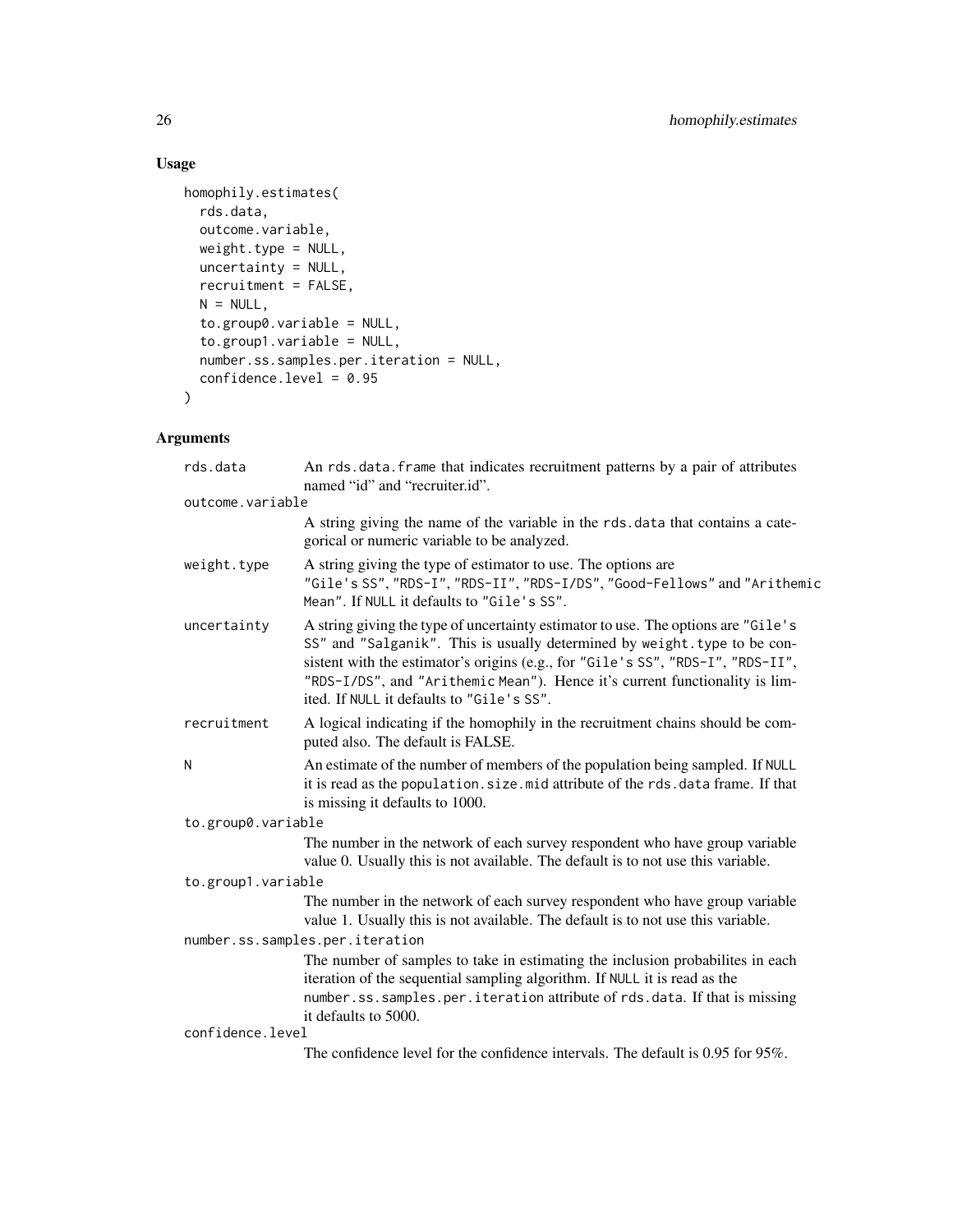## Usage

```
homophily.estimates(
  rds.data,
  outcome.variable,
  weight.type = NULL,
  uncertainty = NULL,
  recruitment = FALSE,
  N = NULL,
  to.group0.variable = NULL,
  to.group1.variable = NULL,
  number.ss.samples.per.iteration = NULL,
  confidence.level = 0.95
)
```

## Arguments

`rds.data`
: An `rds.data.frame` that indicates recruitment patterns by a pair of attributes named "id" and "recruiter.id".

`outcome.variable`
: A string giving the name of the variable in the `rds.data` that contains a categorical or numeric variable to be analyzed.

`weight.type`
: A string giving the type of estimator to use. The options are `"Gile's SS"`, `"RDS-I"`, `"RDS-II"`, `"RDS-I/DS"`, `"Good-Fellows"` and `"Arithemic Mean"`. If `NULL` it defaults to `"Gile's SS"`.

`uncertainty`
: A string giving the type of uncertainty estimator to use. The options are `"Gile's SS"` and `"Salganik"`. This is usually determined by `weight.type` to be consistent with the estimator's origins (e.g., for `"Gile's SS"`, `"RDS-I"`, `"RDS-II"`, `"RDS-I/DS"`, and `"Arithemic Mean"`). Hence it's current functionality is limited. If `NULL` it defaults to `"Gile's SS"`.

`recruitment`
: A logical indicating if the homophily in the recruitment chains should be computed also. The default is FALSE.

`N`
: An estimate of the number of members of the population being sampled. If `NULL` it is read as the `population.size.mid` attribute of the `rds.data` frame. If that is missing it defaults to 1000.

`to.group0.variable`
: The number in the network of each survey respondent who have group variable value 0. Usually this is not available. The default is to not use this variable.

`to.group1.variable`
: The number in the network of each survey respondent who have group variable value 1. Usually this is not available. The default is to not use this variable.

`number.ss.samples.per.iteration`
: The number of samples to take in estimating the inclusion probabilites in each iteration of the sequential sampling algorithm. If `NULL` it is read as the `number.ss.samples.per.iteration` attribute of `rds.data`. If that is missing it defaults to 5000.

`confidence.level`
: The confidence level for the confidence intervals. The default is 0.95 for 95%.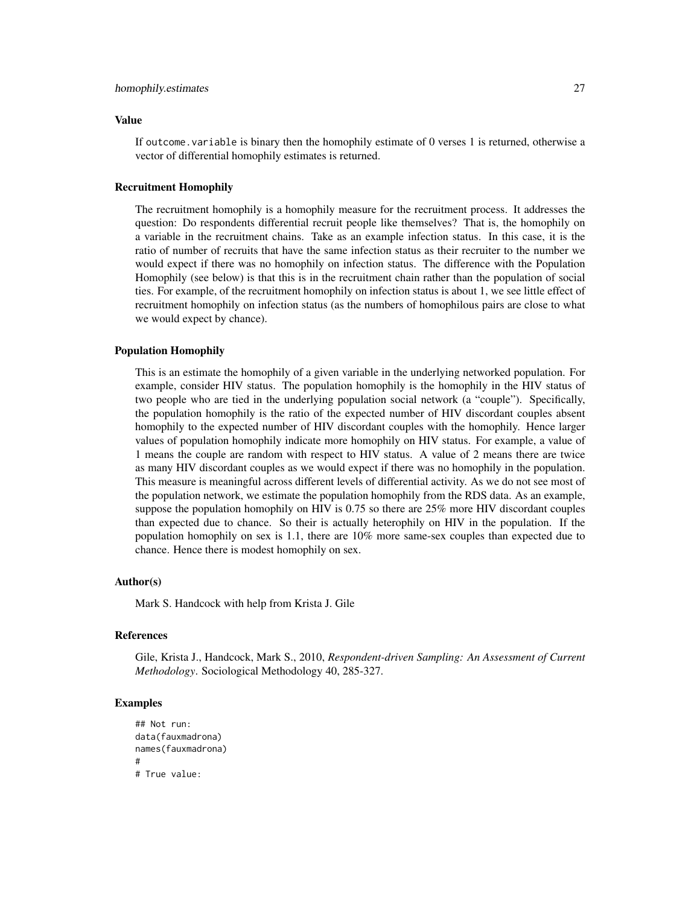### Value

If `outcome.variable` is binary then the homophily estimate of 0 verses 1 is returned, otherwise a vector of differential homophily estimates is returned.

### Recruitment Homophily

The recruitment homophily is a homophily measure for the recruitment process. It addresses the question: Do respondents differential recruit people like themselves? That is, the homophily on a variable in the recruitment chains. Take as an example infection status. In this case, it is the ratio of number of recruits that have the same infection status as their recruiter to the number we would expect if there was no homophily on infection status. The difference with the Population Homophily (see below) is that this is in the recruitment chain rather than the population of social ties. For example, of the recruitment homophily on infection status is about 1, we see little effect of recruitment homophily on infection status (as the numbers of homophilous pairs are close to what we would expect by chance).

### Population Homophily

This is an estimate the homophily of a given variable in the underlying networked population. For example, consider HIV status. The population homophily is the homophily in the HIV status of two people who are tied in the underlying population social network (a "couple"). Specifically, the population homophily is the ratio of the expected number of HIV discordant couples absent homophily to the expected number of HIV discordant couples with the homophily. Hence larger values of population homophily indicate more homophily on HIV status. For example, a value of 1 means the couple are random with respect to HIV status. A value of 2 means there are twice as many HIV discordant couples as we would expect if there was no homophily in the population. This measure is meaningful across different levels of differential activity. As we do not see most of the population network, we estimate the population homophily from the RDS data. As an example, suppose the population homophily on HIV is 0.75 so there are 25% more HIV discordant couples than expected due to chance. So their is actually heterophily on HIV in the population. If the population homophily on sex is 1.1, there are 10% more same-sex couples than expected due to chance. Hence there is modest homophily on sex.

### Author(s)

Mark S. Handcock with help from Krista J. Gile

### References

Gile, Krista J., Handcock, Mark S., 2010, *Respondent-driven Sampling: An Assessment of Current Methodology*. Sociological Methodology 40, 285-327.

### Examples

```
## Not run:
data(fauxmadrona)
names(fauxmadrona)
#
# True value:
```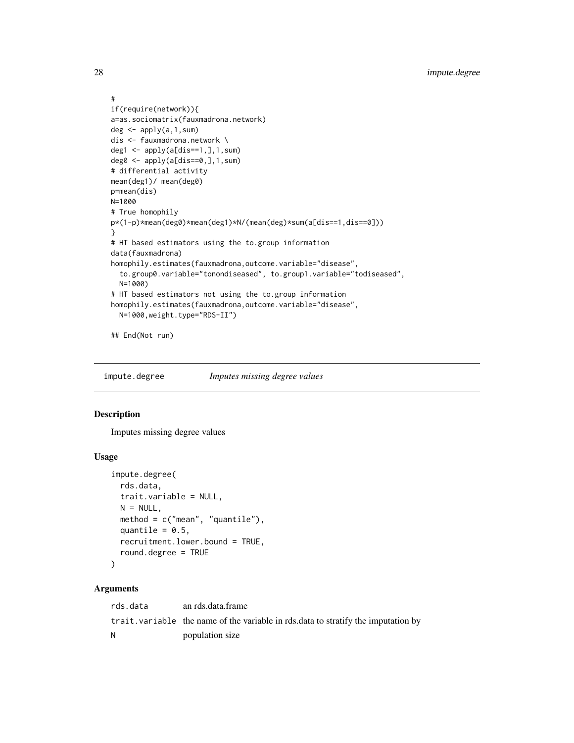```
#
if(require(network)){
a=as.sociomatrix(fauxmadrona.network)
deg <- apply(a,1,sum)
dis <- fauxmadrona.network \
deg1 <- apply(a[dis==1,],1,sum)
deg0 <- apply(a[dis==0,],1,sum)
# differential activity
mean(deg1)/ mean(deg0)
p=mean(dis)
N=1000
# True homophily
p*(1-p)*mean(deg0)*mean(deg1)*N/(mean(deg)*sum(a[dis==1,dis==0]))
}
# HT based estimators using the to.group information
data(fauxmadrona)
homophily.estimates(fauxmadrona,outcome.variable="disease",
  to.group0.variable="tonondiseased", to.group1.variable="todiseased",
  N=1000)
# HT based estimators not using the to.group information
homophily.estimates(fauxmadrona,outcome.variable="disease",
  N=1000,weight.type="RDS-II")

## End(Not run)
```

## impute.degree — *Imputes missing degree values*

### Description

Imputes missing degree values

### Usage

```
impute.degree(
  rds.data,
  trait.variable = NULL,
  N = NULL,
  method = c("mean", "quantile"),
  quantile = 0.5,
  recruitment.lower.bound = TRUE,
  round.degree = TRUE
)
```

### Arguments

| | |
|---|---|
| rds.data | an rds.data.frame |
| trait.variable | the name of the variable in rds.data to stratify the imputation by |
| N | population size |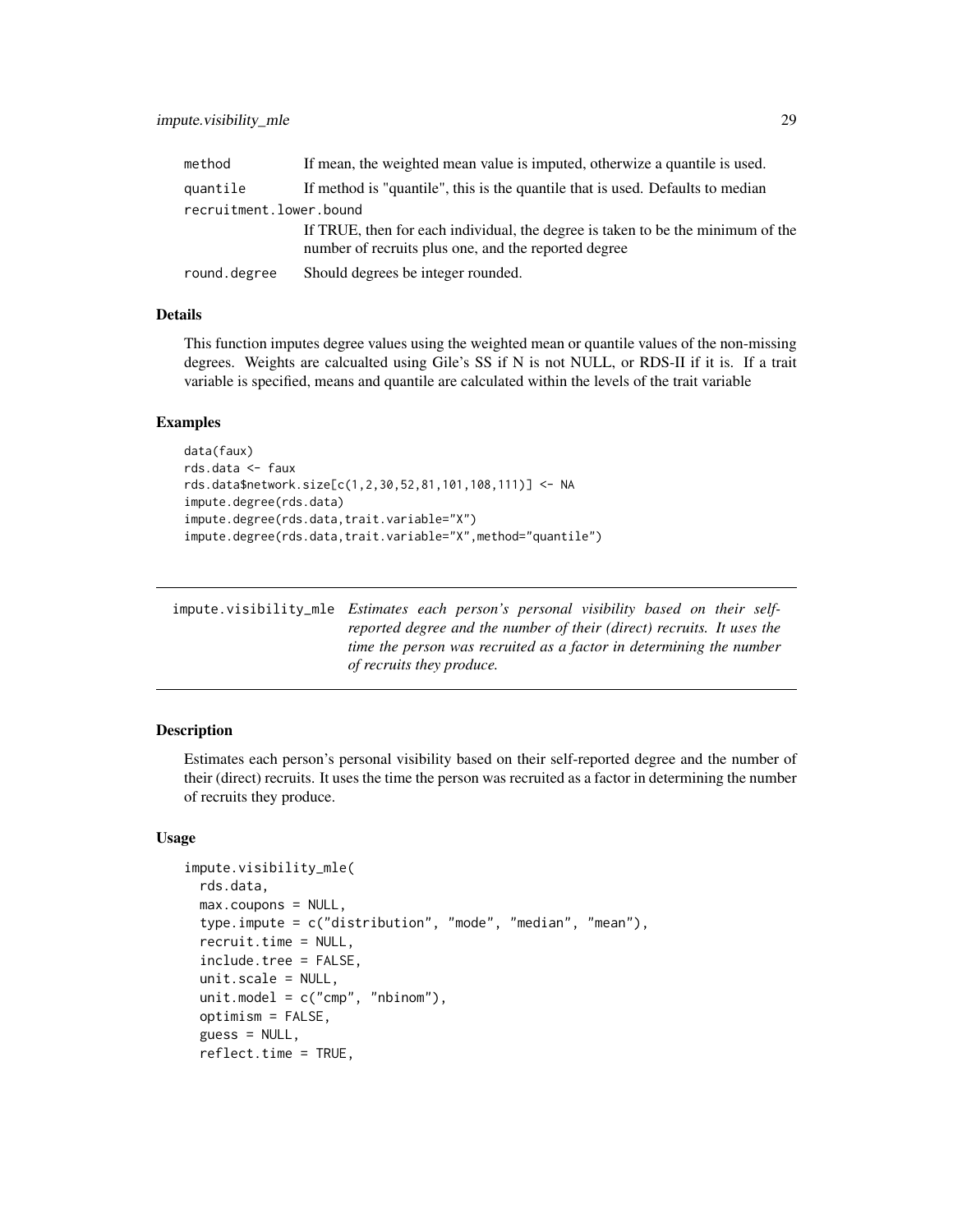| | |
|---|---|
| method | If mean, the weighted mean value is imputed, otherwize a quantile is used. |
| quantile | If method is "quantile", this is the quantile that is used. Defaults to median |
| recruitment.lower.bound | If TRUE, then for each individual, the degree is taken to be the minimum of the number of recruits plus one, and the reported degree |
| round.degree | Should degrees be integer rounded. |

### Details

This function imputes degree values using the weighted mean or quantile values of the non-missing degrees. Weights are calcualted using Gile's SS if N is not NULL, or RDS-II if it is. If a trait variable is specified, means and quantile are calculated within the levels of the trait variable

### Examples

```
data(faux)
rds.data <- faux
rds.data$network.size[c(1,2,30,52,81,101,108,111)] <- NA
impute.degree(rds.data)
impute.degree(rds.data,trait.variable="X")
impute.degree(rds.data,trait.variable="X",method="quantile")
```

---

## impute.visibility_mle

*Estimates each person's personal visibility based on their self-reported degree and the number of their (direct) recruits. It uses the time the person was recruited as a factor in determining the number of recruits they produce.*

---

### Description

Estimates each person's personal visibility based on their self-reported degree and the number of their (direct) recruits. It uses the time the person was recruited as a factor in determining the number of recruits they produce.

### Usage

```
impute.visibility_mle(
  rds.data,
  max.coupons = NULL,
  type.impute = c("distribution", "mode", "median", "mean"),
  recruit.time = NULL,
  include.tree = FALSE,
  unit.scale = NULL,
  unit.model = c("cmp", "nbinom"),
  optimism = FALSE,
  guess = NULL,
  reflect.time = TRUE,
```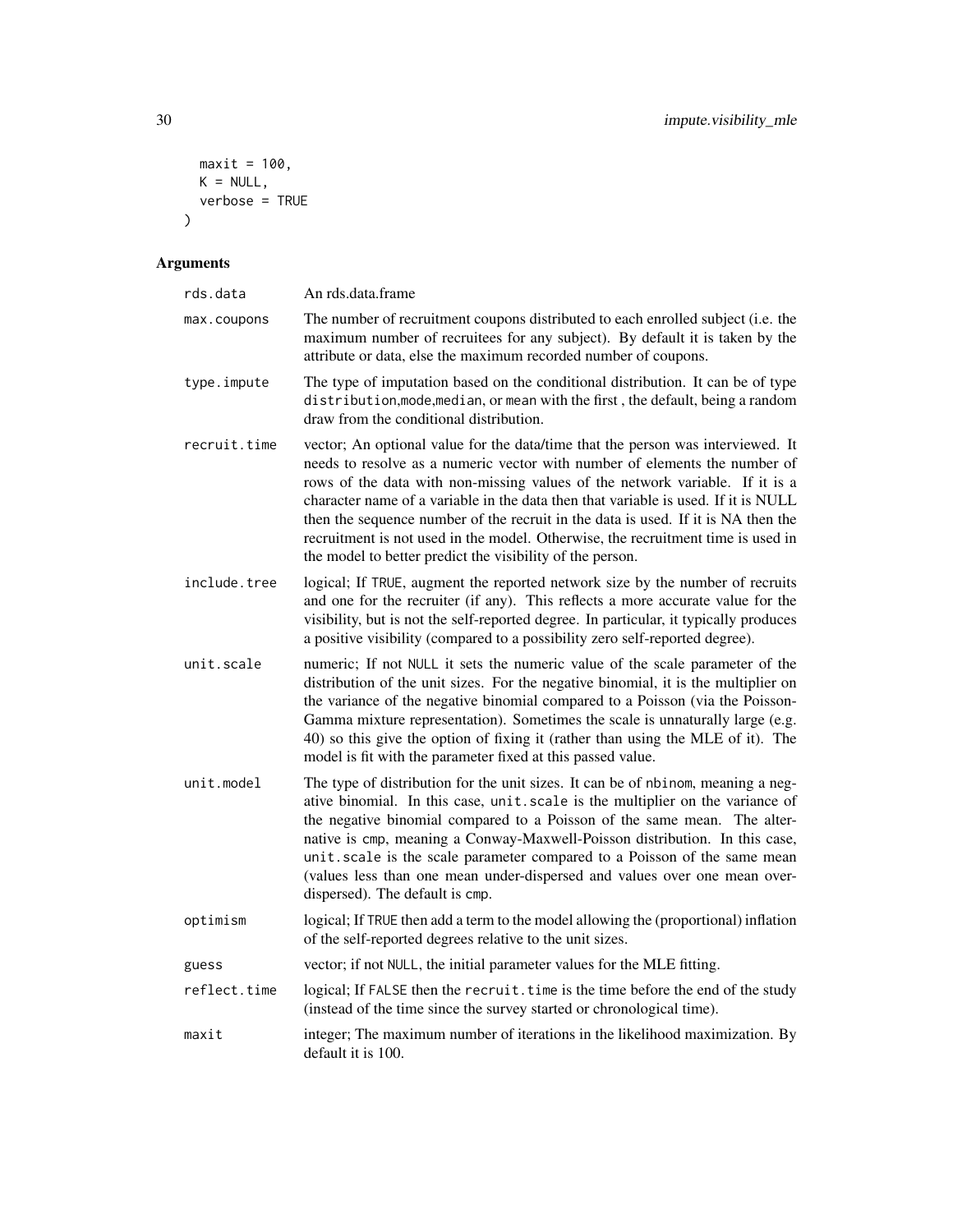```
  maxit = 100,
  K = NULL,
  verbose = TRUE
)
```

## Arguments

| Argument | Description |
|---|---|
| `rds.data` | An rds.data.frame |
| `max.coupons` | The number of recruitment coupons distributed to each enrolled subject (i.e. the maximum number of recruitees for any subject). By default it is taken by the attribute or data, else the maximum recorded number of coupons. |
| `type.impute` | The type of imputation based on the conditional distribution. It can be of type `distribution`,`mode`,`median`, or `mean` with the first , the default, being a random draw from the conditional distribution. |
| `recruit.time` | vector; An optional value for the data/time that the person was interviewed. It needs to resolve as a numeric vector with number of elements the number of rows of the data with non-missing values of the network variable. If it is a character name of a variable in the data then that variable is used. If it is NULL then the sequence number of the recruit in the data is used. If it is NA then the recruitment is not used in the model. Otherwise, the recruitment time is used in the model to better predict the visibility of the person. |
| `include.tree` | logical; If `TRUE`, augment the reported network size by the number of recruits and one for the recruiter (if any). This reflects a more accurate value for the visibility, but is not the self-reported degree. In particular, it typically produces a positive visibility (compared to a possibility zero self-reported degree). |
| `unit.scale` | numeric; If not `NULL` it sets the numeric value of the scale parameter of the distribution of the unit sizes. For the negative binomial, it is the multiplier on the variance of the negative binomial compared to a Poisson (via the Poisson-Gamma mixture representation). Sometimes the scale is unnaturally large (e.g. 40) so this give the option of fixing it (rather than using the MLE of it). The model is fit with the parameter fixed at this passed value. |
| `unit.model` | The type of distribution for the unit sizes. It can be of `nbinom`, meaning a negative binomial. In this case, `unit.scale` is the multiplier on the variance of the negative binomial compared to a Poisson of the same mean. The alternative is `cmp`, meaning a Conway-Maxwell-Poisson distribution. In this case, `unit.scale` is the scale parameter compared to a Poisson of the same mean (values less than one mean under-dispersed and values over one mean over-dispersed). The default is `cmp`. |
| `optimism` | logical; If `TRUE` then add a term to the model allowing the (proportional) inflation of the self-reported degrees relative to the unit sizes. |
| `guess` | vector; if not `NULL`, the initial parameter values for the MLE fitting. |
| `reflect.time` | logical; If `FALSE` then the `recruit.time` is the time before the end of the study (instead of the time since the survey started or chronological time). |
| `maxit` | integer; The maximum number of iterations in the likelihood maximization. By default it is 100. |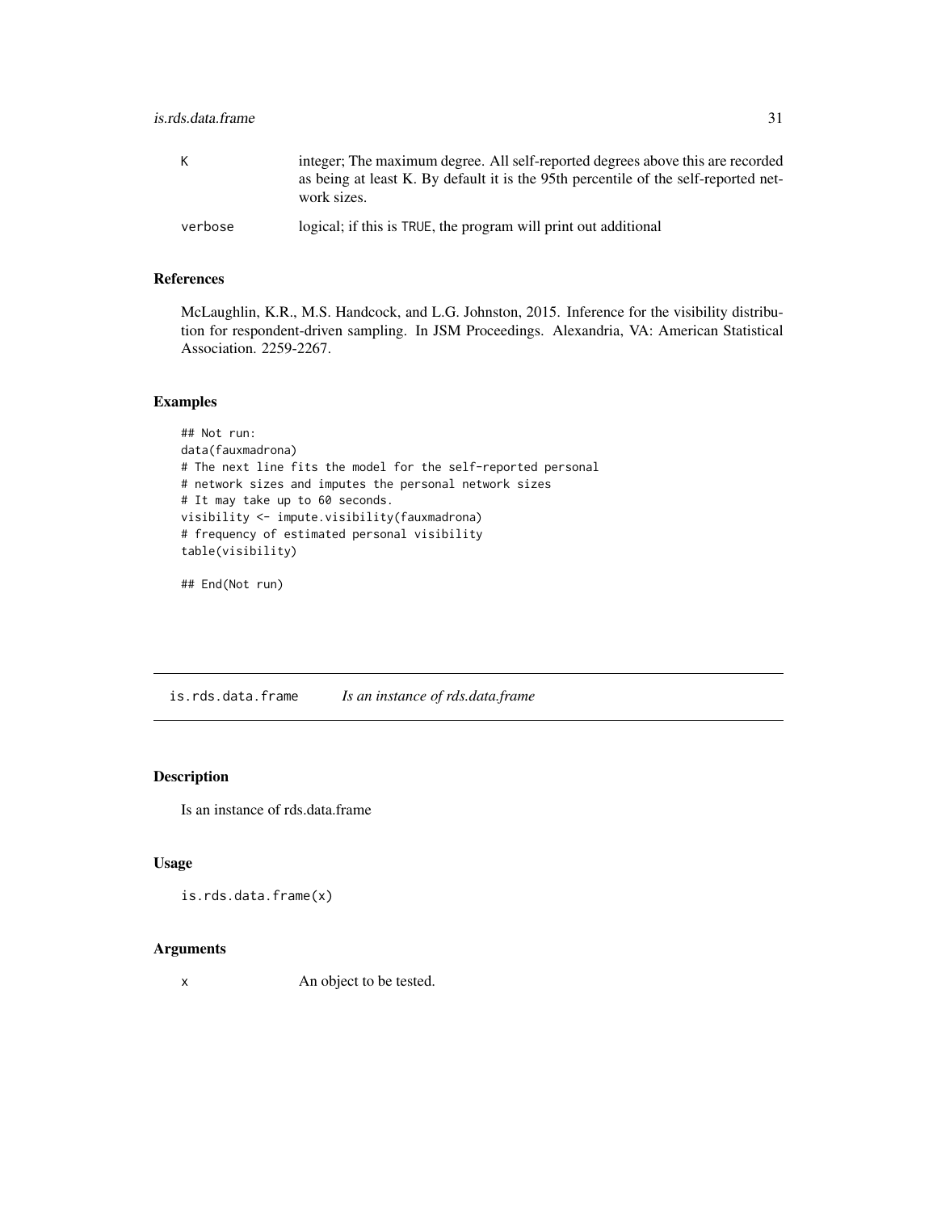| | |
|---|---|
| K | integer; The maximum degree. All self-reported degrees above this are recorded as being at least K. By default it is the 95th percentile of the self-reported network sizes. |
| verbose | logical; if this is TRUE, the program will print out additional |

### References

McLaughlin, K.R., M.S. Handcock, and L.G. Johnston, 2015. Inference for the visibility distribution for respondent-driven sampling. In JSM Proceedings. Alexandria, VA: American Statistical Association. 2259-2267.

### Examples

```
## Not run:
data(fauxmadrona)
# The next line fits the model for the self-reported personal
# network sizes and imputes the personal network sizes
# It may take up to 60 seconds.
visibility <- impute.visibility(fauxmadrona)
# frequency of estimated personal visibility
table(visibility)

## End(Not run)
```

---

## is.rds.data.frame    *Is an instance of rds.data.frame*

### Description

Is an instance of rds.data.frame

### Usage

```
is.rds.data.frame(x)
```

### Arguments

| | |
|---|---|
| x | An object to be tested. |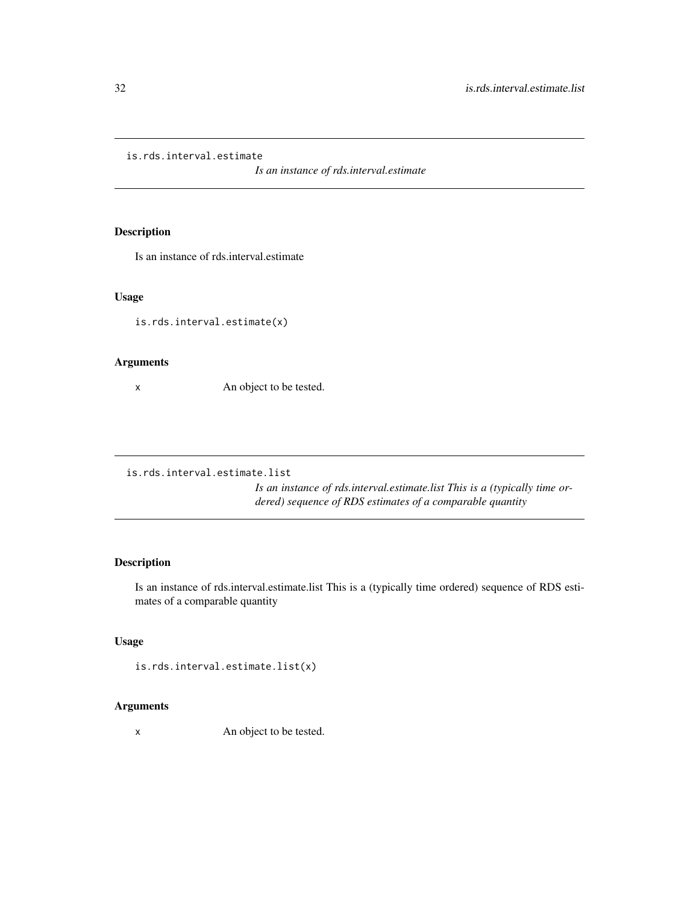## is.rds.interval.estimate

*Is an instance of rds.interval.estimate*

### Description

Is an instance of rds.interval.estimate

### Usage

```
is.rds.interval.estimate(x)
```

### Arguments

| | |
|---|---|
| x | An object to be tested. |

## is.rds.interval.estimate.list

*Is an instance of rds.interval.estimate.list This is a (typically time ordered) sequence of RDS estimates of a comparable quantity*

### Description

Is an instance of rds.interval.estimate.list This is a (typically time ordered) sequence of RDS estimates of a comparable quantity

### Usage

```
is.rds.interval.estimate.list(x)
```

### Arguments

| | |
|---|---|
| x | An object to be tested. |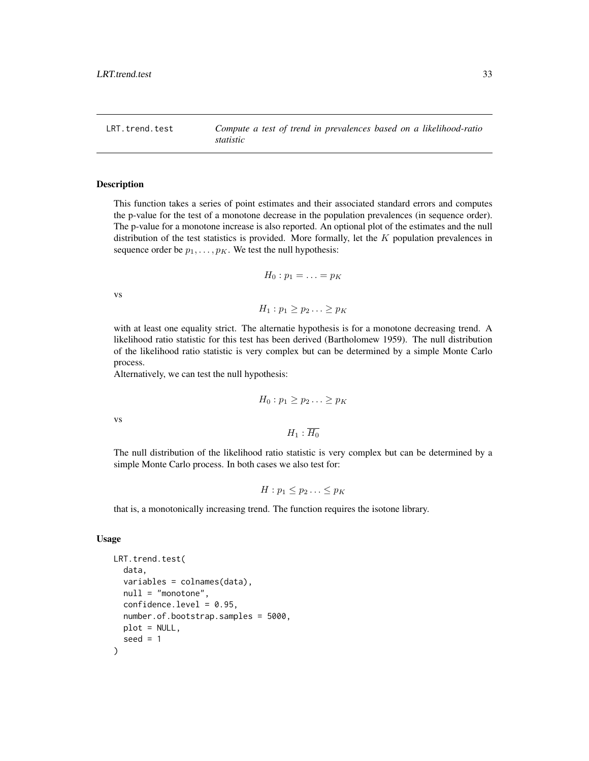## LRT.trend.test — *Compute a test of trend in prevalences based on a likelihood-ratio statistic*

### Description

This function takes a series of point estimates and their associated standard errors and computes the p-value for the test of a monotone decrease in the population prevalences (in sequence order). The p-value for a monotone increase is also reported. An optional plot of the estimates and the null distribution of the test statistics is provided. More formally, let the $K$ population prevalences in sequence order be $p_1, \ldots, p_K$. We test the null hypothesis:

$$H_0 : p_1 = \ldots = p_K$$

vs

$$H_1 : p_1 \geq p_2 \ldots \geq p_K$$

with at least one equality strict. The alternatie hypothesis is for a monotone decreasing trend. A likelihood ratio statistic for this test has been derived (Bartholomew 1959). The null distribution of the likelihood ratio statistic is very complex but can be determined by a simple Monte Carlo process.

Alternatively, we can test the null hypothesis:

$$H_0 : p_1 \geq p_2 \ldots \geq p_K$$

vs

$$H_1 : \overline{H_0}$$

The null distribution of the likelihood ratio statistic is very complex but can be determined by a simple Monte Carlo process. In both cases we also test for:

$$H : p_1 \leq p_2 \ldots \leq p_K$$

that is, a monotonically increasing trend. The function requires the isotone library.

### Usage

```
LRT.trend.test(
  data,
  variables = colnames(data),
  null = "monotone",
  confidence.level = 0.95,
  number.of.bootstrap.samples = 5000,
  plot = NULL,
  seed = 1
)
```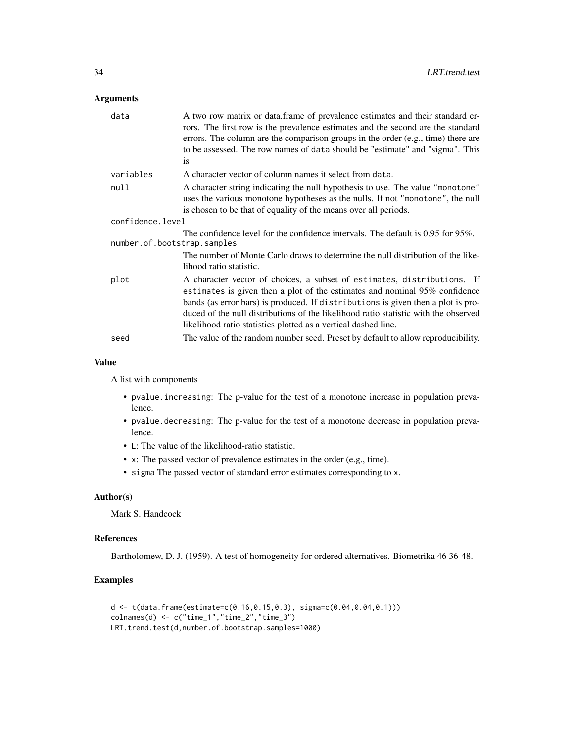### Arguments

- **data**: A two row matrix or data.frame of prevalence estimates and their standard errors. The first row is the prevalence estimates and the second are the standard errors. The column are the comparison groups in the order (e.g., time) there are to be assessed. The row names of data should be "estimate" and "sigma". This is
- **variables**: A character vector of column names it select from data.
- **null**: A character string indicating the null hypothesis to use. The value "monotone" uses the various monotone hypotheses as the nulls. If not "monotone", the null is chosen to be that of equality of the means over all periods.
- **confidence.level**: The confidence level for the confidence intervals. The default is 0.95 for 95%.
- **number.of.bootstrap.samples**: The number of Monte Carlo draws to determine the null distribution of the likelihood ratio statistic.
- **plot**: A character vector of choices, a subset of estimates, distributions. If estimates is given then a plot of the estimates and nominal 95% confidence bands (as error bars) is produced. If distributions is given then a plot is produced of the null distributions of the likelihood ratio statistic with the observed likelihood ratio statistics plotted as a vertical dashed line.
- **seed**: The value of the random number seed. Preset by default to allow reproducibility.

### Value

A list with components

- pvalue.increasing: The p-value for the test of a monotone increase in population prevalence.
- pvalue.decreasing: The p-value for the test of a monotone decrease in population prevalence.
- L: The value of the likelihood-ratio statistic.
- x: The passed vector of prevalence estimates in the order (e.g., time).
- sigma The passed vector of standard error estimates corresponding to x.

### Author(s)

Mark S. Handcock

### References

Bartholomew, D. J. (1959). A test of homogeneity for ordered alternatives. Biometrika 46 36-48.

### Examples

```
d <- t(data.frame(estimate=c(0.16,0.15,0.3), sigma=c(0.04,0.04,0.1)))
colnames(d) <- c("time_1","time_2","time_3")
LRT.trend.test(d,number.of.bootstrap.samples=1000)
```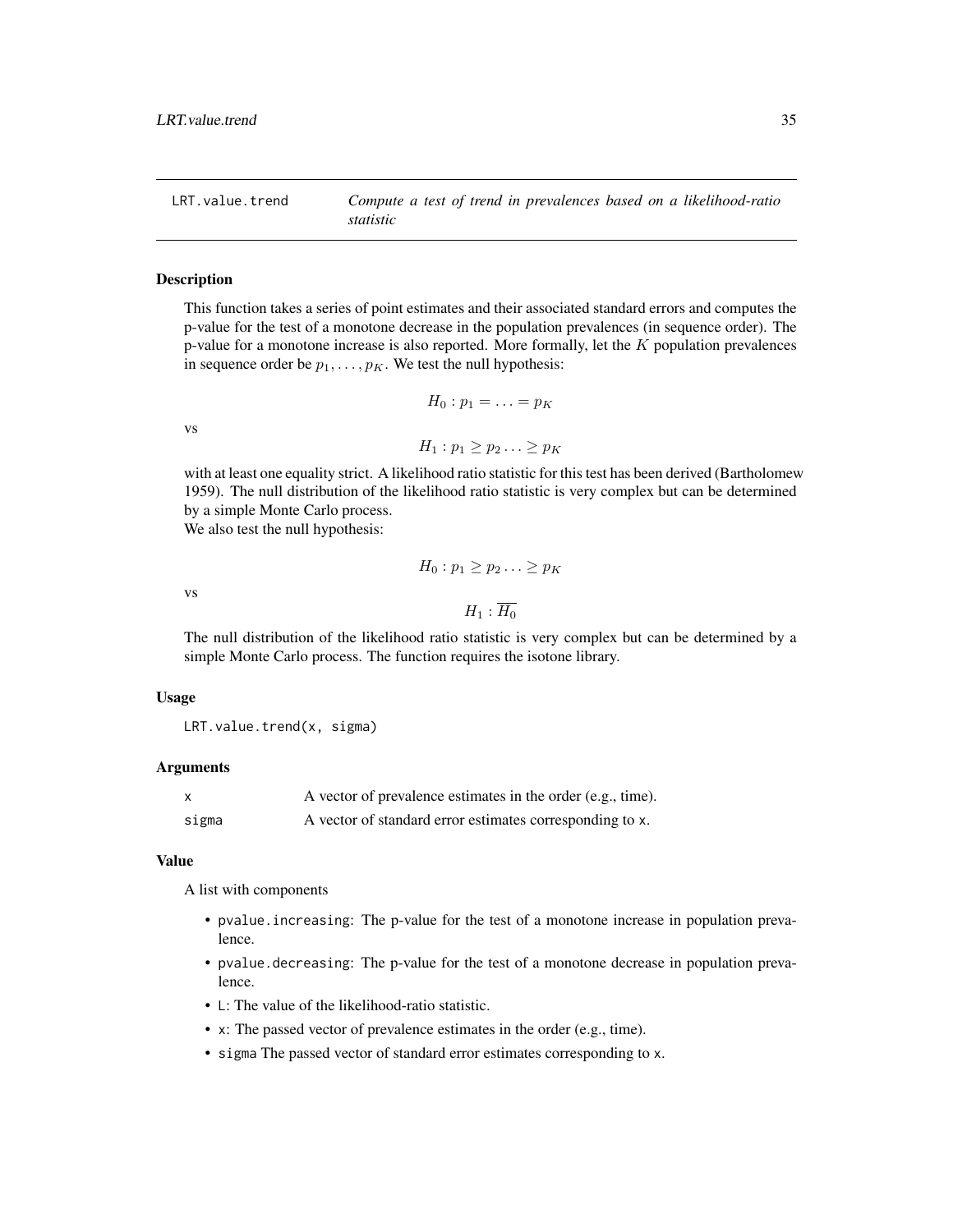# LRT.value.trend — *Compute a test of trend in prevalences based on a likelihood-ratio statistic*

## Description

This function takes a series of point estimates and their associated standard errors and computes the p-value for the test of a monotone decrease in the population prevalences (in sequence order). The p-value for a monotone increase is also reported. More formally, let the $K$ population prevalences in sequence order be $p_1, \ldots, p_K$. We test the null hypothesis:

$$H_0 : p_1 = \ldots = p_K$$

vs

$$H_1 : p_1 \geq p_2 \ldots \geq p_K$$

with at least one equality strict. A likelihood ratio statistic for this test has been derived (Bartholomew 1959). The null distribution of the likelihood ratio statistic is very complex but can be determined by a simple Monte Carlo process.
We also test the null hypothesis:

$$H_0 : p_1 \geq p_2 \ldots \geq p_K$$

vs

$$H_1 : \overline{H_0}$$

The null distribution of the likelihood ratio statistic is very complex but can be determined by a simple Monte Carlo process. The function requires the isotone library.

## Usage

```
LRT.value.trend(x, sigma)
```

## Arguments

| | |
|---|---|
| x | A vector of prevalence estimates in the order (e.g., time). |
| sigma | A vector of standard error estimates corresponding to x. |

## Value

A list with components

- pvalue.increasing: The p-value for the test of a monotone increase in population prevalence.
- pvalue.decreasing: The p-value for the test of a monotone decrease in population prevalence.
- L: The value of the likelihood-ratio statistic.
- x: The passed vector of prevalence estimates in the order (e.g., time).
- sigma The passed vector of standard error estimates corresponding to x.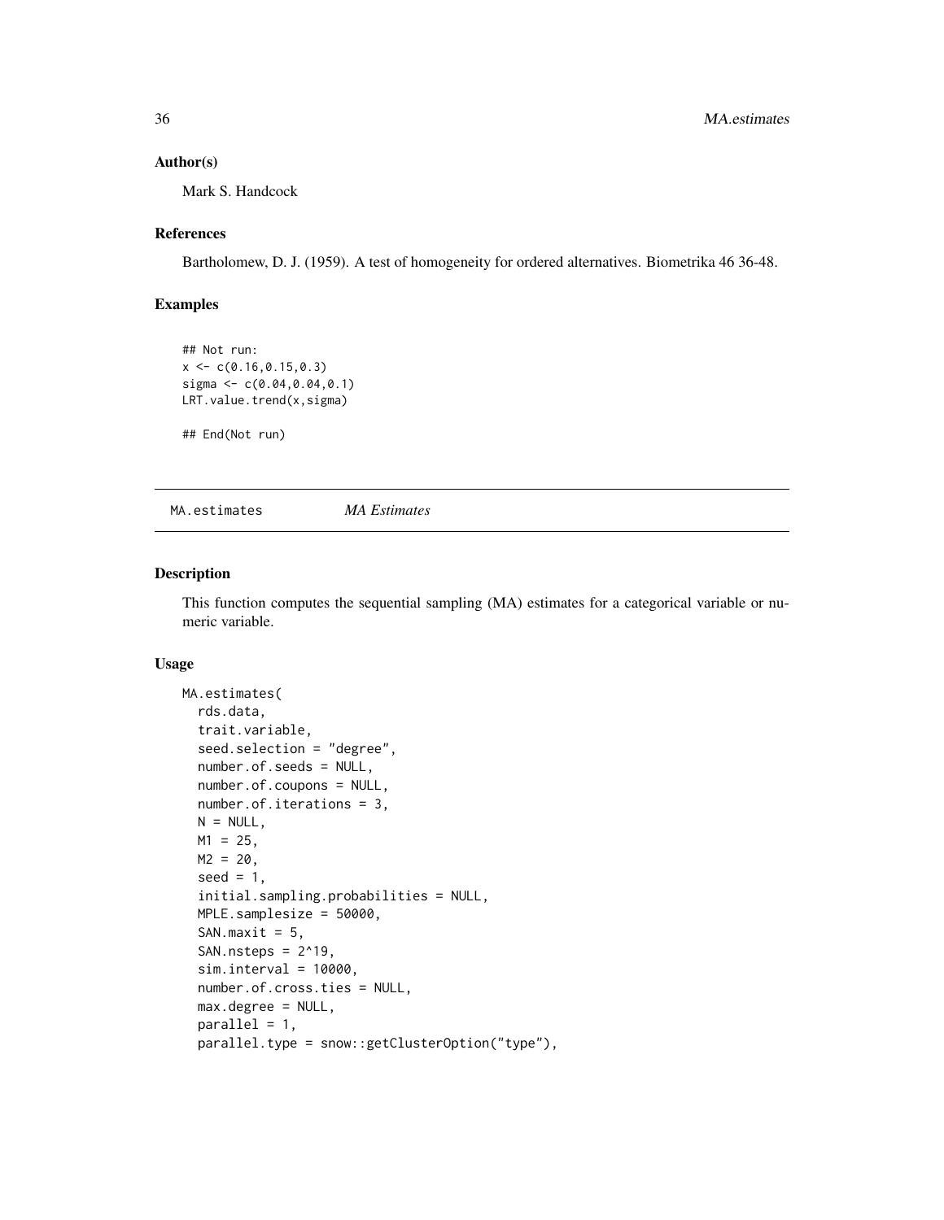### Author(s)

Mark S. Handcock

### References

Bartholomew, D. J. (1959). A test of homogeneity for ordered alternatives. Biometrika 46 36-48.

### Examples

```
## Not run:
x <- c(0.16,0.15,0.3)
sigma <- c(0.04,0.04,0.1)
LRT.value.trend(x,sigma)

## End(Not run)
```

---

## MA.estimates *MA Estimates*

---

### Description

This function computes the sequential sampling (MA) estimates for a categorical variable or numeric variable.

### Usage

```
MA.estimates(
  rds.data,
  trait.variable,
  seed.selection = "degree",
  number.of.seeds = NULL,
  number.of.coupons = NULL,
  number.of.iterations = 3,
  N = NULL,
  M1 = 25,
  M2 = 20,
  seed = 1,
  initial.sampling.probabilities = NULL,
  MPLE.samplesize = 50000,
  SAN.maxit = 5,
  SAN.nsteps = 2^19,
  sim.interval = 10000,
  number.of.cross.ties = NULL,
  max.degree = NULL,
  parallel = 1,
  parallel.type = snow::getClusterOption("type"),
```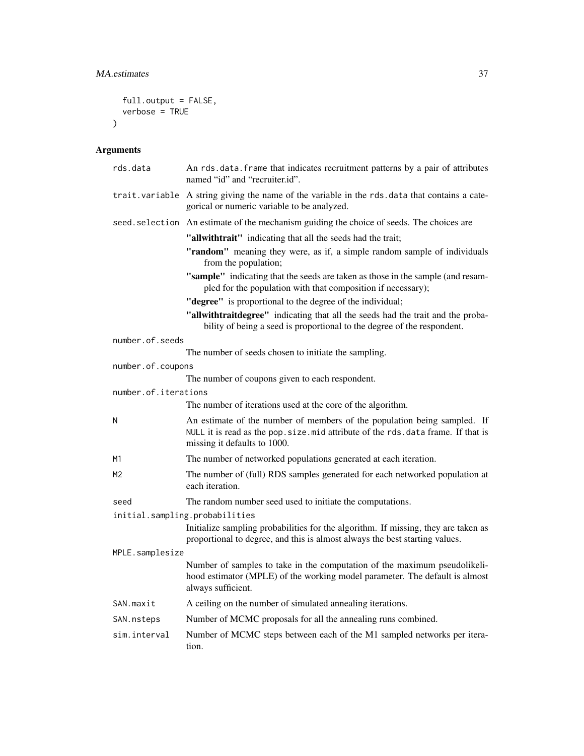```
  full.output = FALSE,
  verbose = TRUE
)
```

## Arguments

| Argument | Description |
|---|---|
| `rds.data` | An `rds.data.frame` that indicates recruitment patterns by a pair of attributes named "id" and "recruiter.id". |
| `trait.variable` | A string giving the name of the variable in the `rds.data` that contains a categorical or numeric variable to be analyzed. |
| `seed.selection` | An estimate of the mechanism guiding the choice of seeds. The choices are<br>**"allwithtrait"** indicating that all the seeds had the trait;<br>**"random"** meaning they were, as if, a simple random sample of individuals from the population;<br>**"sample"** indicating that the seeds are taken as those in the sample (and resampled for the population with that composition if necessary);<br>**"degree"** is proportional to the degree of the individual;<br>**"allwithtraitdegree"** indicating that all the seeds had the trait and the probability of being a seed is proportional to the degree of the respondent. |
| `number.of.seeds` | The number of seeds chosen to initiate the sampling. |
| `number.of.coupons` | The number of coupons given to each respondent. |
| `number.of.iterations` | The number of iterations used at the core of the algorithm. |
| `N` | An estimate of the number of members of the population being sampled. If `NULL` it is read as the `pop.size.mid` attribute of the `rds.data` frame. If that is missing it defaults to 1000. |
| `M1` | The number of networked populations generated at each iteration. |
| `M2` | The number of (full) RDS samples generated for each networked population at each iteration. |
| `seed` | The random number seed used to initiate the computations. |
| `initial.sampling.probabilities` | Initialize sampling probabilities for the algorithm. If missing, they are taken as proportional to degree, and this is almost always the best starting values. |
| `MPLE.samplesize` | Number of samples to take in the computation of the maximum pseudolikelihood estimator (MPLE) of the working model parameter. The default is almost always sufficient. |
| `SAN.maxit` | A ceiling on the number of simulated annealing iterations. |
| `SAN.nsteps` | Number of MCMC proposals for all the annealing runs combined. |
| `sim.interval` | Number of MCMC steps between each of the M1 sampled networks per iteration. |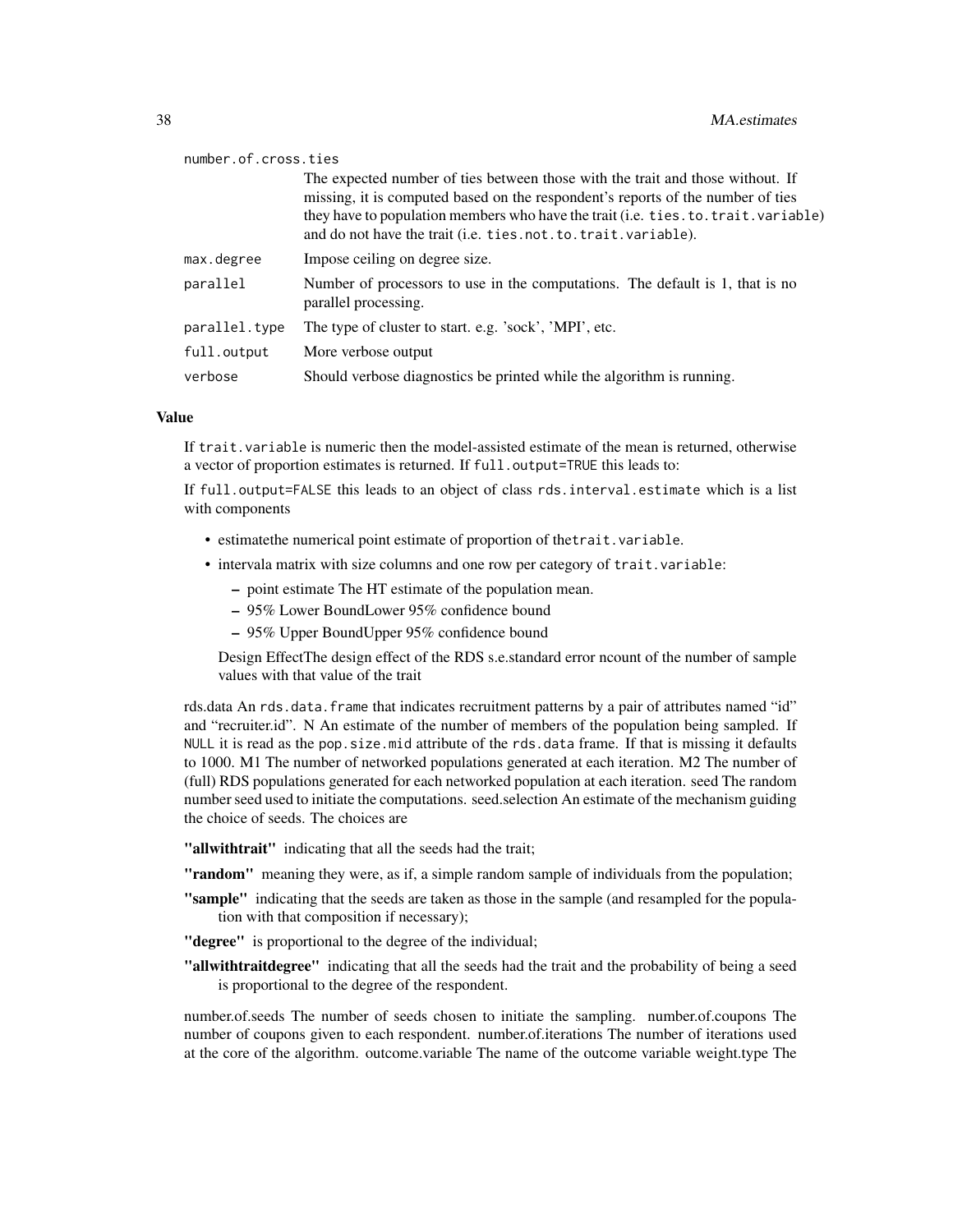number.of.cross.ties
: The expected number of ties between those with the trait and those without. If missing, it is computed based on the respondent's reports of the number of ties they have to population members who have the trait (i.e. `ties.to.trait.variable`) and do not have the trait (i.e. `ties.not.to.trait.variable`).

| | |
|---|---|
| `max.degree` | Impose ceiling on degree size. |
| `parallel` | Number of processors to use in the computations. The default is 1, that is no parallel processing. |
| `parallel.type` | The type of cluster to start. e.g. 'sock', 'MPI', etc. |
| `full.output` | More verbose output |
| `verbose` | Should verbose diagnostics be printed while the algorithm is running. |

### Value

If `trait.variable` is numeric then the model-assisted estimate of the mean is returned, otherwise a vector of proportion estimates is returned. If `full.output=TRUE` this leads to:

If `full.output=FALSE` this leads to an object of class `rds.interval.estimate` which is a list with components

- estimatethe numerical point estimate of proportion of the`trait.variable`.
- intervala matrix with size columns and one row per category of `trait.variable`:
  - point estimate The HT estimate of the population mean.
  - 95% Lower BoundLower 95% confidence bound
  - 95% Upper BoundUpper 95% confidence bound

  Design EffectThe design effect of the RDS s.e.standard error ncount of the number of sample values with that value of the trait

rds.data An `rds.data.frame` that indicates recruitment patterns by a pair of attributes named "id" and "recruiter.id". N An estimate of the number of members of the population being sampled. If `NULL` it is read as the `pop.size.mid` attribute of the `rds.data` frame. If that is missing it defaults to 1000. M1 The number of networked populations generated at each iteration. M2 The number of (full) RDS populations generated for each networked population at each iteration. seed The random number seed used to initiate the computations. seed.selection An estimate of the mechanism guiding the choice of seeds. The choices are

**"allwithtrait"** indicating that all the seeds had the trait;

**"random"** meaning they were, as if, a simple random sample of individuals from the population;

**"sample"** indicating that the seeds are taken as those in the sample (and resampled for the population with that composition if necessary);

**"degree"** is proportional to the degree of the individual;

**"allwithtraitdegree"** indicating that all the seeds had the trait and the probability of being a seed is proportional to the degree of the respondent.

number.of.seeds The number of seeds chosen to initiate the sampling. number.of.coupons The number of coupons given to each respondent. number.of.iterations The number of iterations used at the core of the algorithm. outcome.variable The name of the outcome variable weight.type The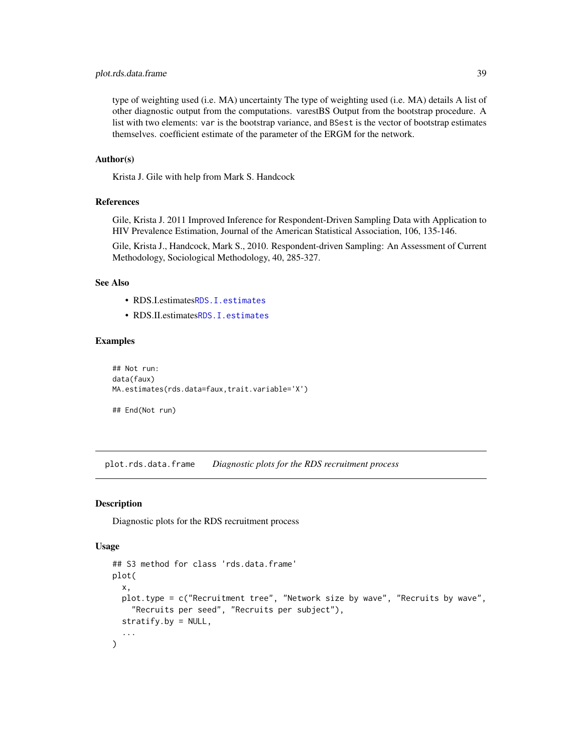type of weighting used (i.e. MA) uncertainty The type of weighting used (i.e. MA) details A list of other diagnostic output from the computations. varestBS Output from the bootstrap procedure. A list with two elements: `var` is the bootstrap variance, and `BSest` is the vector of bootstrap estimates themselves. coefficient estimate of the parameter of the ERGM for the network.

### Author(s)

Krista J. Gile with help from Mark S. Handcock

### References

Gile, Krista J. 2011 Improved Inference for Respondent-Driven Sampling Data with Application to HIV Prevalence Estimation, Journal of the American Statistical Association, 106, 135-146.

Gile, Krista J., Handcock, Mark S., 2010. Respondent-driven Sampling: An Assessment of Current Methodology, Sociological Methodology, 40, 285-327.

### See Also

- RDS.I.estimates`RDS.I.estimates`
- RDS.II.estimates`RDS.I.estimates`

### Examples

```
## Not run:
data(faux)
MA.estimates(rds.data=faux,trait.variable='X')

## End(Not run)
```

---

## plot.rds.data.frame *Diagnostic plots for the RDS recruitment process*

### Description

Diagnostic plots for the RDS recruitment process

### Usage

```
## S3 method for class 'rds.data.frame'
plot(
  x,
  plot.type = c("Recruitment tree", "Network size by wave", "Recruits by wave",
    "Recruits per seed", "Recruits per subject"),
  stratify.by = NULL,
  ...
)
```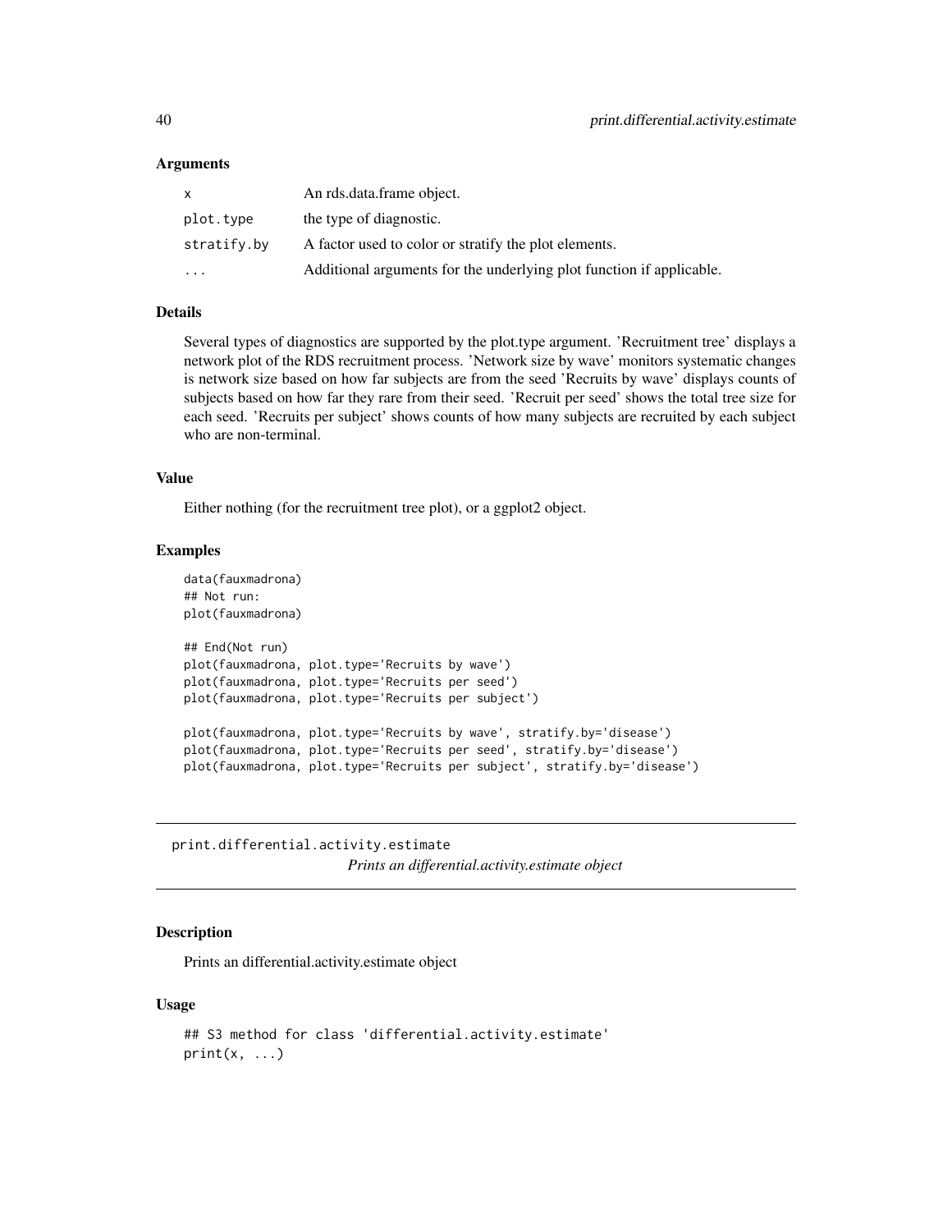### Arguments

| | |
|---|---|
| `x` | An rds.data.frame object. |
| `plot.type` | the type of diagnostic. |
| `stratify.by` | A factor used to color or stratify the plot elements. |
| `...` | Additional arguments for the underlying plot function if applicable. |

### Details

Several types of diagnostics are supported by the plot.type argument. 'Recruitment tree' displays a network plot of the RDS recruitment process. 'Network size by wave' monitors systematic changes is network size based on how far subjects are from the seed 'Recruits by wave' displays counts of subjects based on how far they rare from their seed. 'Recruit per seed' shows the total tree size for each seed. 'Recruits per subject' shows counts of how many subjects are recruited by each subject who are non-terminal.

### Value

Either nothing (for the recruitment tree plot), or a ggplot2 object.

### Examples

```
data(fauxmadrona)
## Not run:
plot(fauxmadrona)

## End(Not run)
plot(fauxmadrona, plot.type='Recruits by wave')
plot(fauxmadrona, plot.type='Recruits per seed')
plot(fauxmadrona, plot.type='Recruits per subject')

plot(fauxmadrona, plot.type='Recruits by wave', stratify.by='disease')
plot(fauxmadrona, plot.type='Recruits per seed', stratify.by='disease')
plot(fauxmadrona, plot.type='Recruits per subject', stratify.by='disease')
```

---

## print.differential.activity.estimate

*Prints an differential.activity.estimate object*

### Description

Prints an differential.activity.estimate object

### Usage

```
## S3 method for class 'differential.activity.estimate'
print(x, ...)
```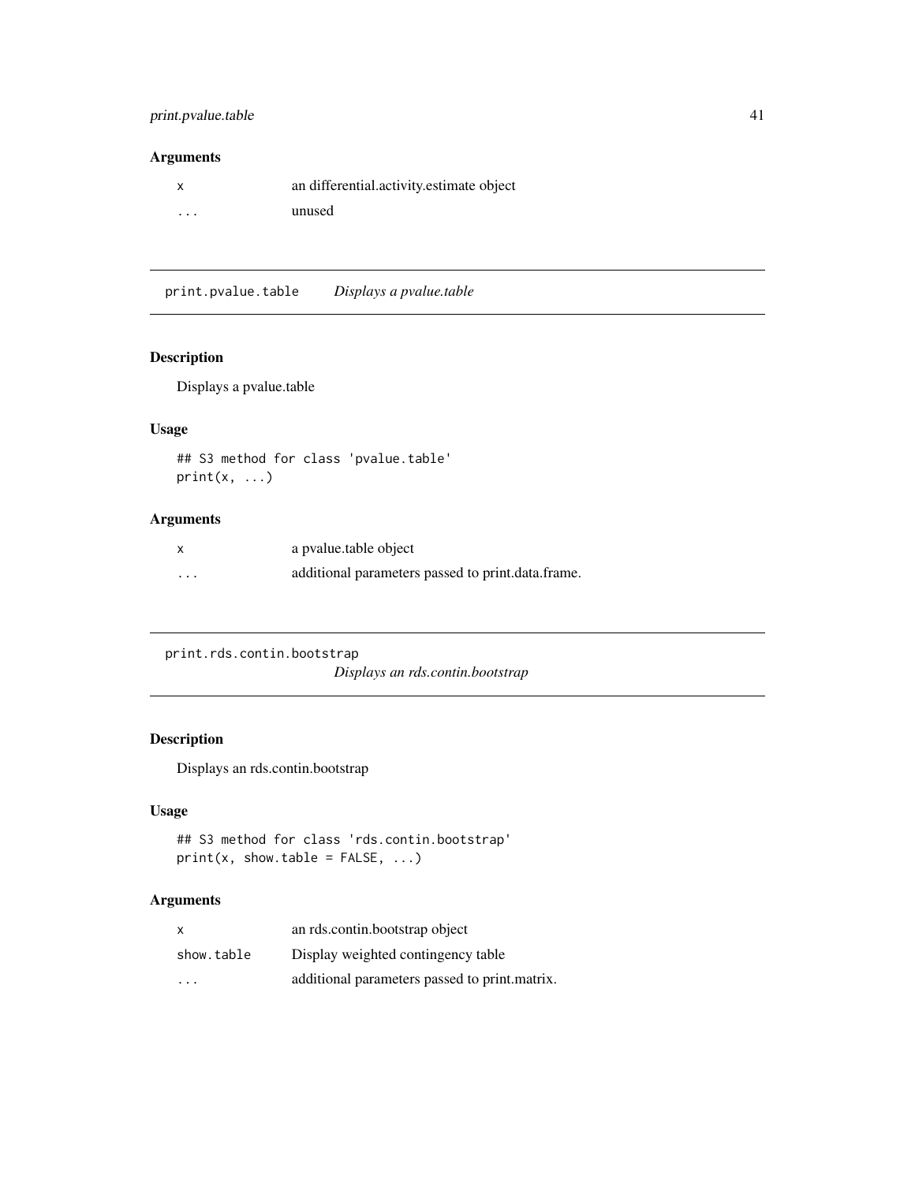### Arguments

| | |
|---|---|
| `x` | an differential.activity.estimate object |
| `...` | unused |

---

## print.pvalue.table *Displays a pvalue.table*

### Description

Displays a pvalue.table

### Usage

```
## S3 method for class 'pvalue.table'
print(x, ...)
```

### Arguments

| | |
|---|---|
| `x` | a pvalue.table object |
| `...` | additional parameters passed to print.data.frame. |

---

## print.rds.contin.bootstrap *Displays an rds.contin.bootstrap*

### Description

Displays an rds.contin.bootstrap

### Usage

```
## S3 method for class 'rds.contin.bootstrap'
print(x, show.table = FALSE, ...)
```

### Arguments

| | |
|---|---|
| `x` | an rds.contin.bootstrap object |
| `show.table` | Display weighted contingency table |
| `...` | additional parameters passed to print.matrix. |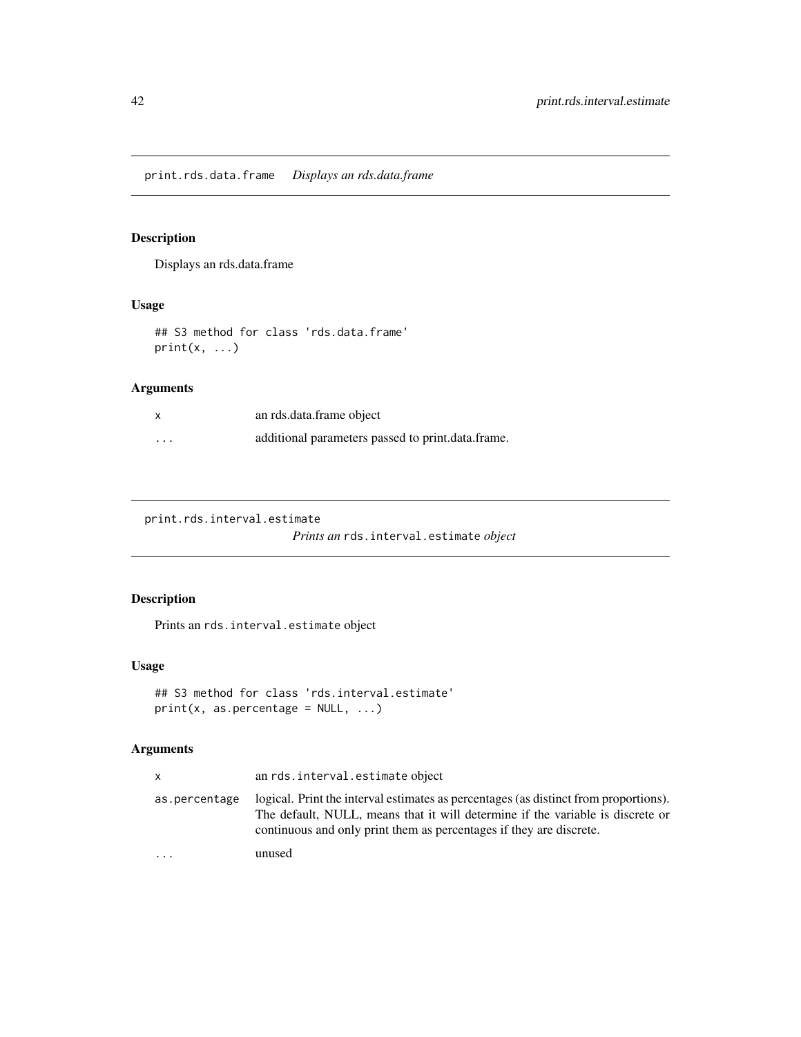## print.rds.data.frame *Displays an rds.data.frame*

### Description

Displays an rds.data.frame

### Usage

```
## S3 method for class 'rds.data.frame'
print(x, ...)
```

### Arguments

| | |
|---|---|
| x | an rds.data.frame object |
| ... | additional parameters passed to print.data.frame. |

## print.rds.interval.estimate *Prints an* `rds.interval.estimate` *object*

### Description

Prints an `rds.interval.estimate` object

### Usage

```
## S3 method for class 'rds.interval.estimate'
print(x, as.percentage = NULL, ...)
```

### Arguments

| | |
|---|---|
| x | an `rds.interval.estimate` object |
| as.percentage | logical. Print the interval estimates as percentages (as distinct from proportions). The default, NULL, means that it will determine if the variable is discrete or continuous and only print them as percentages if they are discrete. |
| ... | unused |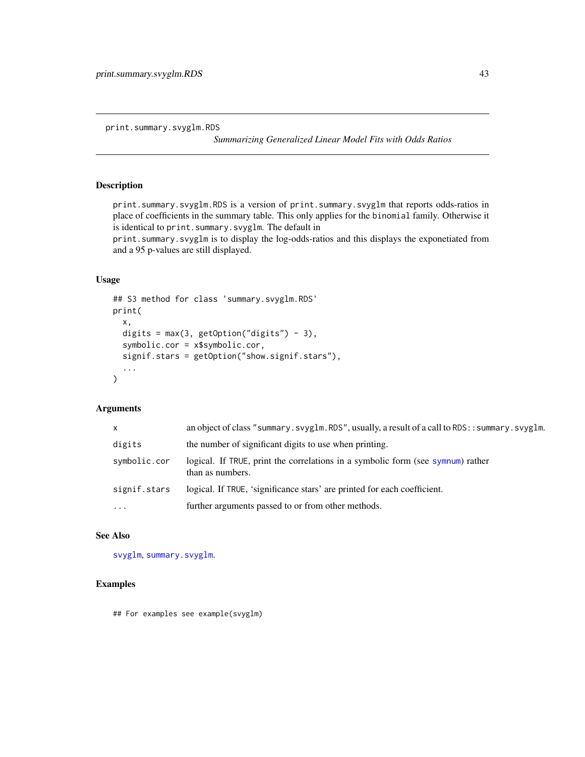print.summary.svyglm.RDS

*Summarizing Generalized Linear Model Fits with Odds Ratios*

## Description

print.summary.svyglm.RDS is a version of print.summary.svyglm that reports odds-ratios in place of coefficients in the summary table. This only applies for the binomial family. Otherwise it is identical to print.summary.svyglm. The default in print.summary.svyglm is to display the log-odds-ratios and this displays the exponetiated from and a 95 p-values are still displayed.

## Usage

```
## S3 method for class 'summary.svyglm.RDS'
print(
  x,
  digits = max(3, getOption("digits") - 3),
  symbolic.cor = x$symbolic.cor,
  signif.stars = getOption("show.signif.stars"),
  ...
)
```

## Arguments

| | |
|---|---|
| x | an object of class "summary.svyglm.RDS", usually, a result of a call to RDS::summary.svyglm. |
| digits | the number of significant digits to use when printing. |
| symbolic.cor | logical. If TRUE, print the correlations in a symbolic form (see symnum) rather than as numbers. |
| signif.stars | logical. If TRUE, 'significance stars' are printed for each coefficient. |
| ... | further arguments passed to or from other methods. |

## See Also

svyglm, summary.svyglm.

## Examples

```
## For examples see example(svyglm)
```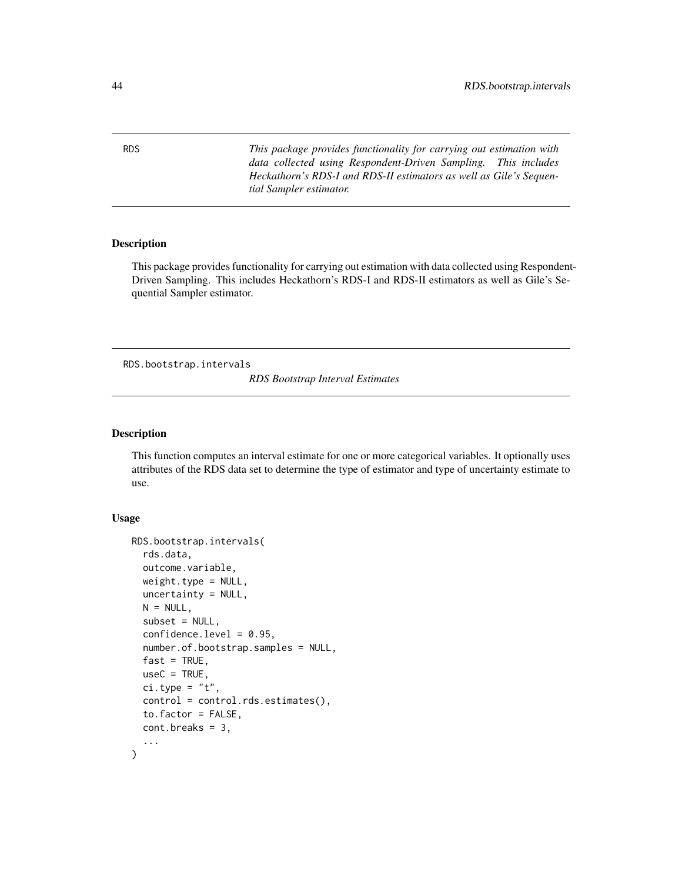RDS — *This package provides functionality for carrying out estimation with data collected using Respondent-Driven Sampling. This includes Heckathorn's RDS-I and RDS-II estimators as well as Gile's Sequential Sampler estimator.*

### Description

This package provides functionality for carrying out estimation with data collected using Respondent-Driven Sampling. This includes Heckathorn's RDS-I and RDS-II estimators as well as Gile's Sequential Sampler estimator.

---

RDS.bootstrap.intervals — *RDS Bootstrap Interval Estimates*

### Description

This function computes an interval estimate for one or more categorical variables. It optionally uses attributes of the RDS data set to determine the type of estimator and type of uncertainty estimate to use.

### Usage

```
RDS.bootstrap.intervals(
  rds.data,
  outcome.variable,
  weight.type = NULL,
  uncertainty = NULL,
  N = NULL,
  subset = NULL,
  confidence.level = 0.95,
  number.of.bootstrap.samples = NULL,
  fast = TRUE,
  useC = TRUE,
  ci.type = "t",
  control = control.rds.estimates(),
  to.factor = FALSE,
  cont.breaks = 3,
  ...
)
```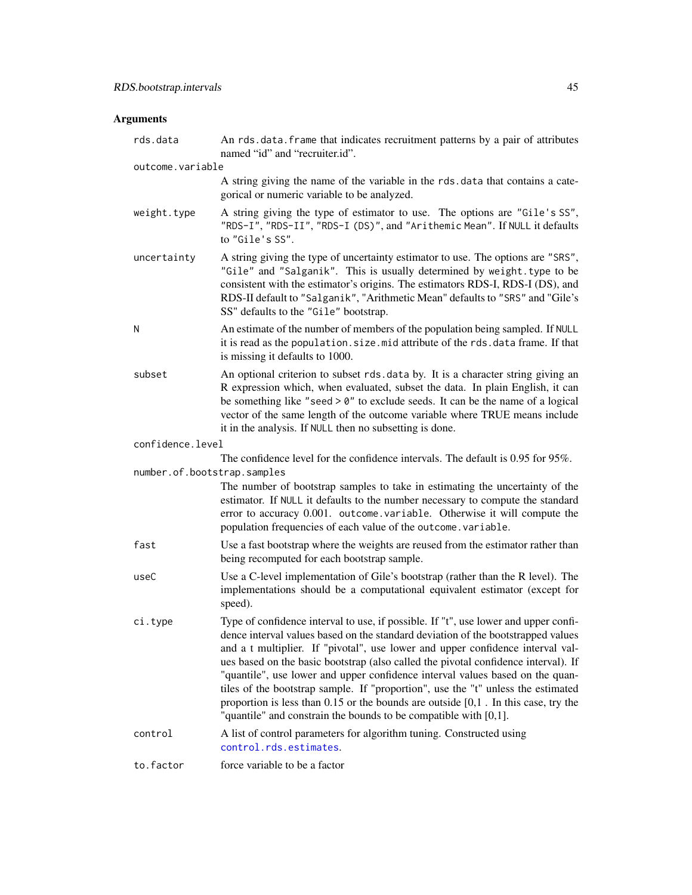## Arguments

`rds.data`
: An `rds.data.frame` that indicates recruitment patterns by a pair of attributes named “id” and “recruiter.id”.

`outcome.variable`
: A string giving the name of the variable in the `rds.data` that contains a categorical or numeric variable to be analyzed.

`weight.type`
: A string giving the type of estimator to use. The options are `"Gile's SS"`, `"RDS-I"`, `"RDS-II"`, `"RDS-I (DS)"`, and `"Arithemic Mean"`. If `NULL` it defaults to `"Gile's SS"`.

`uncertainty`
: A string giving the type of uncertainty estimator to use. The options are `"SRS"`, `"Gile"` and `"Salganik"`. This is usually determined by `weight.type` to be consistent with the estimator's origins. The estimators RDS-I, RDS-I (DS), and RDS-II default to `"Salganik"`, "Arithmetic Mean" defaults to `"SRS"` and "Gile's SS" defaults to the `"Gile"` bootstrap.

`N`
: An estimate of the number of members of the population being sampled. If `NULL` it is read as the `population.size.mid` attribute of the `rds.data` frame. If that is missing it defaults to 1000.

`subset`
: An optional criterion to subset `rds.data` by. It is a character string giving an R expression which, when evaluated, subset the data. In plain English, it can be something like `"seed > 0"` to exclude seeds. It can be the name of a logical vector of the same length of the outcome variable where TRUE means include it in the analysis. If `NULL` then no subsetting is done.

`confidence.level`
: The confidence level for the confidence intervals. The default is 0.95 for 95%.

`number.of.bootstrap.samples`
: The number of bootstrap samples to take in estimating the uncertainty of the estimator. If `NULL` it defaults to the number necessary to compute the standard error to accuracy 0.001. `outcome.variable`. Otherwise it will compute the population frequencies of each value of the `outcome.variable`.

`fast`
: Use a fast bootstrap where the weights are reused from the estimator rather than being recomputed for each bootstrap sample.

`useC`
: Use a C-level implementation of Gile's bootstrap (rather than the R level). The implementations should be a computational equivalent estimator (except for speed).

`ci.type`
: Type of confidence interval to use, if possible. If "t", use lower and upper confidence interval values based on the standard deviation of the bootstrapped values and a t multiplier. If "pivotal", use lower and upper confidence interval values based on the basic bootstrap (also called the pivotal confidence interval). If "quantile", use lower and upper confidence interval values based on the quantiles of the bootstrap sample. If "proportion", use the "t" unless the estimated proportion is less than 0.15 or the bounds are outside [0,1 . In this case, try the "quantile" and constrain the bounds to be compatible with [0,1].

`control`
: A list of control parameters for algorithm tuning. Constructed using `control.rds.estimates`.

`to.factor`
: force variable to be a factor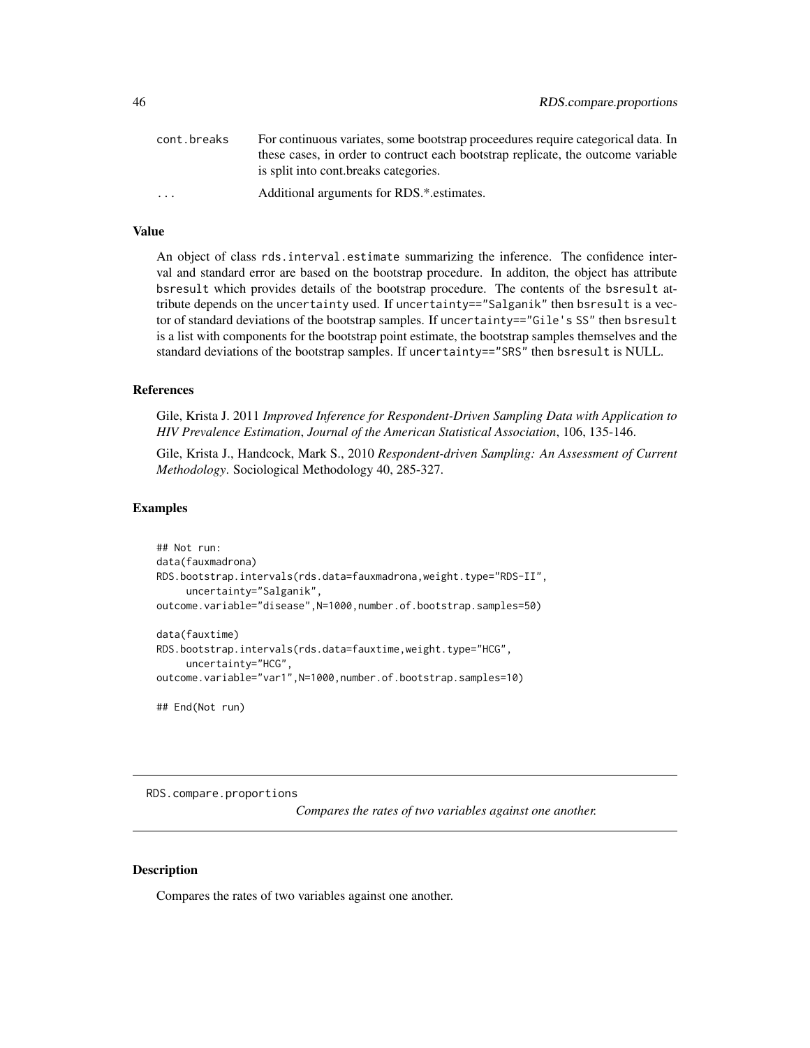| | |
|---|---|
| cont.breaks | For continuous variates, some bootstrap proceedures require categorical data. In these cases, in order to contruct each bootstrap replicate, the outcome variable is split into cont.breaks categories. |
| ... | Additional arguments for RDS.*.estimates. |

## Value

An object of class `rds.interval.estimate` summarizing the inference. The confidence interval and standard error are based on the bootstrap procedure. In additon, the object has attribute `bsresult` which provides details of the bootstrap procedure. The contents of the `bsresult` attribute depends on the `uncertainty` used. If `uncertainty=="Salganik"` then `bsresult` is a vector of standard deviations of the bootstrap samples. If `uncertainty=="Gile's SS"` then `bsresult` is a list with components for the bootstrap point estimate, the bootstrap samples themselves and the standard deviations of the bootstrap samples. If `uncertainty=="SRS"` then `bsresult` is NULL.

## References

Gile, Krista J. 2011 *Improved Inference for Respondent-Driven Sampling Data with Application to HIV Prevalence Estimation*, *Journal of the American Statistical Association*, 106, 135-146.

Gile, Krista J., Handcock, Mark S., 2010 *Respondent-driven Sampling: An Assessment of Current Methodology*. Sociological Methodology 40, 285-327.

## Examples

```
## Not run:
data(fauxmadrona)
RDS.bootstrap.intervals(rds.data=fauxmadrona,weight.type="RDS-II",
     uncertainty="Salganik",
outcome.variable="disease",N=1000,number.of.bootstrap.samples=50)

data(fauxtime)
RDS.bootstrap.intervals(rds.data=fauxtime,weight.type="HCG",
     uncertainty="HCG",
outcome.variable="var1",N=1000,number.of.bootstrap.samples=10)

## End(Not run)
```

---

# RDS.compare.proportions

*Compares the rates of two variables against one another.*

---

## Description

Compares the rates of two variables against one another.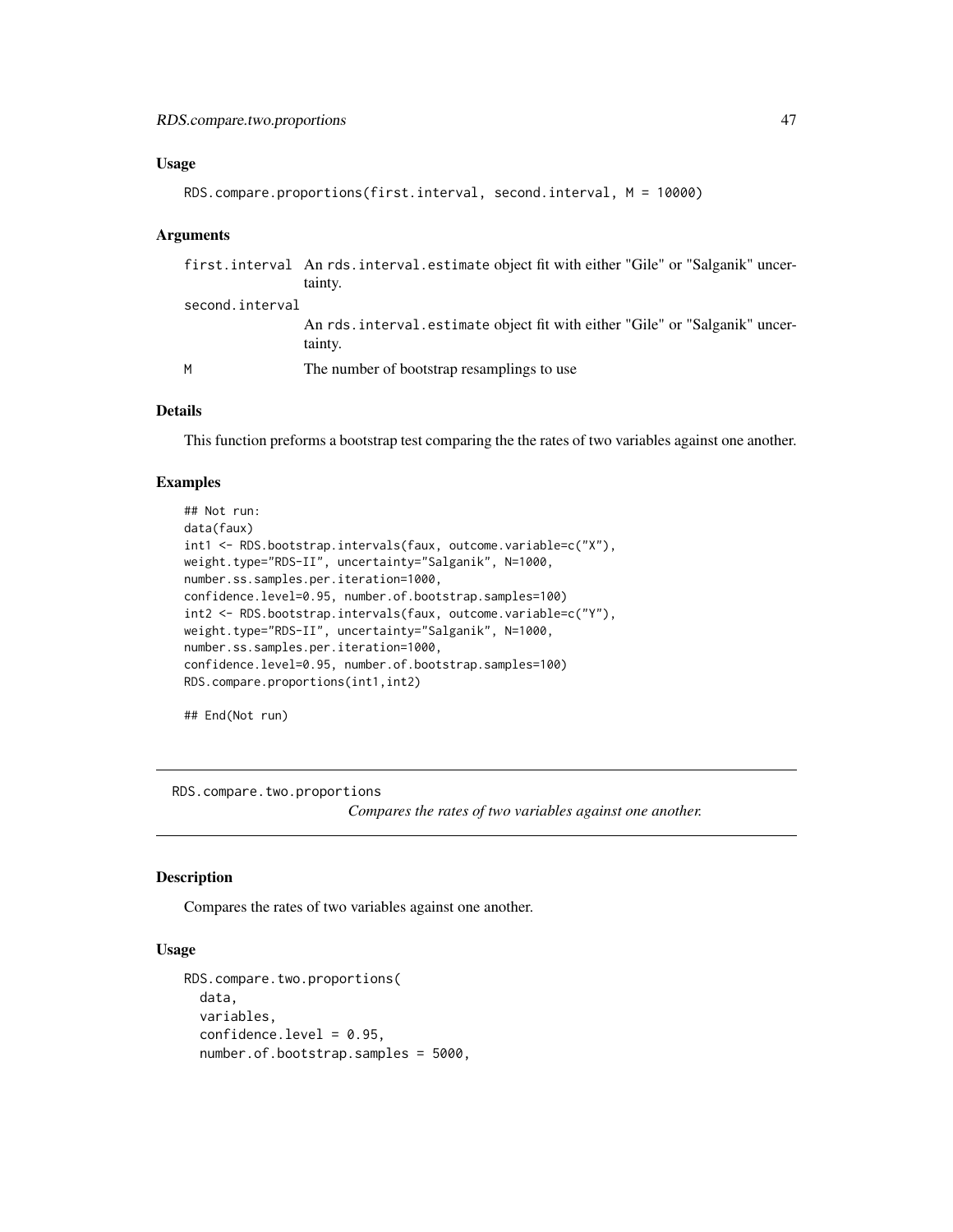### Usage

```
RDS.compare.proportions(first.interval, second.interval, M = 10000)
```

### Arguments

| | |
|---|---|
| `first.interval` | An `rds.interval.estimate` object fit with either "Gile" or "Salganik" uncertainty. |
| `second.interval` | An `rds.interval.estimate` object fit with either "Gile" or "Salganik" uncertainty. |
| `M` | The number of bootstrap resamplings to use |

### Details

This function preforms a bootstrap test comparing the the rates of two variables against one another.

### Examples

```
## Not run:
data(faux)
int1 <- RDS.bootstrap.intervals(faux, outcome.variable=c("X"),
weight.type="RDS-II", uncertainty="Salganik", N=1000,
number.ss.samples.per.iteration=1000,
confidence.level=0.95, number.of.bootstrap.samples=100)
int2 <- RDS.bootstrap.intervals(faux, outcome.variable=c("Y"),
weight.type="RDS-II", uncertainty="Salganik", N=1000,
number.ss.samples.per.iteration=1000,
confidence.level=0.95, number.of.bootstrap.samples=100)
RDS.compare.proportions(int1,int2)

## End(Not run)
```

## RDS.compare.two.proportions — *Compares the rates of two variables against one another.*

### Description

Compares the rates of two variables against one another.

### Usage

```
RDS.compare.two.proportions(
  data,
  variables,
  confidence.level = 0.95,
  number.of.bootstrap.samples = 5000,
```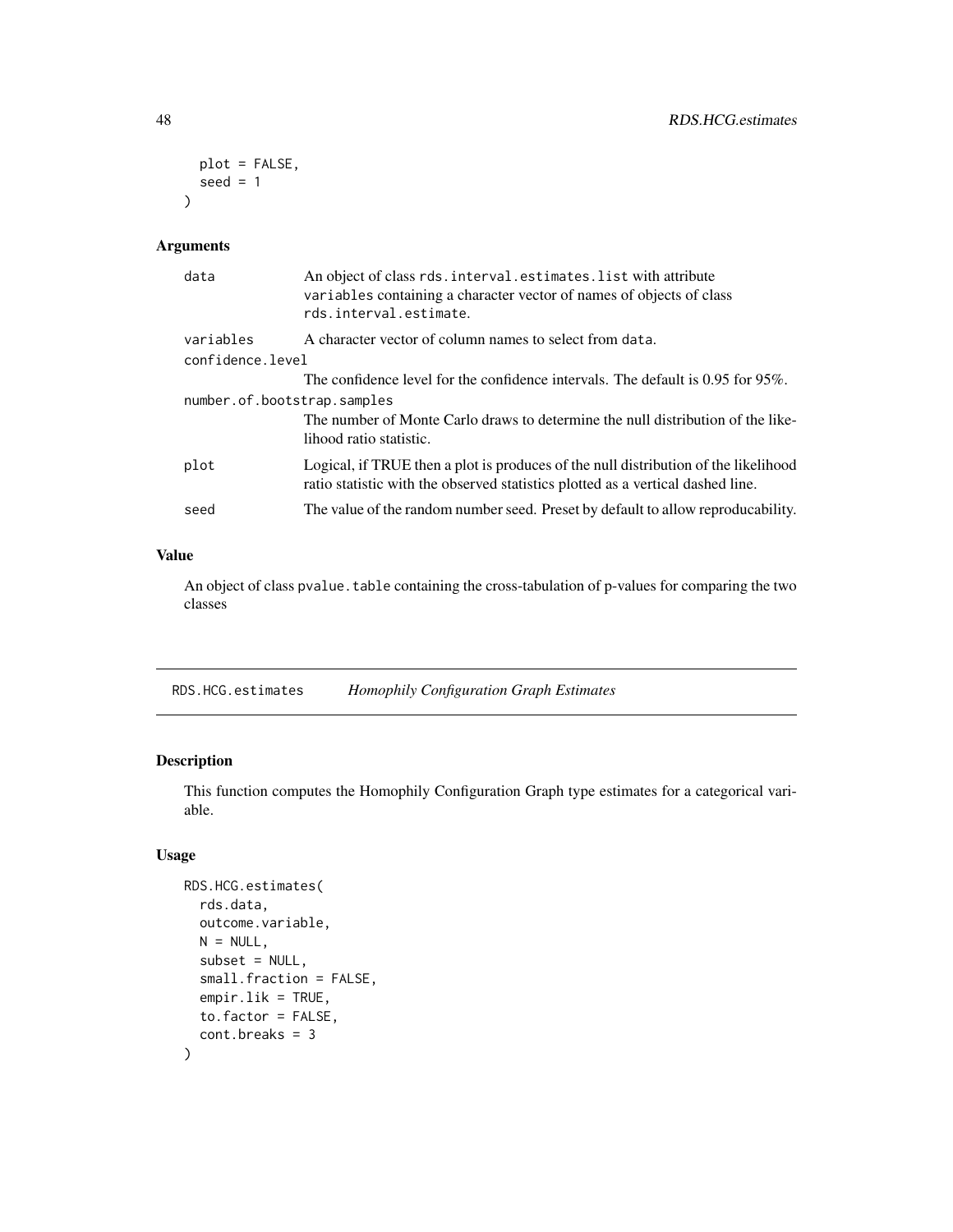```
  plot = FALSE,
  seed = 1
)
```

### Arguments

- `data` — An object of class `rds.interval.estimates.list` with attribute `variables` containing a character vector of names of objects of class `rds.interval.estimate`.
- `variables` — A character vector of column names to select from `data`.
- `confidence.level` — The confidence level for the confidence intervals. The default is 0.95 for 95%.
- `number.of.bootstrap.samples` — The number of Monte Carlo draws to determine the null distribution of the likelihood ratio statistic.
- `plot` — Logical, if TRUE then a plot is produces of the null distribution of the likelihood ratio statistic with the observed statistics plotted as a vertical dashed line.
- `seed` — The value of the random number seed. Preset by default to allow reproducability.

### Value

An object of class `pvalue.table` containing the cross-tabulation of p-values for comparing the two classes

## RDS.HCG.estimates *Homophily Configuration Graph Estimates*

### Description

This function computes the Homophily Configuration Graph type estimates for a categorical variable.

### Usage

```
RDS.HCG.estimates(
  rds.data,
  outcome.variable,
  N = NULL,
  subset = NULL,
  small.fraction = FALSE,
  empir.lik = TRUE,
  to.factor = FALSE,
  cont.breaks = 3
)
```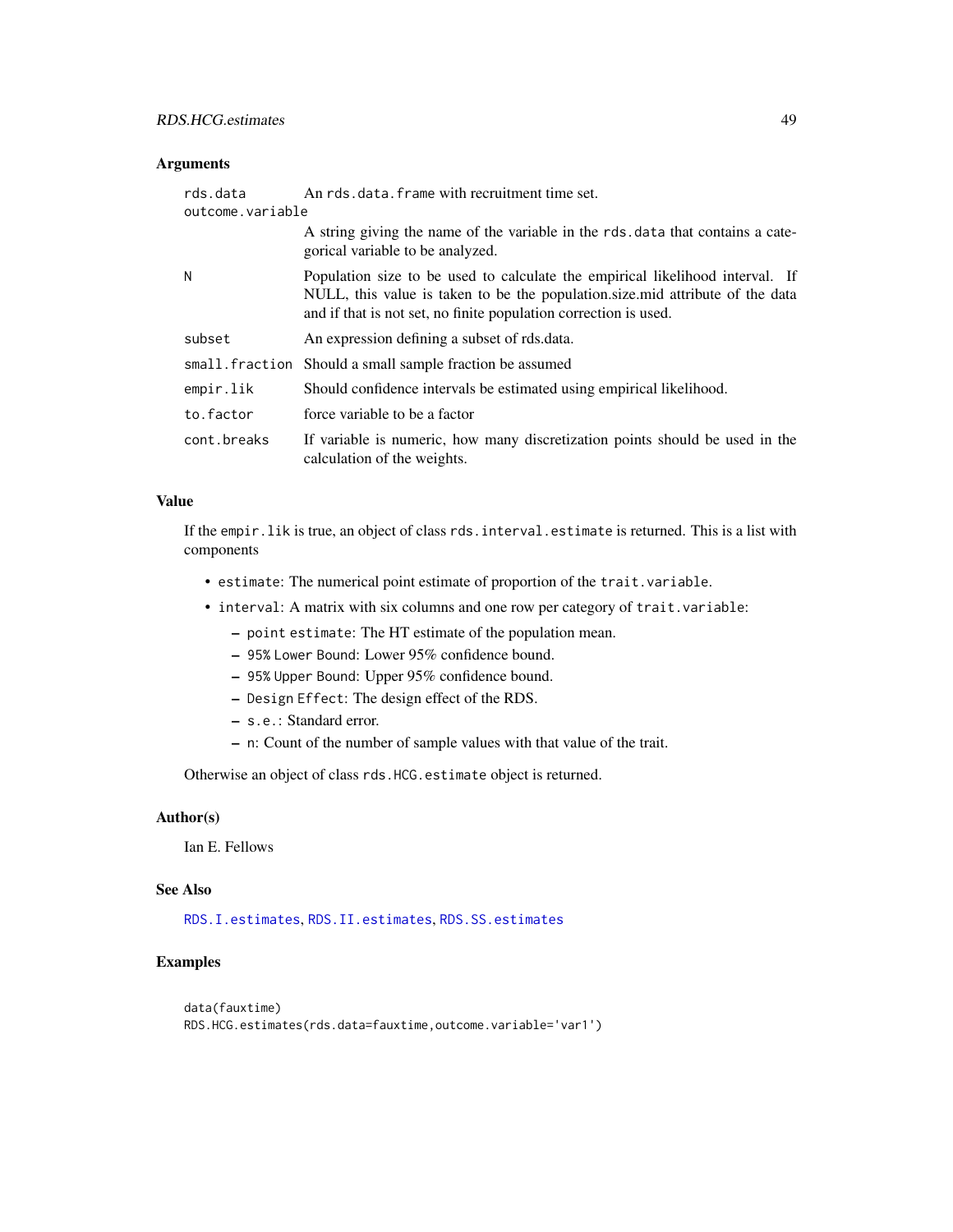### Arguments

| | |
|---|---|
| `rds.data` | An `rds.data.frame` with recruitment time set. |
| `outcome.variable` | A string giving the name of the variable in the `rds.data` that contains a categorical variable to be analyzed. |
| `N` | Population size to be used to calculate the empirical likelihood interval. If NULL, this value is taken to be the population.size.mid attribute of the data and if that is not set, no finite population correction is used. |
| `subset` | An expression defining a subset of rds.data. |
| `small.fraction` | Should a small sample fraction be assumed |
| `empir.lik` | Should confidence intervals be estimated using empirical likelihood. |
| `to.factor` | force variable to be a factor |
| `cont.breaks` | If variable is numeric, how many discretization points should be used in the calculation of the weights. |

### Value

If the `empir.lik` is true, an object of class `rds.interval.estimate` is returned. This is a list with components

- `estimate`: The numerical point estimate of proportion of the `trait.variable`.
- `interval`: A matrix with six columns and one row per category of `trait.variable`:
  - `point estimate`: The HT estimate of the population mean.
  - `95% Lower Bound`: Lower 95% confidence bound.
  - `95% Upper Bound`: Upper 95% confidence bound.
  - `Design Effect`: The design effect of the RDS.
  - `s.e.`: Standard error.
  - `n`: Count of the number of sample values with that value of the trait.

Otherwise an object of class `rds.HCG.estimate` object is returned.

### Author(s)

Ian E. Fellows

### See Also

`RDS.I.estimates`, `RDS.II.estimates`, `RDS.SS.estimates`

### Examples

```
data(fauxtime)
RDS.HCG.estimates(rds.data=fauxtime,outcome.variable='var1')
```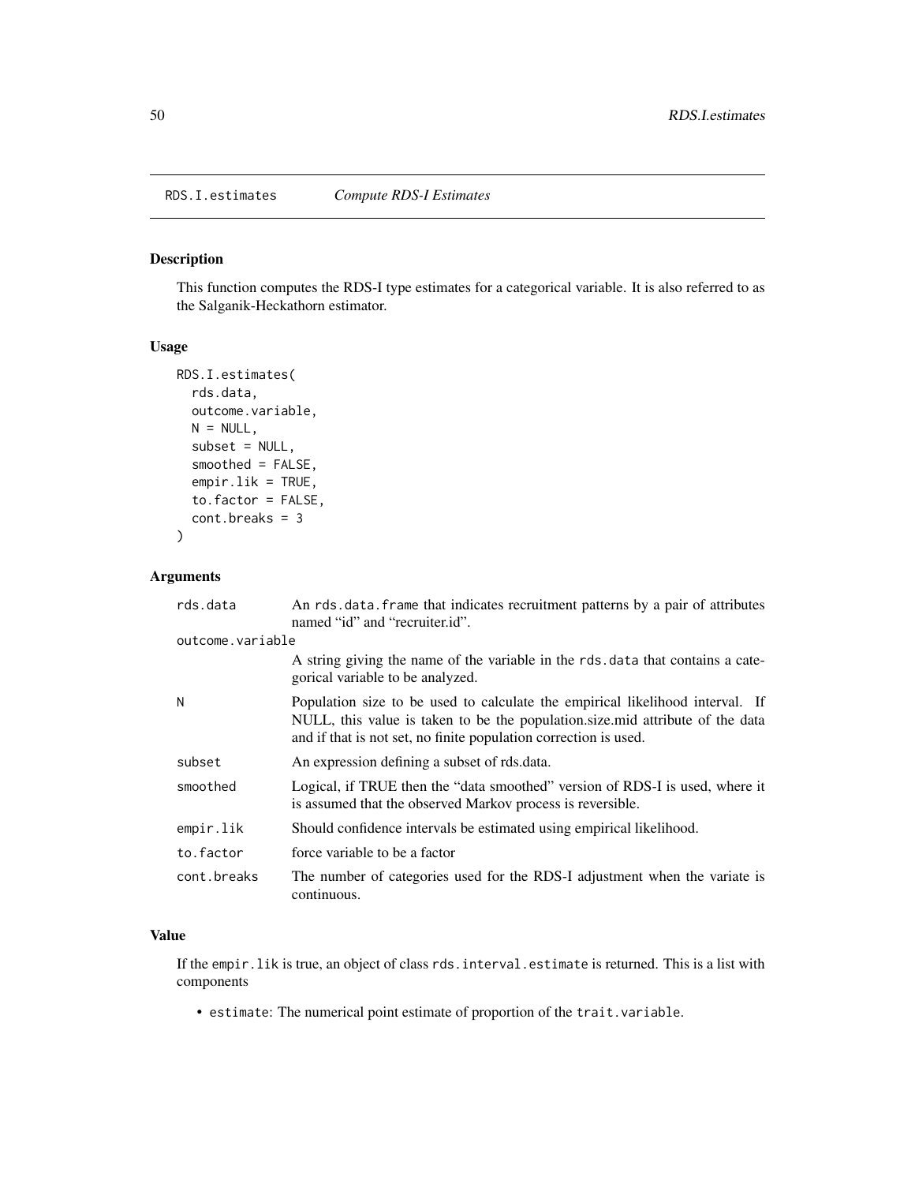RDS.I.estimates *Compute RDS-I Estimates*

## Description

This function computes the RDS-I type estimates for a categorical variable. It is also referred to as the Salganik-Heckathorn estimator.

## Usage

```
RDS.I.estimates(
  rds.data,
  outcome.variable,
  N = NULL,
  subset = NULL,
  smoothed = FALSE,
  empir.lik = TRUE,
  to.factor = FALSE,
  cont.breaks = 3
)
```

## Arguments

| | |
|---|---|
| rds.data | An rds.data.frame that indicates recruitment patterns by a pair of attributes named "id" and "recruiter.id". |
| outcome.variable | A string giving the name of the variable in the rds.data that contains a categorical variable to be analyzed. |
| N | Population size to be used to calculate the empirical likelihood interval. If NULL, this value is taken to be the population.size.mid attribute of the data and if that is not set, no finite population correction is used. |
| subset | An expression defining a subset of rds.data. |
| smoothed | Logical, if TRUE then the "data smoothed" version of RDS-I is used, where it is assumed that the observed Markov process is reversible. |
| empir.lik | Should confidence intervals be estimated using empirical likelihood. |
| to.factor | force variable to be a factor |
| cont.breaks | The number of categories used for the RDS-I adjustment when the variate is continuous. |

## Value

If the empir.lik is true, an object of class rds.interval.estimate is returned. This is a list with components

- estimate: The numerical point estimate of proportion of the trait.variable.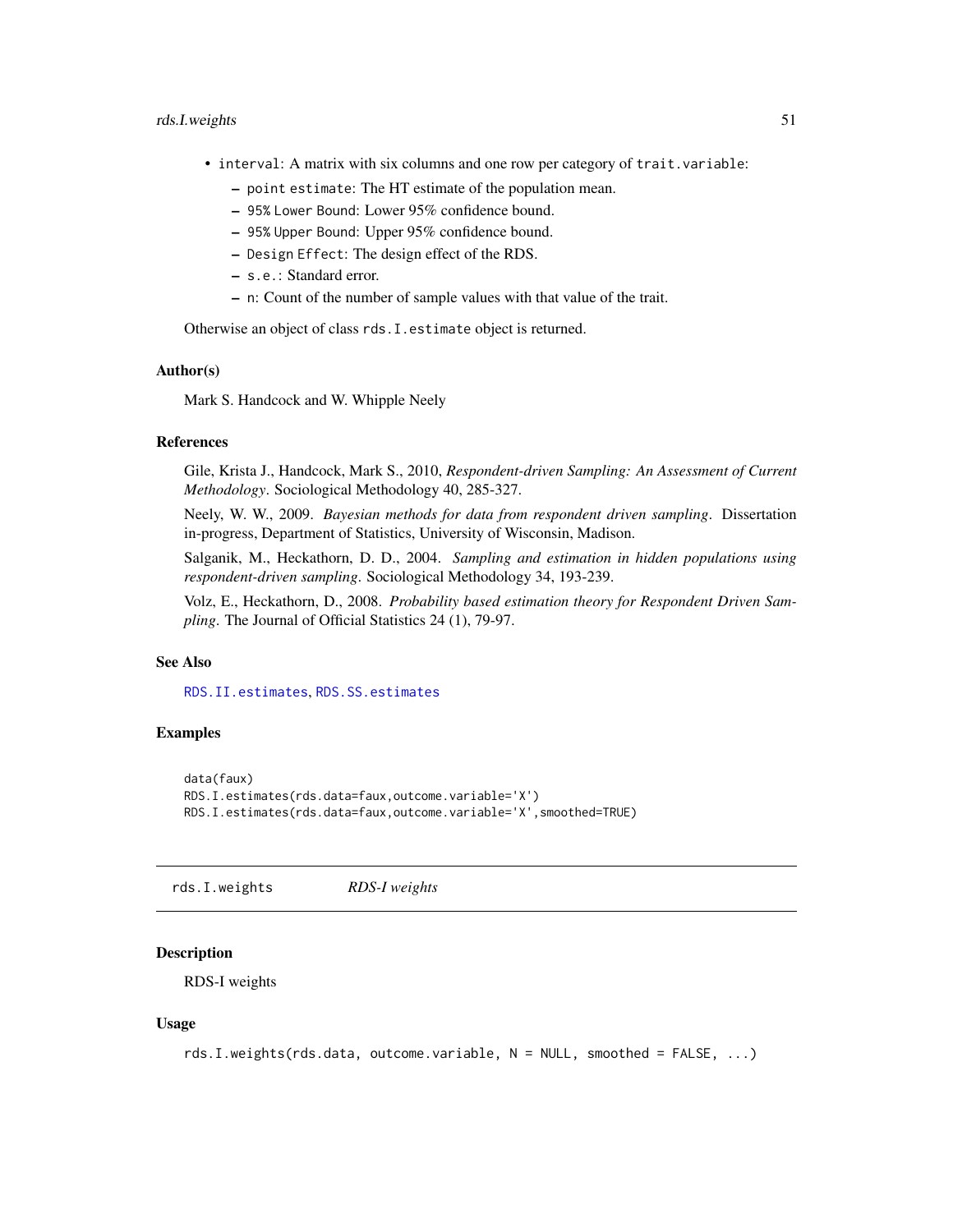- `interval`: A matrix with six columns and one row per category of `trait.variable`:
  - `point estimate`: The HT estimate of the population mean.
  - `95% Lower Bound`: Lower 95% confidence bound.
  - `95% Upper Bound`: Upper 95% confidence bound.
  - `Design Effect`: The design effect of the RDS.
  - `s.e.`: Standard error.
  - `n`: Count of the number of sample values with that value of the trait.

Otherwise an object of class `rds.I.estimate` object is returned.

### Author(s)

Mark S. Handcock and W. Whipple Neely

### References

Gile, Krista J., Handcock, Mark S., 2010, *Respondent-driven Sampling: An Assessment of Current Methodology*. Sociological Methodology 40, 285-327.

Neely, W. W., 2009. *Bayesian methods for data from respondent driven sampling*. Dissertation in-progress, Department of Statistics, University of Wisconsin, Madison.

Salganik, M., Heckathorn, D. D., 2004. *Sampling and estimation in hidden populations using respondent-driven sampling*. Sociological Methodology 34, 193-239.

Volz, E., Heckathorn, D., 2008. *Probability based estimation theory for Respondent Driven Sampling*. The Journal of Official Statistics 24 (1), 79-97.

### See Also

`RDS.II.estimates`, `RDS.SS.estimates`

### Examples

```
data(faux)
RDS.I.estimates(rds.data=faux,outcome.variable='X')
RDS.I.estimates(rds.data=faux,outcome.variable='X',smoothed=TRUE)
```

---

## rds.I.weights *RDS-I weights*

### Description

RDS-I weights

### Usage

```
rds.I.weights(rds.data, outcome.variable, N = NULL, smoothed = FALSE, ...)
```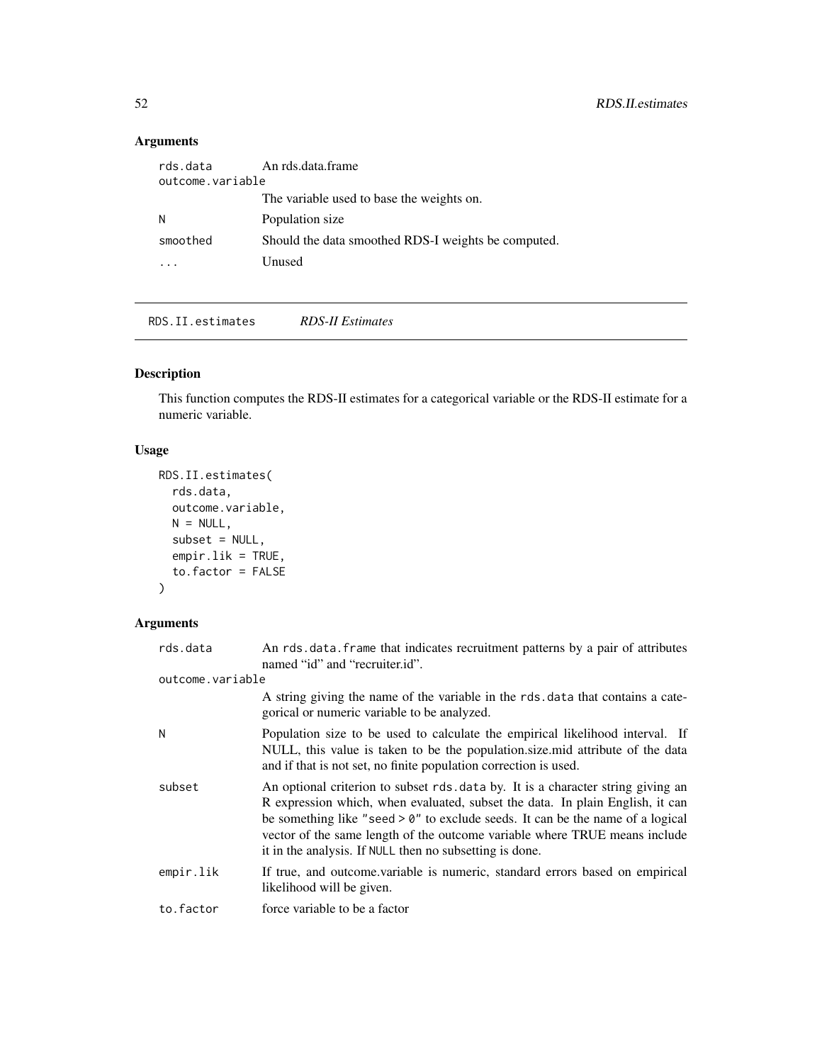## Arguments

| | |
|---|---|
| rds.data | An rds.data.frame |
| outcome.variable | The variable used to base the weights on. |
| N | Population size |
| smoothed | Should the data smoothed RDS-I weights be computed. |
| ... | Unused |

---

# RDS.II.estimates — *RDS-II Estimates*

## Description

This function computes the RDS-II estimates for a categorical variable or the RDS-II estimate for a numeric variable.

## Usage

```
RDS.II.estimates(
  rds.data,
  outcome.variable,
  N = NULL,
  subset = NULL,
  empir.lik = TRUE,
  to.factor = FALSE
)
```

## Arguments

| | |
|---|---|
| rds.data | An `rds.data.frame` that indicates recruitment patterns by a pair of attributes named "id" and "recruiter.id". |
| outcome.variable | A string giving the name of the variable in the `rds.data` that contains a categorical or numeric variable to be analyzed. |
| N | Population size to be used to calculate the empirical likelihood interval. If NULL, this value is taken to be the population.size.mid attribute of the data and if that is not set, no finite population correction is used. |
| subset | An optional criterion to subset `rds.data` by. It is a character string giving an R expression which, when evaluated, subset the data. In plain English, it can be something like `"seed > 0"` to exclude seeds. It can be the name of a logical vector of the same length of the outcome variable where TRUE means include it in the analysis. If `NULL` then no subsetting is done. |
| empir.lik | If true, and outcome.variable is numeric, standard errors based on empirical likelihood will be given. |
| to.factor | force variable to be a factor |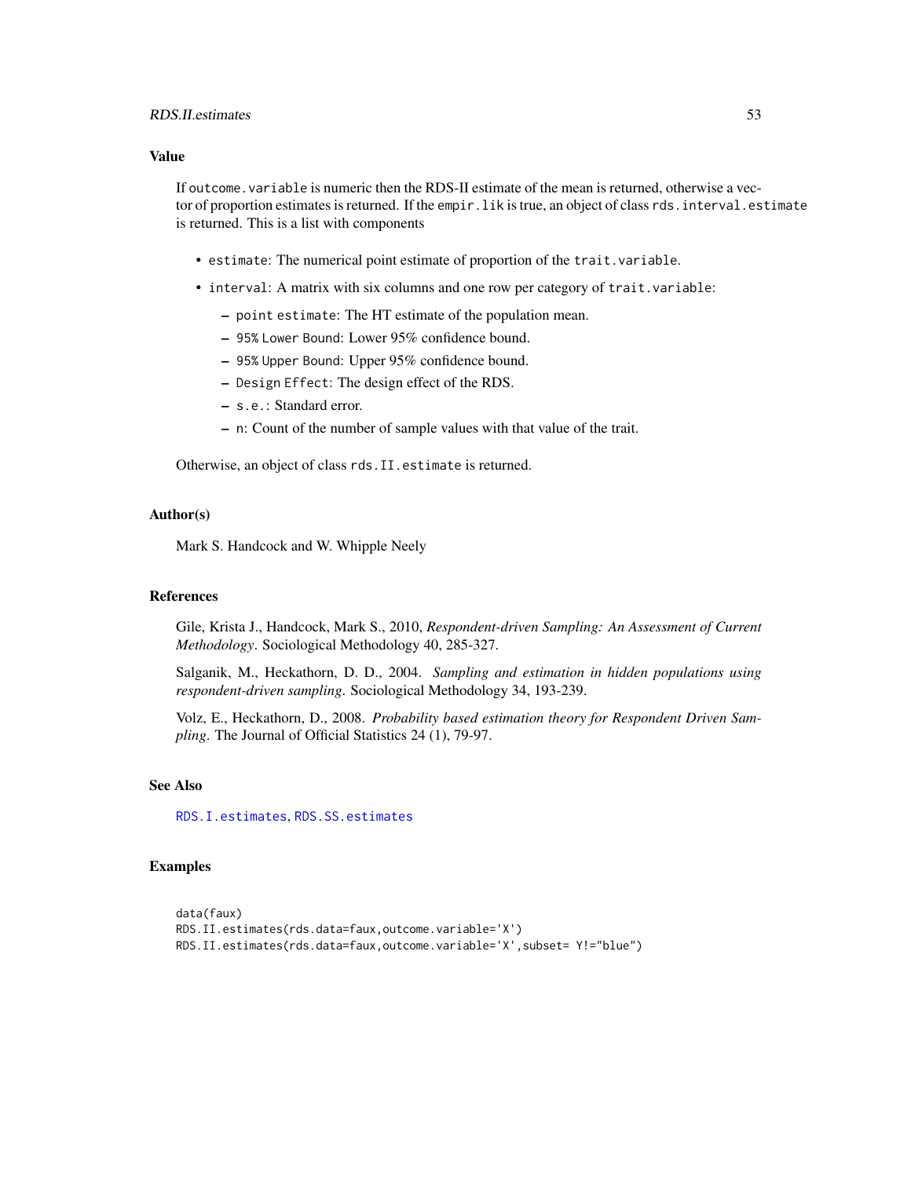## Value

If `outcome.variable` is numeric then the RDS-II estimate of the mean is returned, otherwise a vector of proportion estimates is returned. If the `empir.lik` is true, an object of class `rds.interval.estimate` is returned. This is a list with components

- `estimate`: The numerical point estimate of proportion of the `trait.variable`.
- `interval`: A matrix with six columns and one row per category of `trait.variable`:
  - `point estimate`: The HT estimate of the population mean.
  - `95% Lower Bound`: Lower 95% confidence bound.
  - `95% Upper Bound`: Upper 95% confidence bound.
  - `Design Effect`: The design effect of the RDS.
  - `s.e.`: Standard error.
  - `n`: Count of the number of sample values with that value of the trait.

Otherwise, an object of class `rds.II.estimate` is returned.

## Author(s)

Mark S. Handcock and W. Whipple Neely

## References

Gile, Krista J., Handcock, Mark S., 2010, *Respondent-driven Sampling: An Assessment of Current Methodology*. Sociological Methodology 40, 285-327.

Salganik, M., Heckathorn, D. D., 2004. *Sampling and estimation in hidden populations using respondent-driven sampling*. Sociological Methodology 34, 193-239.

Volz, E., Heckathorn, D., 2008. *Probability based estimation theory for Respondent Driven Sampling*. The Journal of Official Statistics 24 (1), 79-97.

## See Also

`RDS.I.estimates`, `RDS.SS.estimates`

## Examples

```
data(faux)
RDS.II.estimates(rds.data=faux,outcome.variable='X')
RDS.II.estimates(rds.data=faux,outcome.variable='X',subset= Y!="blue")
```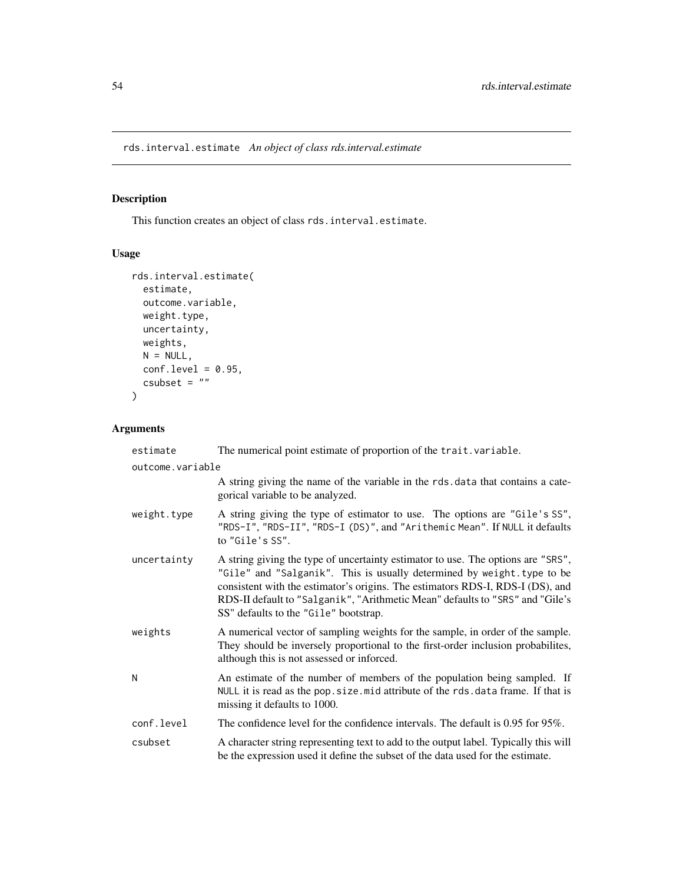rds.interval.estimate *An object of class rds.interval.estimate*

## Description

This function creates an object of class `rds.interval.estimate`.

## Usage

```
rds.interval.estimate(
  estimate,
  outcome.variable,
  weight.type,
  uncertainty,
  weights,
  N = NULL,
  conf.level = 0.95,
  csubset = ""
)
```

## Arguments

| | |
|---|---|
| `estimate` | The numerical point estimate of proportion of the `trait.variable`. |
| `outcome.variable` | A string giving the name of the variable in the `rds.data` that contains a categorical variable to be analyzed. |
| `weight.type` | A string giving the type of estimator to use. The options are `"Gile's SS"`, `"RDS-I"`, `"RDS-II"`, `"RDS-I (DS)"`, and `"Arithemic Mean"`. If `NULL` it defaults to `"Gile's SS"`. |
| `uncertainty` | A string giving the type of uncertainty estimator to use. The options are `"SRS"`, `"Gile"` and `"Salganik"`. This is usually determined by `weight.type` to be consistent with the estimator's origins. The estimators RDS-I, RDS-I (DS), and RDS-II default to `"Salganik"`, "Arithmetic Mean" defaults to `"SRS"` and "Gile's SS" defaults to the `"Gile"` bootstrap. |
| `weights` | A numerical vector of sampling weights for the sample, in order of the sample. They should be inversely proportional to the first-order inclusion probabilites, although this is not assessed or inforced. |
| `N` | An estimate of the number of members of the population being sampled. If `NULL` it is read as the `pop.size.mid` attribute of the `rds.data` frame. If that is missing it defaults to 1000. |
| `conf.level` | The confidence level for the confidence intervals. The default is 0.95 for 95%. |
| `csubset` | A character string representing text to add to the output label. Typically this will be the expression used it define the subset of the data used for the estimate. |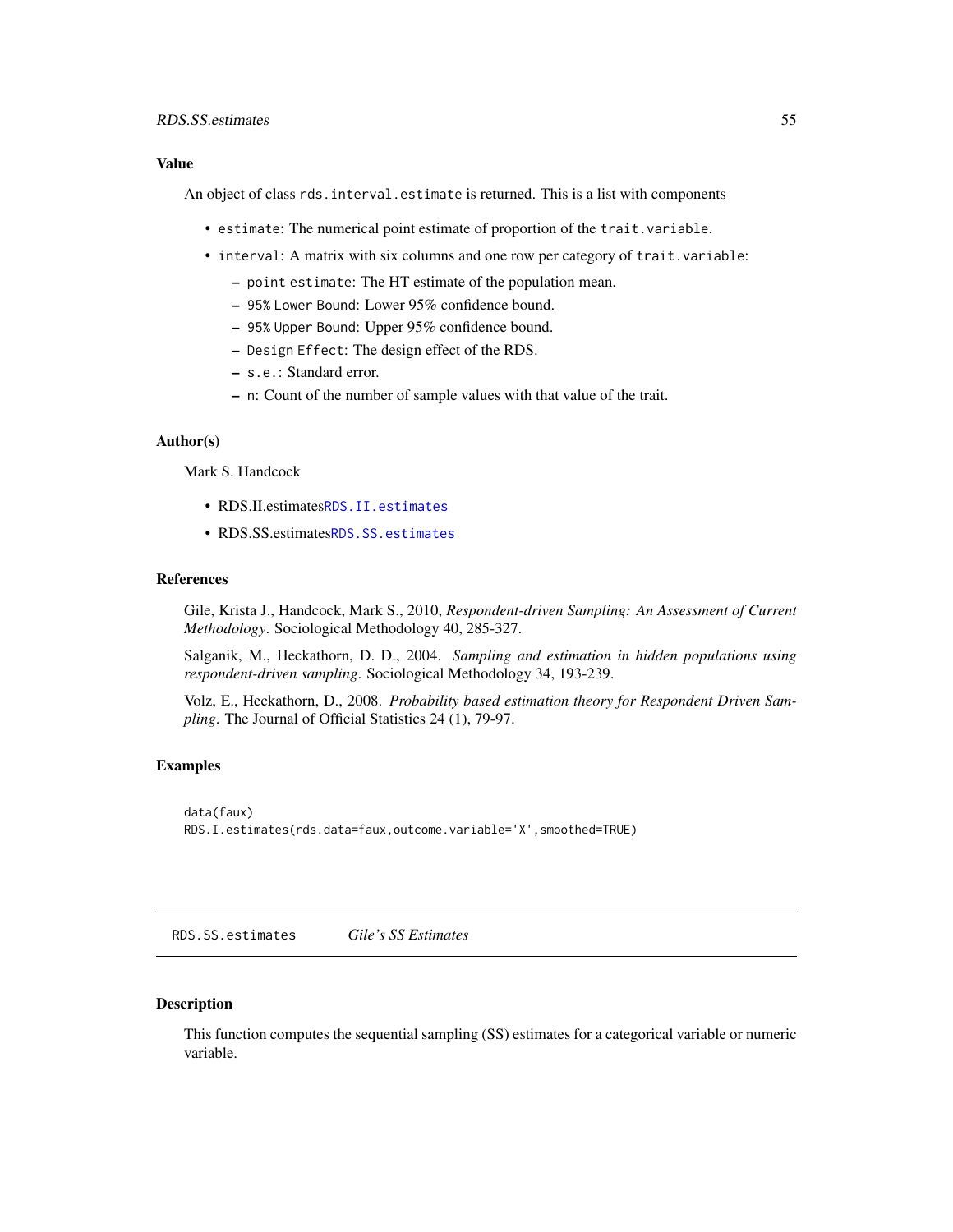### Value

An object of class `rds.interval.estimate` is returned. This is a list with components

- `estimate`: The numerical point estimate of proportion of the `trait.variable`.
- `interval`: A matrix with six columns and one row per category of `trait.variable`:
  - `point estimate`: The HT estimate of the population mean.
  - `95% Lower Bound`: Lower 95% confidence bound.
  - `95% Upper Bound`: Upper 95% confidence bound.
  - `Design Effect`: The design effect of the RDS.
  - `s.e.`: Standard error.
  - `n`: Count of the number of sample values with that value of the trait.

### Author(s)

Mark S. Handcock

- RDS.II.estimates`RDS.II.estimates`
- RDS.SS.estimates`RDS.SS.estimates`

### References

Gile, Krista J., Handcock, Mark S., 2010, *Respondent-driven Sampling: An Assessment of Current Methodology*. Sociological Methodology 40, 285-327.

Salganik, M., Heckathorn, D. D., 2004. *Sampling and estimation in hidden populations using respondent-driven sampling*. Sociological Methodology 34, 193-239.

Volz, E., Heckathorn, D., 2008. *Probability based estimation theory for Respondent Driven Sampling*. The Journal of Official Statistics 24 (1), 79-97.

### Examples

```
data(faux)
RDS.I.estimates(rds.data=faux,outcome.variable='X',smoothed=TRUE)
```

---

## RDS.SS.estimates — *Gile's SS Estimates*

### Description

This function computes the sequential sampling (SS) estimates for a categorical variable or numeric variable.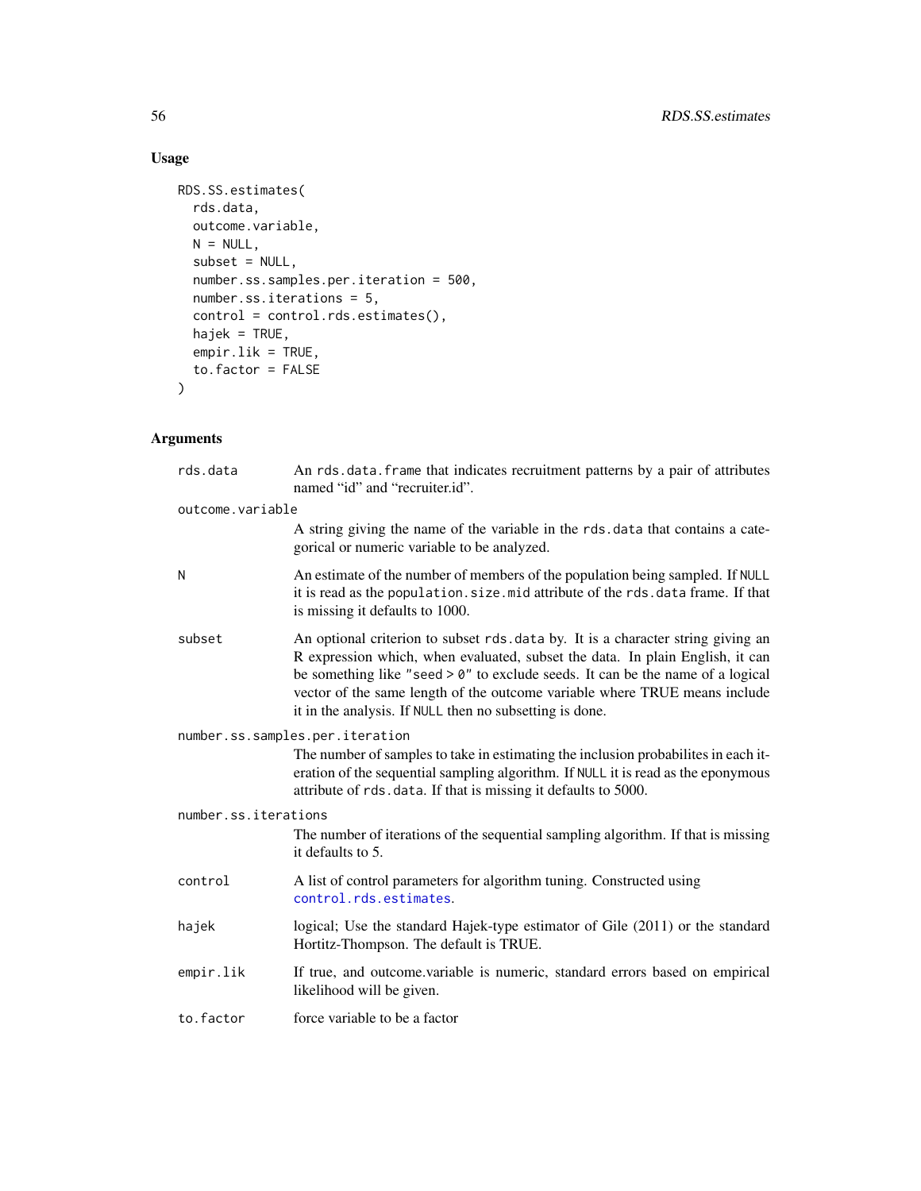## Usage

```
RDS.SS.estimates(
  rds.data,
  outcome.variable,
  N = NULL,
  subset = NULL,
  number.ss.samples.per.iteration = 500,
  number.ss.iterations = 5,
  control = control.rds.estimates(),
  hajek = TRUE,
  empir.lik = TRUE,
  to.factor = FALSE
)
```

## Arguments

`rds.data`
: An `rds.data.frame` that indicates recruitment patterns by a pair of attributes named "id" and "recruiter.id".

`outcome.variable`
: A string giving the name of the variable in the `rds.data` that contains a categorical or numeric variable to be analyzed.

`N`
: An estimate of the number of members of the population being sampled. If `NULL` it is read as the `population.size.mid` attribute of the `rds.data` frame. If that is missing it defaults to 1000.

`subset`
: An optional criterion to subset `rds.data` by. It is a character string giving an R expression which, when evaluated, subset the data. In plain English, it can be something like `"seed > 0"` to exclude seeds. It can be the name of a logical vector of the same length of the outcome variable where TRUE means include it in the analysis. If `NULL` then no subsetting is done.

`number.ss.samples.per.iteration`
: The number of samples to take in estimating the inclusion probabilites in each iteration of the sequential sampling algorithm. If `NULL` it is read as the eponymous attribute of `rds.data`. If that is missing it defaults to 5000.

`number.ss.iterations`
: The number of iterations of the sequential sampling algorithm. If that is missing it defaults to 5.

`control`
: A list of control parameters for algorithm tuning. Constructed using `control.rds.estimates`.

`hajek`
: logical; Use the standard Hajek-type estimator of Gile (2011) or the standard Hortitz-Thompson. The default is TRUE.

`empir.lik`
: If true, and outcome.variable is numeric, standard errors based on empirical likelihood will be given.

`to.factor`
: force variable to be a factor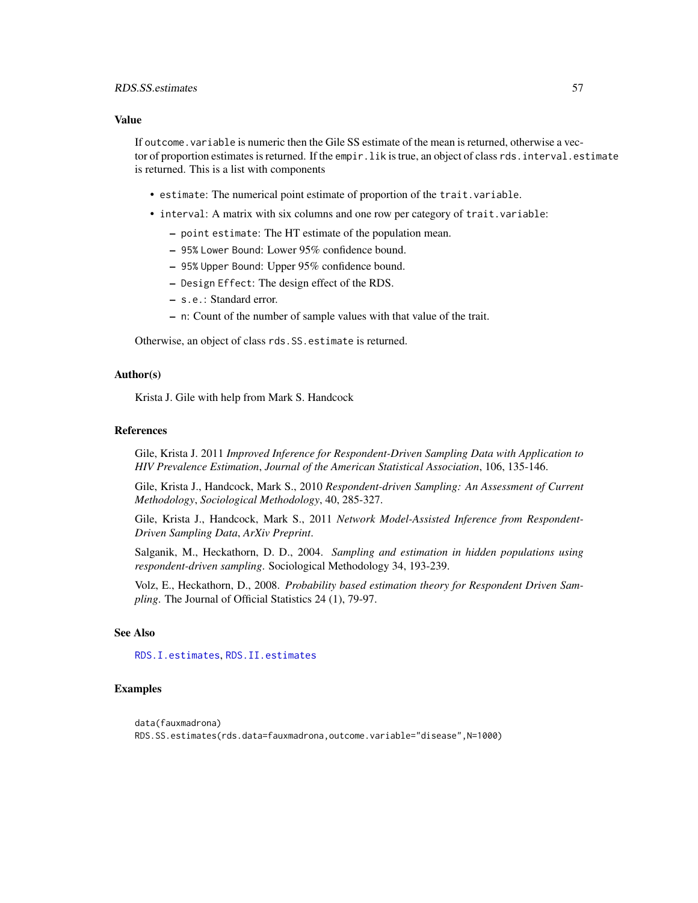### Value

If `outcome.variable` is numeric then the Gile SS estimate of the mean is returned, otherwise a vector of proportion estimates is returned. If the `empir.lik` is true, an object of class `rds.interval.estimate` is returned. This is a list with components

- `estimate`: The numerical point estimate of proportion of the `trait.variable`.
- `interval`: A matrix with six columns and one row per category of `trait.variable`:
  - `point estimate`: The HT estimate of the population mean.
  - `95% Lower Bound`: Lower 95% confidence bound.
  - `95% Upper Bound`: Upper 95% confidence bound.
  - `Design Effect`: The design effect of the RDS.
  - `s.e.`: Standard error.
  - `n`: Count of the number of sample values with that value of the trait.

Otherwise, an object of class `rds.SS.estimate` is returned.

### Author(s)

Krista J. Gile with help from Mark S. Handcock

### References

Gile, Krista J. 2011 *Improved Inference for Respondent-Driven Sampling Data with Application to HIV Prevalence Estimation*, *Journal of the American Statistical Association*, 106, 135-146.

Gile, Krista J., Handcock, Mark S., 2010 *Respondent-driven Sampling: An Assessment of Current Methodology*, *Sociological Methodology*, 40, 285-327.

Gile, Krista J., Handcock, Mark S., 2011 *Network Model-Assisted Inference from Respondent-Driven Sampling Data*, *ArXiv Preprint*.

Salganik, M., Heckathorn, D. D., 2004. *Sampling and estimation in hidden populations using respondent-driven sampling*. Sociological Methodology 34, 193-239.

Volz, E., Heckathorn, D., 2008. *Probability based estimation theory for Respondent Driven Sampling*. The Journal of Official Statistics 24 (1), 79-97.

### See Also

`RDS.I.estimates`, `RDS.II.estimates`

### Examples

```
data(fauxmadrona)
RDS.SS.estimates(rds.data=fauxmadrona,outcome.variable="disease",N=1000)
```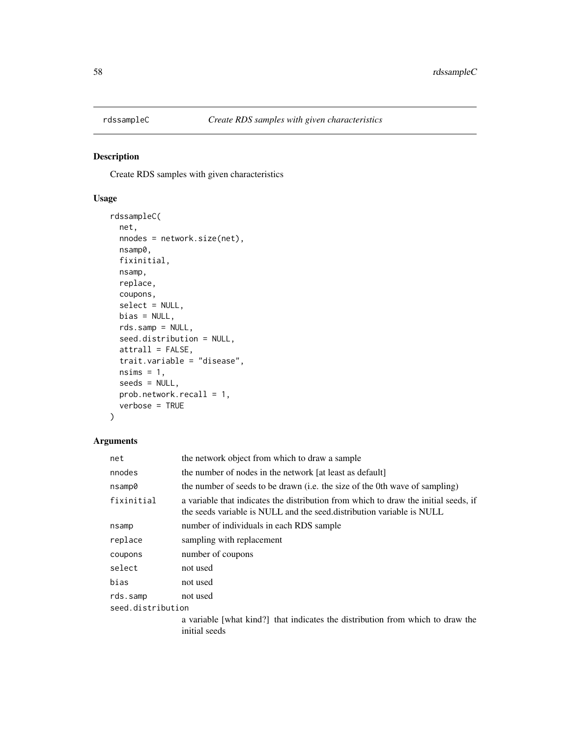# rdssampleC — *Create RDS samples with given characteristics*

## Description

Create RDS samples with given characteristics

## Usage

```
rdssampleC(
  net,
  nnodes = network.size(net),
  nsamp0,
  fixinitial,
  nsamp,
  replace,
  coupons,
  select = NULL,
  bias = NULL,
  rds.samp = NULL,
  seed.distribution = NULL,
  attrall = FALSE,
  trait.variable = "disease",
  nsims = 1,
  seeds = NULL,
  prob.network.recall = 1,
  verbose = TRUE
)
```

## Arguments

| | |
|---|---|
| `net` | the network object from which to draw a sample |
| `nnodes` | the number of nodes in the network [at least as default] |
| `nsamp0` | the number of seeds to be drawn (i.e. the size of the 0th wave of sampling) |
| `fixinitial` | a variable that indicates the distribution from which to draw the initial seeds, if the seeds variable is NULL and the seed.distribution variable is NULL |
| `nsamp` | number of individuals in each RDS sample |
| `replace` | sampling with replacement |
| `coupons` | number of coupons |
| `select` | not used |
| `bias` | not used |
| `rds.samp` | not used |
| `seed.distribution` | a variable [what kind?] that indicates the distribution from which to draw the initial seeds |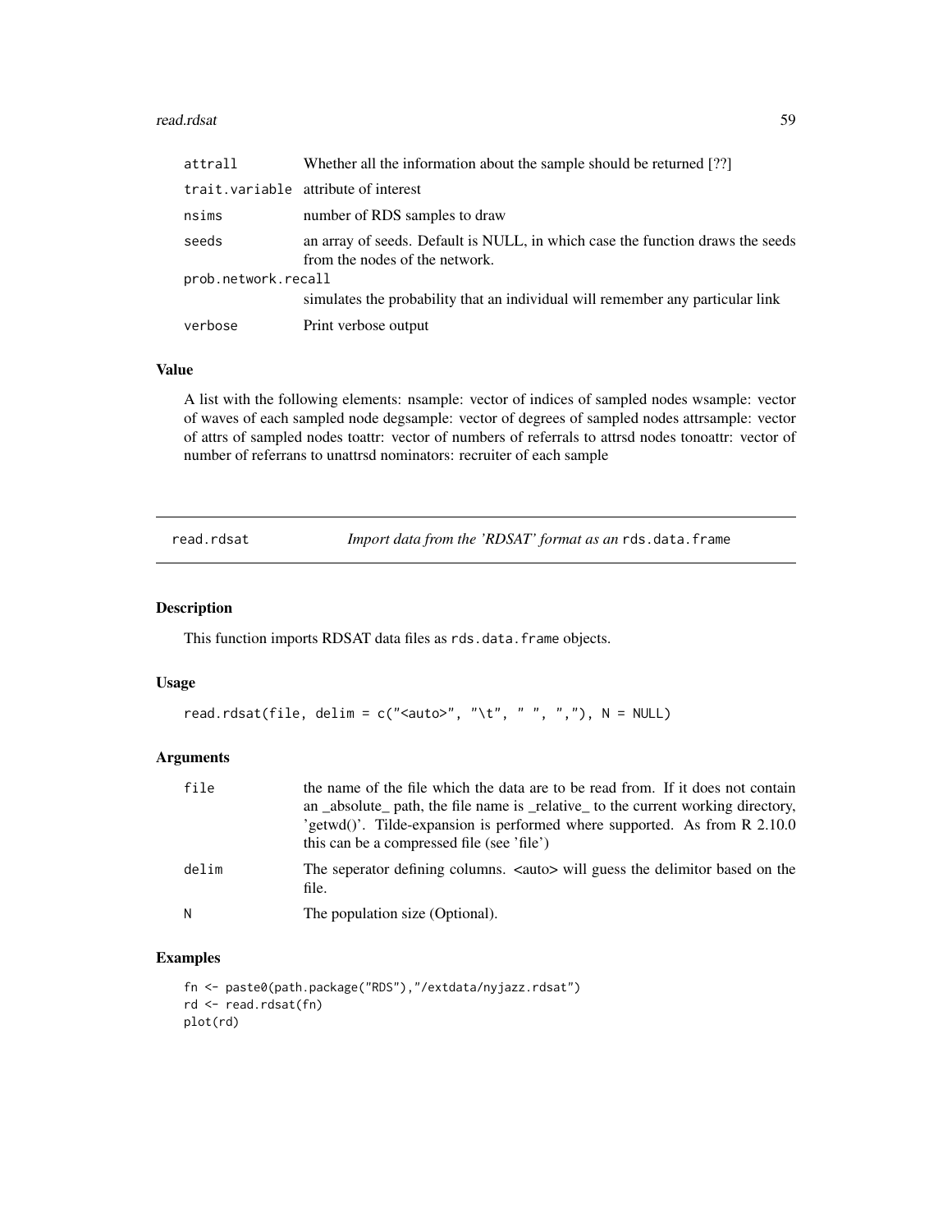| | |
|---|---|
| attrall | Whether all the information about the sample should be returned [??] |
| trait.variable | attribute of interest |
| nsims | number of RDS samples to draw |
| seeds | an array of seeds. Default is NULL, in which case the function draws the seeds from the nodes of the network. |
| prob.network.recall | simulates the probability that an individual will remember any particular link |
| verbose | Print verbose output |

### Value

A list with the following elements: nsample: vector of indices of sampled nodes wsample: vector of waves of each sampled node degsample: vector of degrees of sampled nodes attrsample: vector of attrs of sampled nodes toattr: vector of numbers of referrals to attrsd nodes tonoattr: vector of number of referrans to unattrsd nominators: recruiter of each sample

---

## read.rdsat — *Import data from the 'RDSAT' format as an* `rds.data.frame`

### Description

This function imports RDSAT data files as `rds.data.frame` objects.

### Usage

```
read.rdsat(file, delim = c("<auto>", "\t", " ", ","), N = NULL)
```

### Arguments

| | |
|---|---|
| file | the name of the file which the data are to be read from. If it does not contain an _absolute_ path, the file name is _relative_ to the current working directory, 'getwd()'. Tilde-expansion is performed where supported. As from R 2.10.0 this can be a compressed file (see 'file') |
| delim | The seperator defining columns. <auto> will guess the delimitor based on the file. |
| N | The population size (Optional). |

### Examples

```
fn <- paste0(path.package("RDS"),"/extdata/nyjazz.rdsat")
rd <- read.rdsat(fn)
plot(rd)
```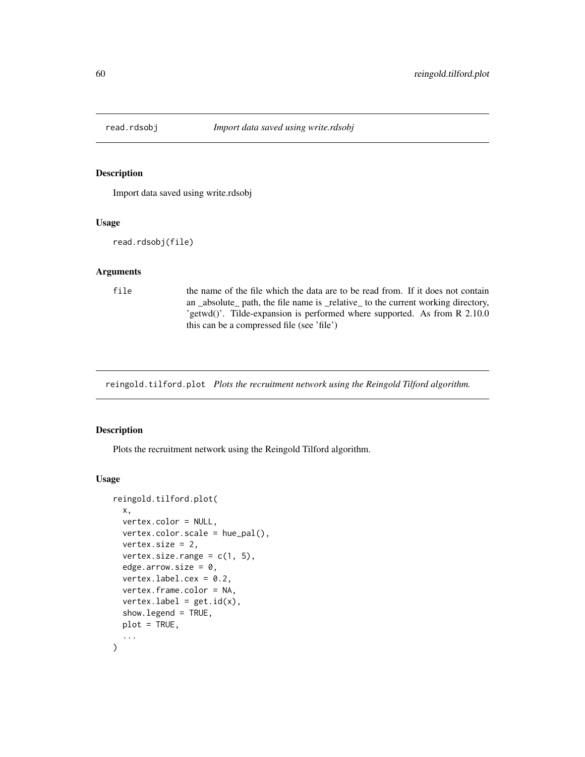## read.rdsobj — *Import data saved using write.rdsobj*

### Description

Import data saved using write.rdsobj

### Usage

```
read.rdsobj(file)
```

### Arguments

| | |
|---|---|
| file | the name of the file which the data are to be read from. If it does not contain an _absolute_ path, the file name is _relative_ to the current working directory, 'getwd()'. Tilde-expansion is performed where supported. As from R 2.10.0 this can be a compressed file (see 'file') |

## reingold.tilford.plot — *Plots the recruitment network using the Reingold Tilford algorithm.*

### Description

Plots the recruitment network using the Reingold Tilford algorithm.

### Usage

```
reingold.tilford.plot(
  x,
  vertex.color = NULL,
  vertex.color.scale = hue_pal(),
  vertex.size = 2,
  vertex.size.range = c(1, 5),
  edge.arrow.size = 0,
  vertex.label.cex = 0.2,
  vertex.frame.color = NA,
  vertex.label = get.id(x),
  show.legend = TRUE,
  plot = TRUE,
  ...
)
```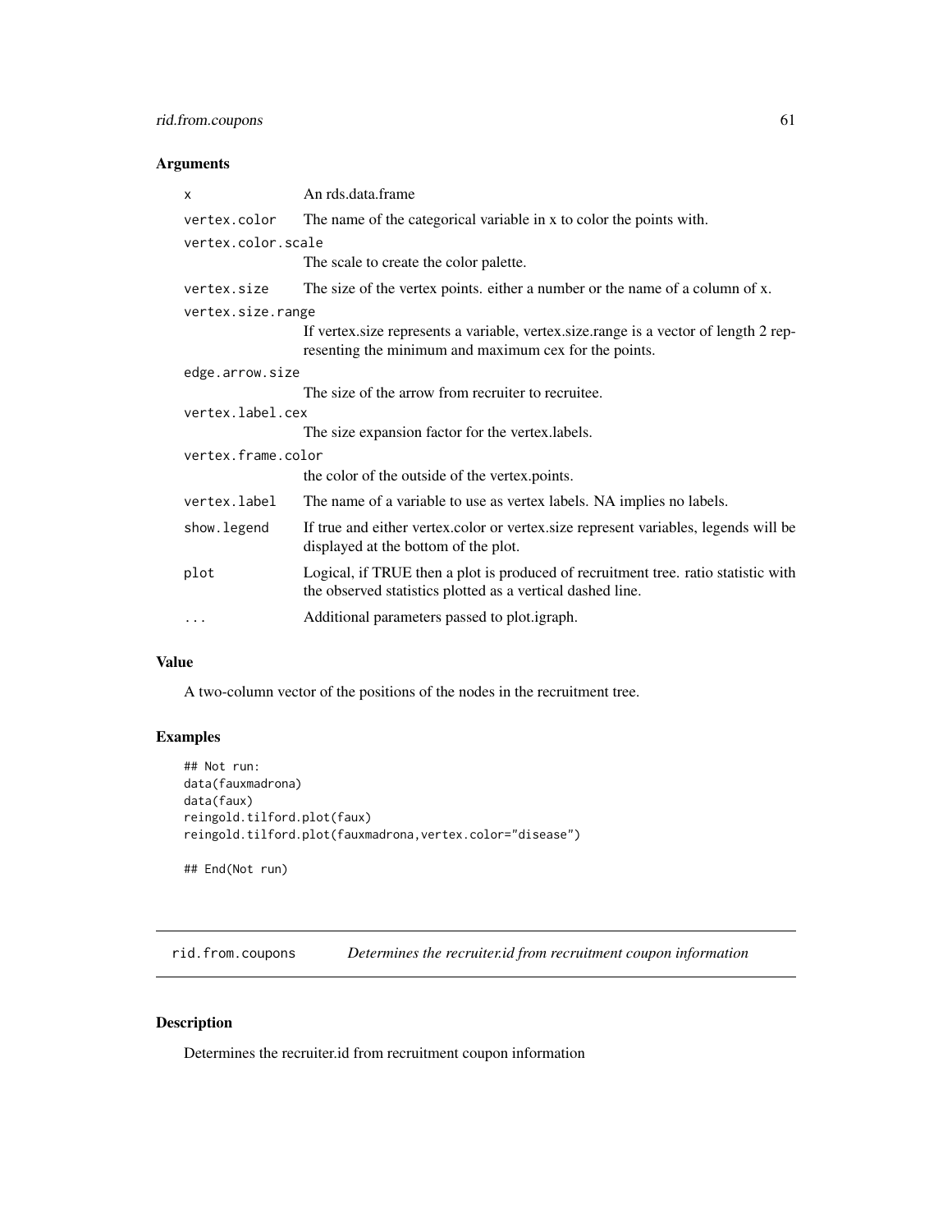### Arguments

| | |
|---|---|
| x | An rds.data.frame |
| vertex.color | The name of the categorical variable in x to color the points with. |
| vertex.color.scale | The scale to create the color palette. |
| vertex.size | The size of the vertex points. either a number or the name of a column of x. |
| vertex.size.range | If vertex.size represents a variable, vertex.size.range is a vector of length 2 representing the minimum and maximum cex for the points. |
| edge.arrow.size | The size of the arrow from recruiter to recruitee. |
| vertex.label.cex | The size expansion factor for the vertex.labels. |
| vertex.frame.color | the color of the outside of the vertex.points. |
| vertex.label | The name of a variable to use as vertex labels. NA implies no labels. |
| show.legend | If true and either vertex.color or vertex.size represent variables, legends will be displayed at the bottom of the plot. |
| plot | Logical, if TRUE then a plot is produced of recruitment tree. ratio statistic with the observed statistics plotted as a vertical dashed line. |
| ... | Additional parameters passed to plot.igraph. |

### Value

A two-column vector of the positions of the nodes in the recruitment tree.

### Examples

```
## Not run:
data(fauxmadrona)
data(faux)
reingold.tilford.plot(faux)
reingold.tilford.plot(fauxmadrona,vertex.color="disease")

## End(Not run)
```

---

## rid.from.coupons    *Determines the recruiter.id from recruitment coupon information*

### Description

Determines the recruiter.id from recruitment coupon information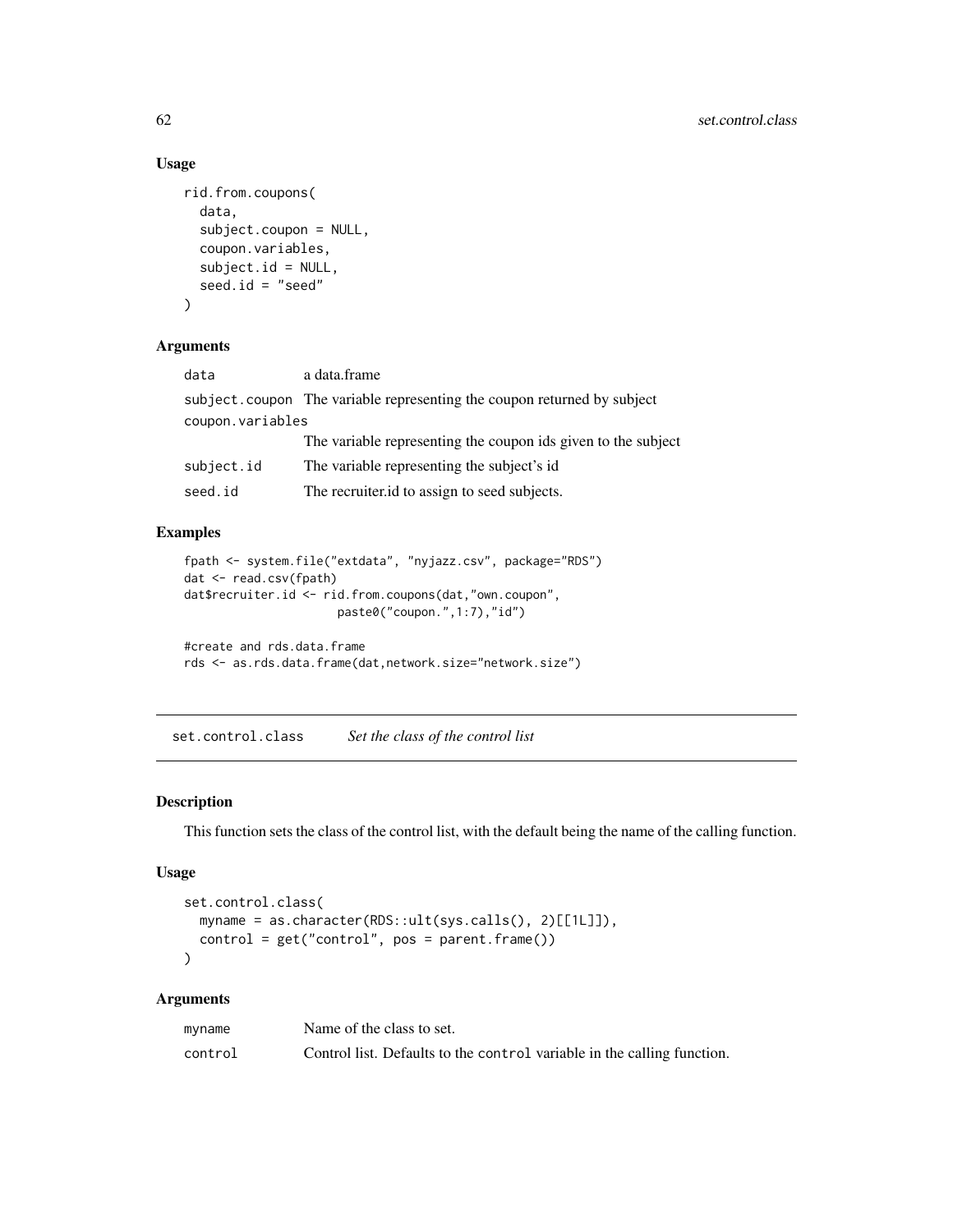### Usage

```
rid.from.coupons(
  data,
  subject.coupon = NULL,
  coupon.variables,
  subject.id = NULL,
  seed.id = "seed"
)
```

### Arguments

| | |
|---|---|
| data | a data.frame |
| subject.coupon | The variable representing the coupon returned by subject |
| coupon.variables | The variable representing the coupon ids given to the subject |
| subject.id | The variable representing the subject's id |
| seed.id | The recruiter.id to assign to seed subjects. |

### Examples

```
fpath <- system.file("extdata", "nyjazz.csv", package="RDS")
dat <- read.csv(fpath)
dat$recruiter.id <- rid.from.coupons(dat,"own.coupon",
                    paste0("coupon.",1:7),"id")

#create and rds.data.frame
rds <- as.rds.data.frame(dat,network.size="network.size")
```

---

## set.control.class *Set the class of the control list*

---

### Description

This function sets the class of the control list, with the default being the name of the calling function.

### Usage

```
set.control.class(
  myname = as.character(RDS::ult(sys.calls(), 2)[[1L]]),
  control = get("control", pos = parent.frame())
)
```

### Arguments

| | |
|---|---|
| myname | Name of the class to set. |
| control | Control list. Defaults to the `control` variable in the calling function. |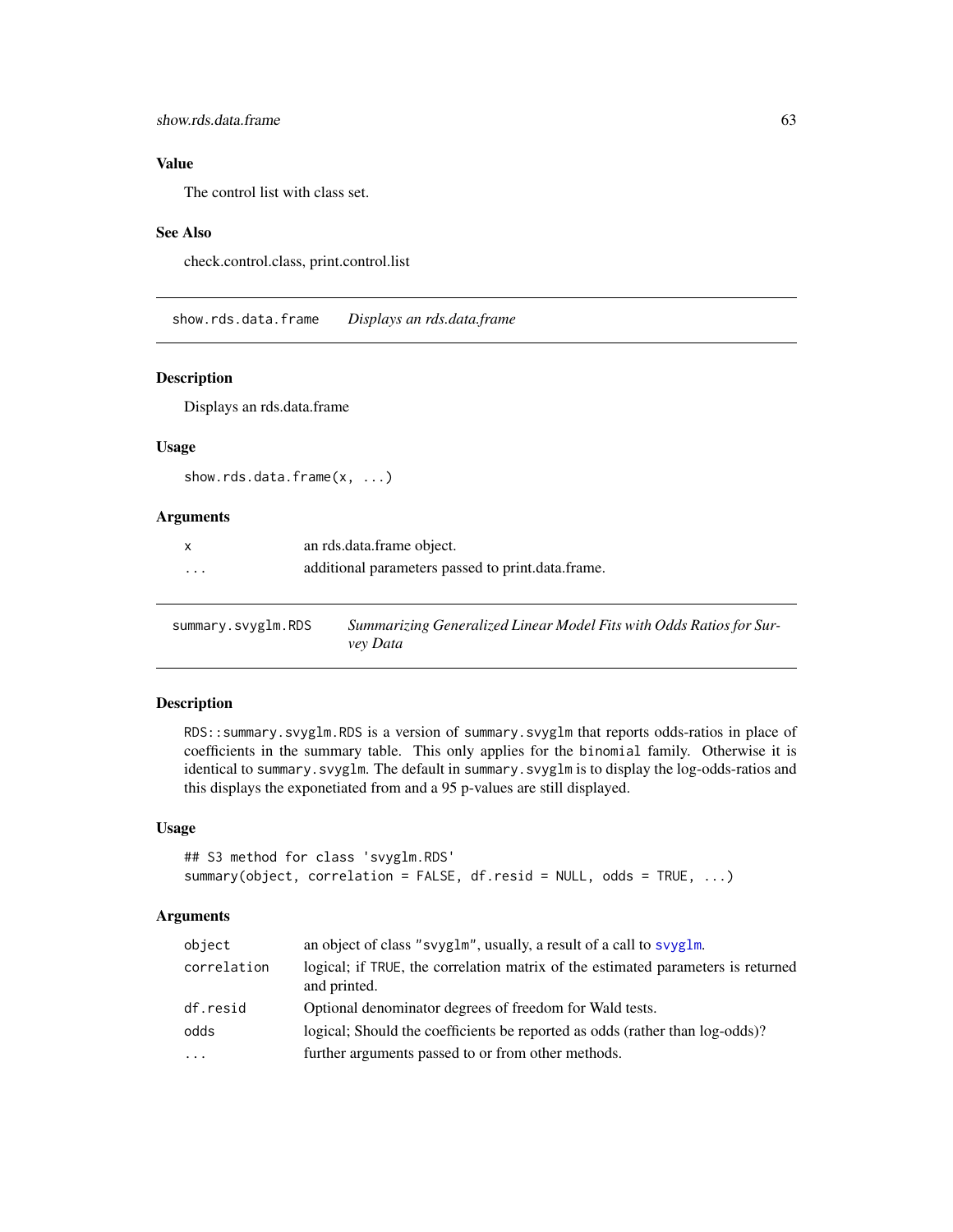### Value

The control list with class set.

### See Also

check.control.class, print.control.list

---

## show.rds.data.frame *Displays an rds.data.frame*

### Description

Displays an rds.data.frame

### Usage

```
show.rds.data.frame(x, ...)
```

### Arguments

| | |
|---|---|
| x | an rds.data.frame object. |
| ... | additional parameters passed to print.data.frame. |

---

## summary.svyglm.RDS *Summarizing Generalized Linear Model Fits with Odds Ratios for Survey Data*

### Description

RDS::summary.svyglm.RDS is a version of summary.svyglm that reports odds-ratios in place of coefficients in the summary table. This only applies for the binomial family. Otherwise it is identical to summary.svyglm. The default in summary.svyglm is to display the log-odds-ratios and this displays the exponetiated from and a 95 p-values are still displayed.

### Usage

```
## S3 method for class 'svyglm.RDS'
summary(object, correlation = FALSE, df.resid = NULL, odds = TRUE, ...)
```

### Arguments

| | |
|---|---|
| object | an object of class "svyglm", usually, a result of a call to svyglm. |
| correlation | logical; if TRUE, the correlation matrix of the estimated parameters is returned and printed. |
| df.resid | Optional denominator degrees of freedom for Wald tests. |
| odds | logical; Should the coefficients be reported as odds (rather than log-odds)? |
| ... | further arguments passed to or from other methods. |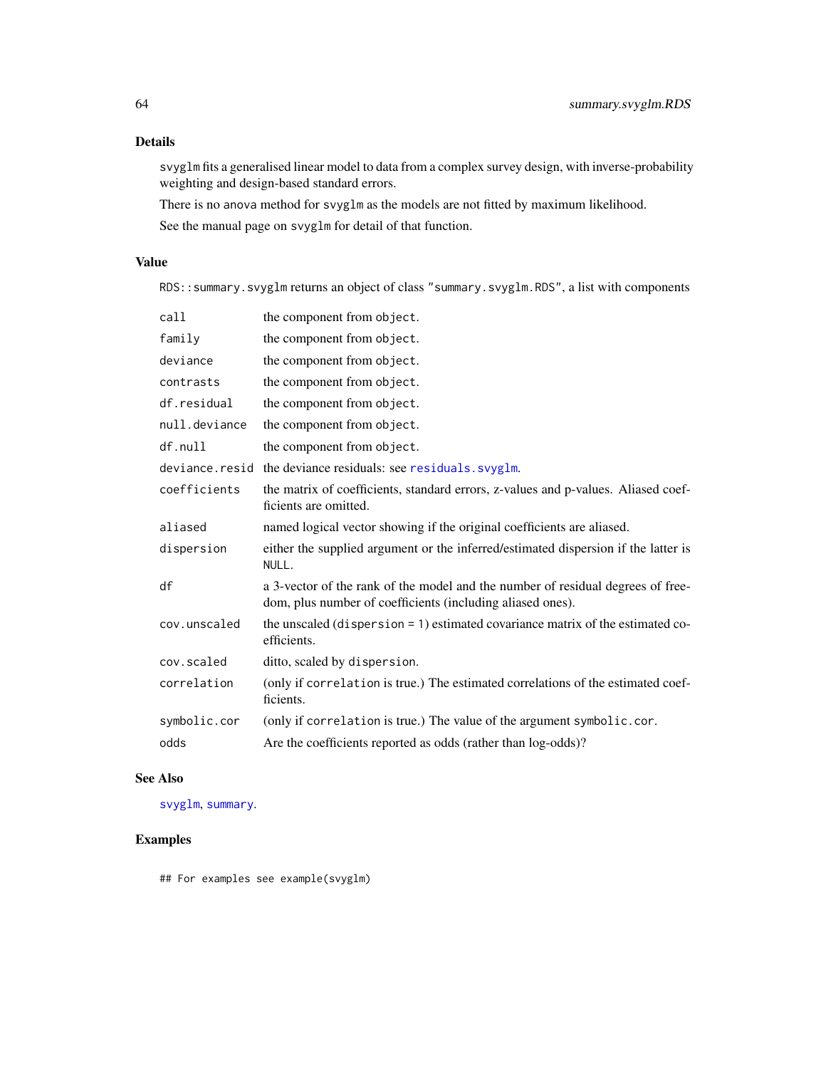## Details

svyglm fits a generalised linear model to data from a complex survey design, with inverse-probability weighting and design-based standard errors.

There is no anova method for svyglm as the models are not fitted by maximum likelihood.

See the manual page on svyglm for detail of that function.

## Value

RDS::summary.svyglm returns an object of class "summary.svyglm.RDS", a list with components

| | |
|---|---|
| call | the component from object. |
| family | the component from object. |
| deviance | the component from object. |
| contrasts | the component from object. |
| df.residual | the component from object. |
| null.deviance | the component from object. |
| df.null | the component from object. |
| deviance.resid | the deviance residuals: see residuals.svyglm. |
| coefficients | the matrix of coefficients, standard errors, z-values and p-values. Aliased coefficients are omitted. |
| aliased | named logical vector showing if the original coefficients are aliased. |
| dispersion | either the supplied argument or the inferred/estimated dispersion if the latter is NULL. |
| df | a 3-vector of the rank of the model and the number of residual degrees of freedom, plus number of coefficients (including aliased ones). |
| cov.unscaled | the unscaled (dispersion = 1) estimated covariance matrix of the estimated coefficients. |
| cov.scaled | ditto, scaled by dispersion. |
| correlation | (only if correlation is true.) The estimated correlations of the estimated coefficients. |
| symbolic.cor | (only if correlation is true.) The value of the argument symbolic.cor. |
| odds | Are the coefficients reported as odds (rather than log-odds)? |

## See Also

svyglm, summary.

## Examples

```
## For examples see example(svyglm)
```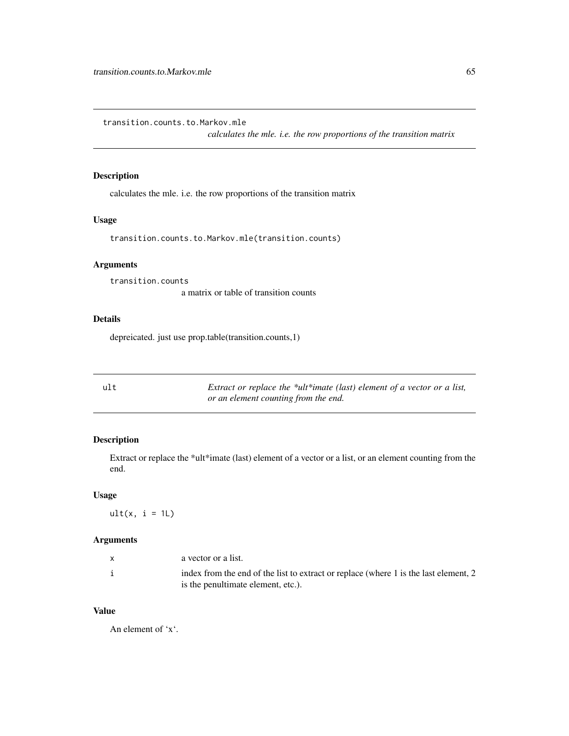## transition.counts.to.Markov.mle

*calculates the mle. i.e. the row proportions of the transition matrix*

### Description

calculates the mle. i.e. the row proportions of the transition matrix

### Usage

```
transition.counts.to.Markov.mle(transition.counts)
```

### Arguments

| | |
|---|---|
| transition.counts | a matrix or table of transition counts |

### Details

depreicated. just use prop.table(transition.counts,1)

## ult

*Extract or replace the *ult*imate (last) element of a vector or a list, or an element counting from the end.*

### Description

Extract or replace the *ult*imate (last) element of a vector or a list, or an element counting from the end.

### Usage

```
ult(x, i = 1L)
```

### Arguments

| | |
|---|---|
| x | a vector or a list. |
| i | index from the end of the list to extract or replace (where 1 is the last element, 2 is the penultimate element, etc.). |

### Value

An element of 'x'.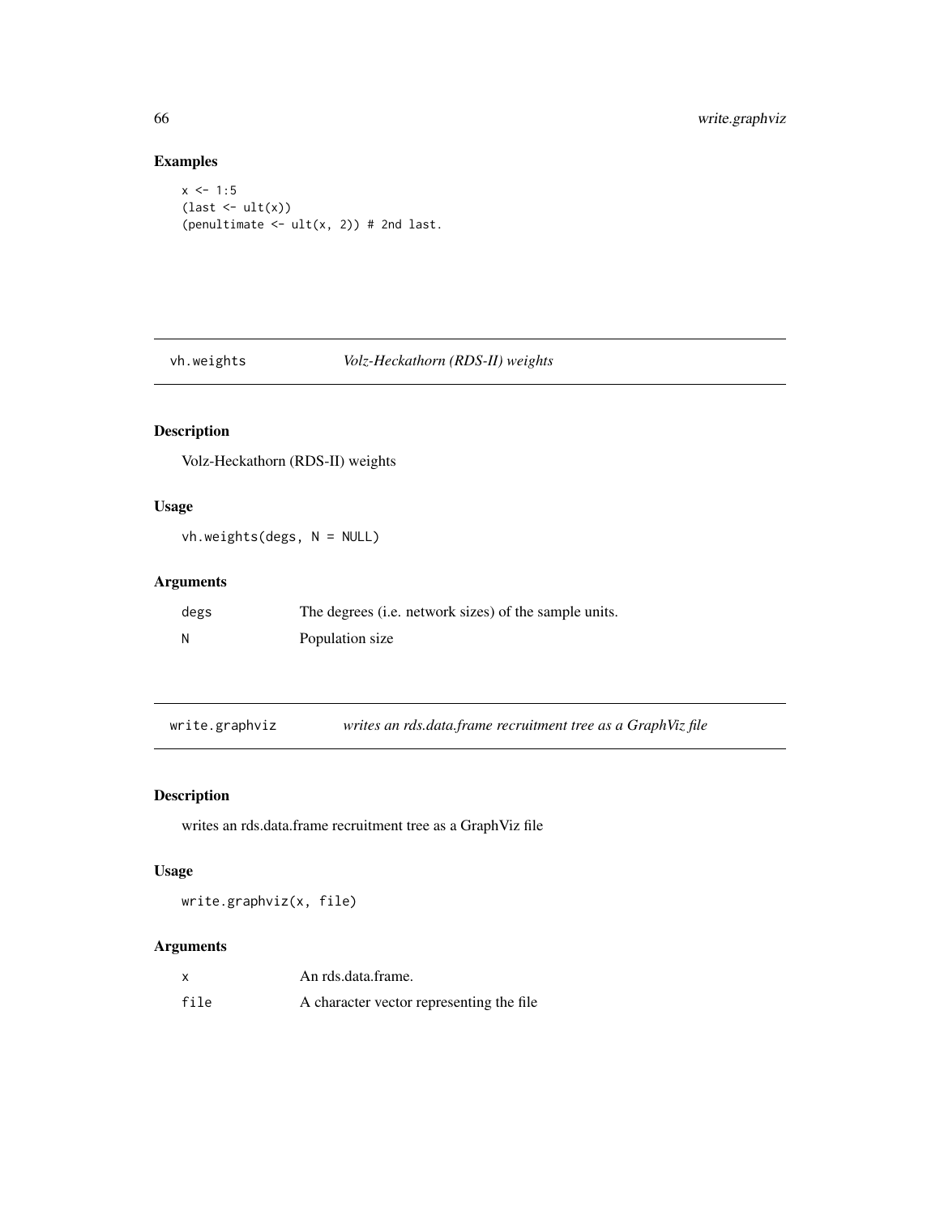## Examples

```
x <- 1:5
(last <- ult(x))
(penultimate <- ult(x, 2)) # 2nd last.
```

---

## vh.weights *Volz-Heckathorn (RDS-II) weights*

### Description

Volz-Heckathorn (RDS-II) weights

### Usage

```
vh.weights(degs, N = NULL)
```

### Arguments

| | |
|---|---|
| degs | The degrees (i.e. network sizes) of the sample units. |
| N | Population size |

---

## write.graphviz *writes an rds.data.frame recruitment tree as a GraphViz file*

### Description

writes an rds.data.frame recruitment tree as a GraphViz file

### Usage

```
write.graphviz(x, file)
```

### Arguments

| | |
|---|---|
| x | An rds.data.frame. |
| file | A character vector representing the file |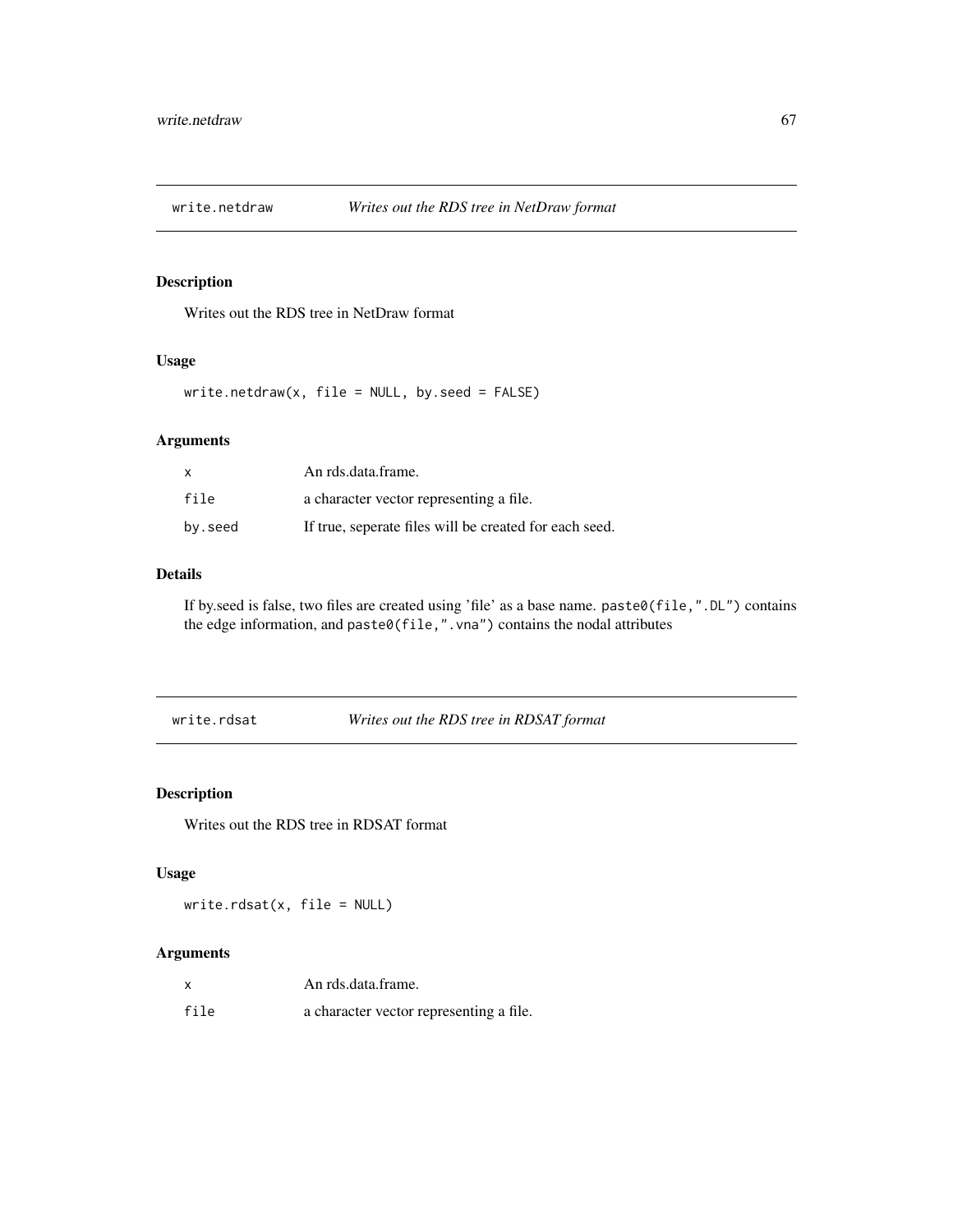## write.netdraw *Writes out the RDS tree in NetDraw format*

### Description

Writes out the RDS tree in NetDraw format

### Usage

```
write.netdraw(x, file = NULL, by.seed = FALSE)
```

### Arguments

| | |
|---|---|
| x | An rds.data.frame. |
| file | a character vector representing a file. |
| by.seed | If true, seperate files will be created for each seed. |

### Details

If by.seed is false, two files are created using 'file' as a base name. `paste0(file,".DL")` contains the edge information, and `paste0(file,".vna")` contains the nodal attributes

## write.rdsat *Writes out the RDS tree in RDSAT format*

### Description

Writes out the RDS tree in RDSAT format

### Usage

```
write.rdsat(x, file = NULL)
```

### Arguments

| | |
|---|---|
| x | An rds.data.frame. |
| file | a character vector representing a file. |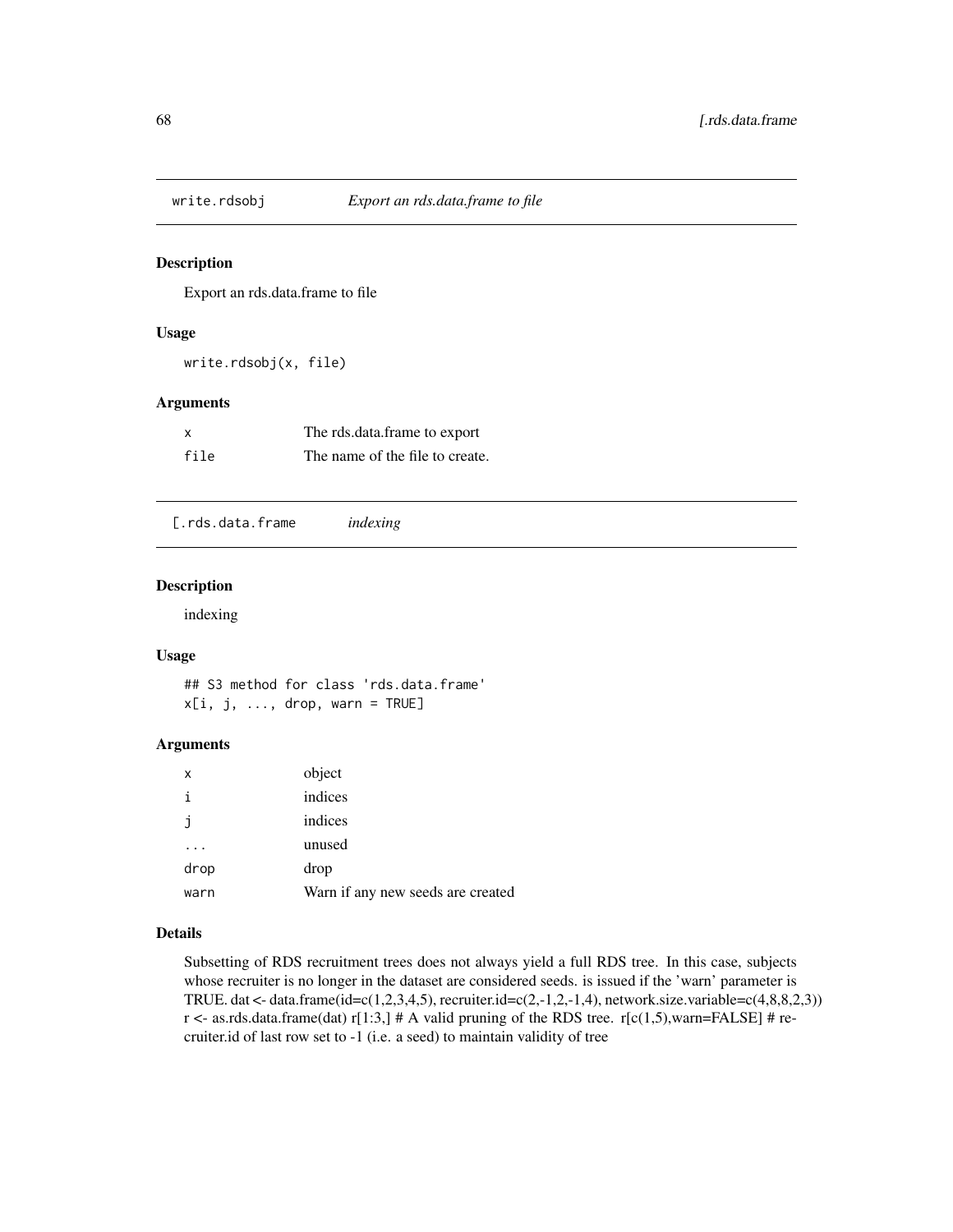## write.rdsobj — *Export an rds.data.frame to file*

### Description

Export an rds.data.frame to file

### Usage

```
write.rdsobj(x, file)
```

### Arguments

| | |
|---|---|
| x | The rds.data.frame to export |
| file | The name of the file to create. |

## [.rds.data.frame — *indexing*

### Description

indexing

### Usage

```
## S3 method for class 'rds.data.frame'
x[i, j, ..., drop, warn = TRUE]
```

### Arguments

| | |
|---|---|
| x | object |
| i | indices |
| j | indices |
| ... | unused |
| drop | drop |
| warn | Warn if any new seeds are created |

### Details

Subsetting of RDS recruitment trees does not always yield a full RDS tree. In this case, subjects whose recruiter is no longer in the dataset are considered seeds. is issued if the 'warn' parameter is TRUE. dat <- data.frame(id=c(1,2,3,4,5), recruiter.id=c(2,-1,2,-1,4), network.size.variable=c(4,8,8,2,3)) r <- as.rds.data.frame(dat) r[1:3,] # A valid pruning of the RDS tree. r[c(1,5),warn=FALSE] # recruiter.id of last row set to -1 (i.e. a seed) to maintain validity of tree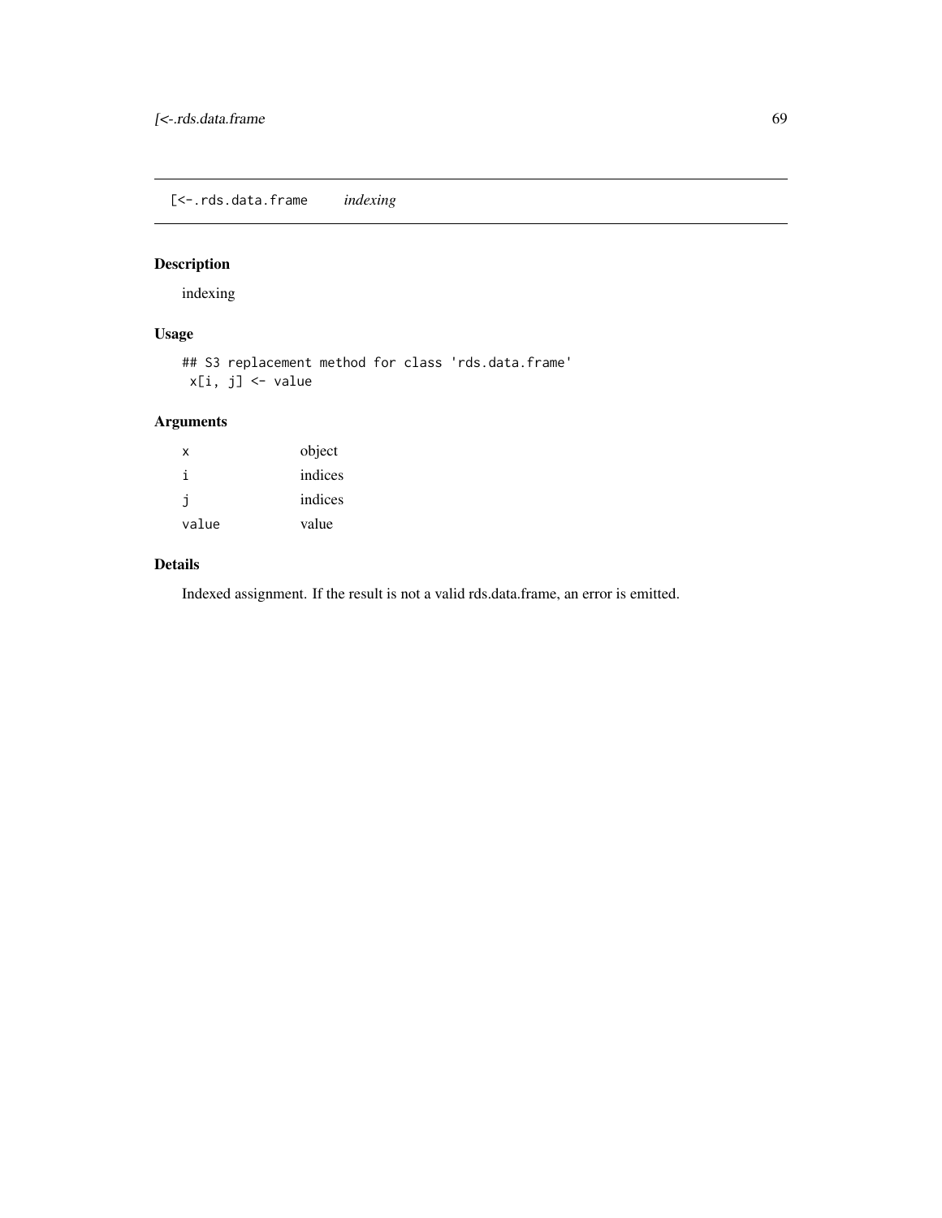`[<-.rds.data.frame` *indexing*

## Description

indexing

## Usage

```
## S3 replacement method for class 'rds.data.frame'
 x[i, j] <- value
```

## Arguments

| | |
|---|---|
| x | object |
| i | indices |
| j | indices |
| value | value |

## Details

Indexed assignment. If the result is not a valid rds.data.frame, an error is emitted.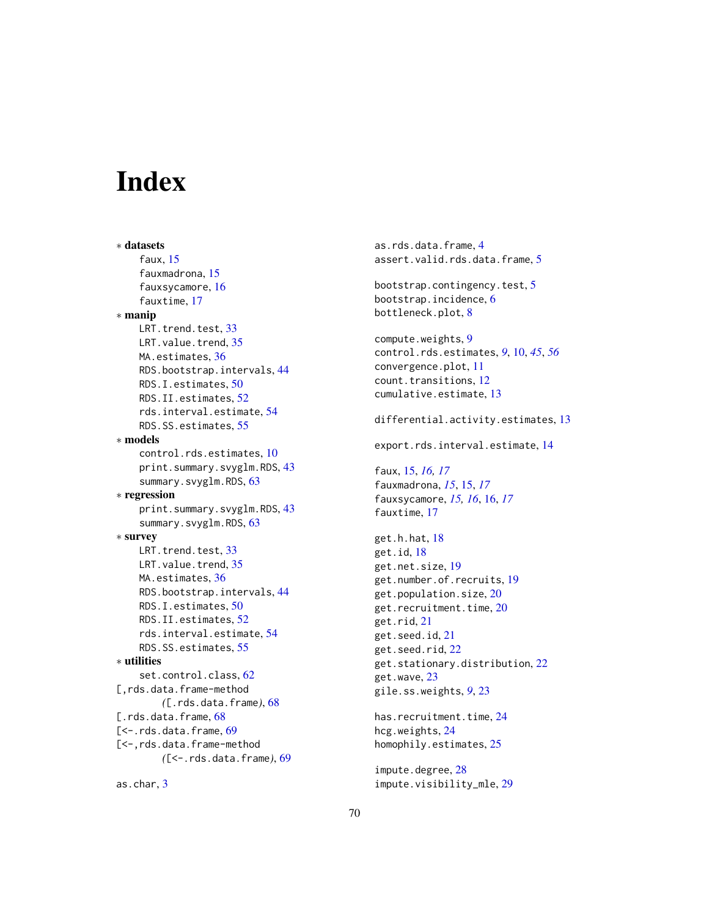# Index

∗ **datasets**
  faux, 15
  fauxmadrona, 15
  fauxsycamore, 16
  fauxtime, 17
∗ **manip**
  LRT.trend.test, 33
  LRT.value.trend, 35
  MA.estimates, 36
  RDS.bootstrap.intervals, 44
  RDS.I.estimates, 50
  RDS.II.estimates, 52
  rds.interval.estimate, 54
  RDS.SS.estimates, 55
∗ **models**
  control.rds.estimates, 10
  print.summary.svyglm.RDS, 43
  summary.svyglm.RDS, 63
∗ **regression**
  print.summary.svyglm.RDS, 43
  summary.svyglm.RDS, 63
∗ **survey**
  LRT.trend.test, 33
  LRT.value.trend, 35
  MA.estimates, 36
  RDS.bootstrap.intervals, 44
  RDS.I.estimates, 50
  RDS.II.estimates, 52
  rds.interval.estimate, 54
  RDS.SS.estimates, 55
∗ **utilities**
  set.control.class, 62
[,rds.data.frame-method
  *(*[.rds.data.frame*)*, 68
[.rds.data.frame, 68
[<-.rds.data.frame, 69
[<-,rds.data.frame-method
  *(*[<-.rds.data.frame*)*, 69

as.char, 3
as.rds.data.frame, 4
assert.valid.rds.data.frame, 5

bootstrap.contingency.test, 5
bootstrap.incidence, 6
bottleneck.plot, 8

compute.weights, 9
control.rds.estimates, *9*, 10, *45*, *56*
convergence.plot, 11
count.transitions, 12
cumulative.estimate, 13

differential.activity.estimates, 13

export.rds.interval.estimate, 14

faux, 15, *16*, *17*
fauxmadrona, *15*, 15, *17*
fauxsycamore, *15*, *16*, 16, *17*
fauxtime, 17

get.h.hat, 18
get.id, 18
get.net.size, 19
get.number.of.recruits, 19
get.population.size, 20
get.recruitment.time, 20
get.rid, 21
get.seed.id, 21
get.seed.rid, 22
get.stationary.distribution, 22
get.wave, 23
gile.ss.weights, *9*, 23

has.recruitment.time, 24
hcg.weights, 24
homophily.estimates, 25

impute.degree, 28
impute.visibility_mle, 29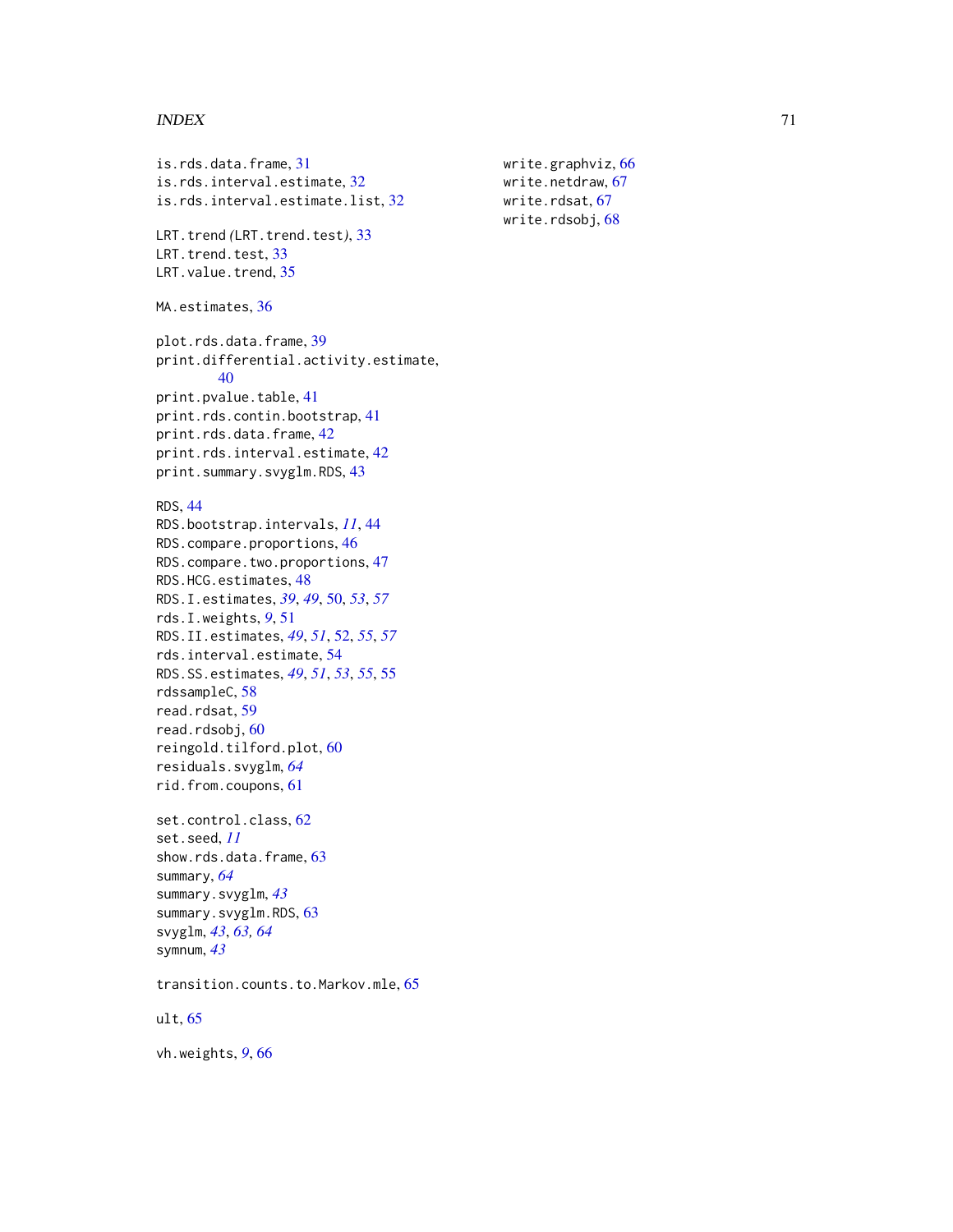is.rds.data.frame, 31
is.rds.interval.estimate, 32
is.rds.interval.estimate.list, 32

LRT.trend *(*LRT.trend.test*)*, 33
LRT.trend.test, 33
LRT.value.trend, 35

MA.estimates, 36

plot.rds.data.frame, 39
print.differential.activity.estimate, 40
print.pvalue.table, 41
print.rds.contin.bootstrap, 41
print.rds.data.frame, 42
print.rds.interval.estimate, 42
print.summary.svyglm.RDS, 43

RDS, 44
RDS.bootstrap.intervals, *11*, 44
RDS.compare.proportions, 46
RDS.compare.two.proportions, 47
RDS.HCG.estimates, 48
RDS.I.estimates, *39*, *49*, 50, *53*, *57*
rds.I.weights, *9*, 51
RDS.II.estimates, *49*, *51*, 52, *55*, *57*
rds.interval.estimate, 54
RDS.SS.estimates, *49*, *51*, *53*, *55*, 55
rdssampleC, 58
read.rdsat, 59
read.rdsobj, 60
reingold.tilford.plot, 60
residuals.svyglm, *64*
rid.from.coupons, 61

set.control.class, 62
set.seed, *11*
show.rds.data.frame, 63
summary, *64*
summary.svyglm, *43*
summary.svyglm.RDS, 63
svyglm, *43*, *63, 64*
symnum, *43*

transition.counts.to.Markov.mle, 65

ult, 65

vh.weights, *9*, 66

write.graphviz, 66
write.netdraw, 67
write.rdsat, 67
write.rdsobj, 68